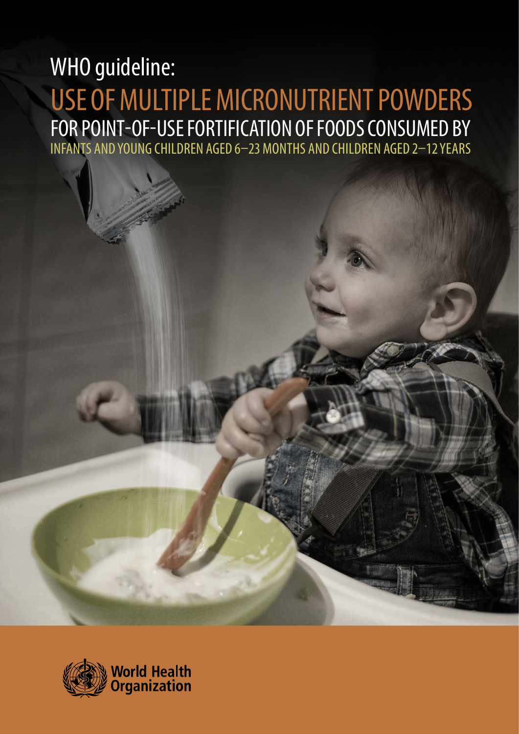# WHO guideline:

# USE OF MULTIPLE MICRONUTRIENT POWDERS

## FOR POINT-OF-USE FORTIFICATION OF FOODS CONSUMED BY

### INFANTS AND YOUNG CHILDREN AGED 6–23 MONTHS AND CHILDREN AGED 2–12 YEARS

World Health Organization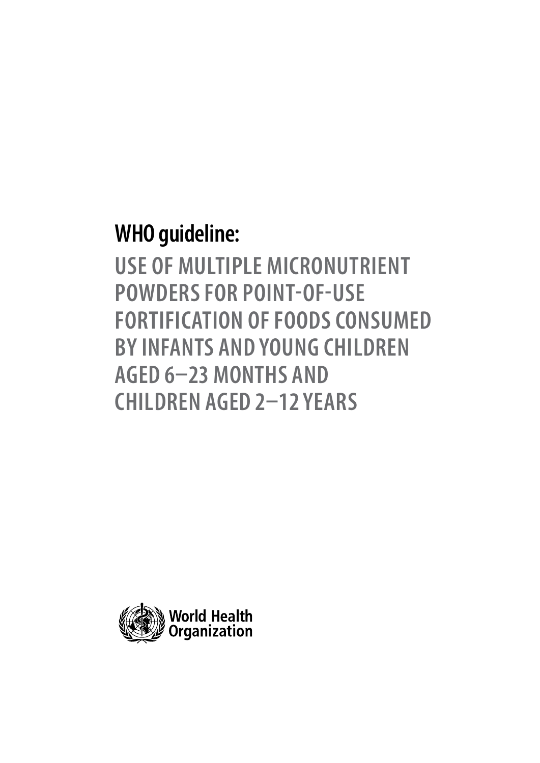# WHO guideline:

## USE OF MULTIPLE MICRONUTRIENT POWDERS FOR POINT-OF-USE FORTIFICATION OF FOODS CONSUMED BY INFANTS AND YOUNG CHILDREN AGED 6–23 MONTHS AND CHILDREN AGED 2–12 YEARS

World Health Organization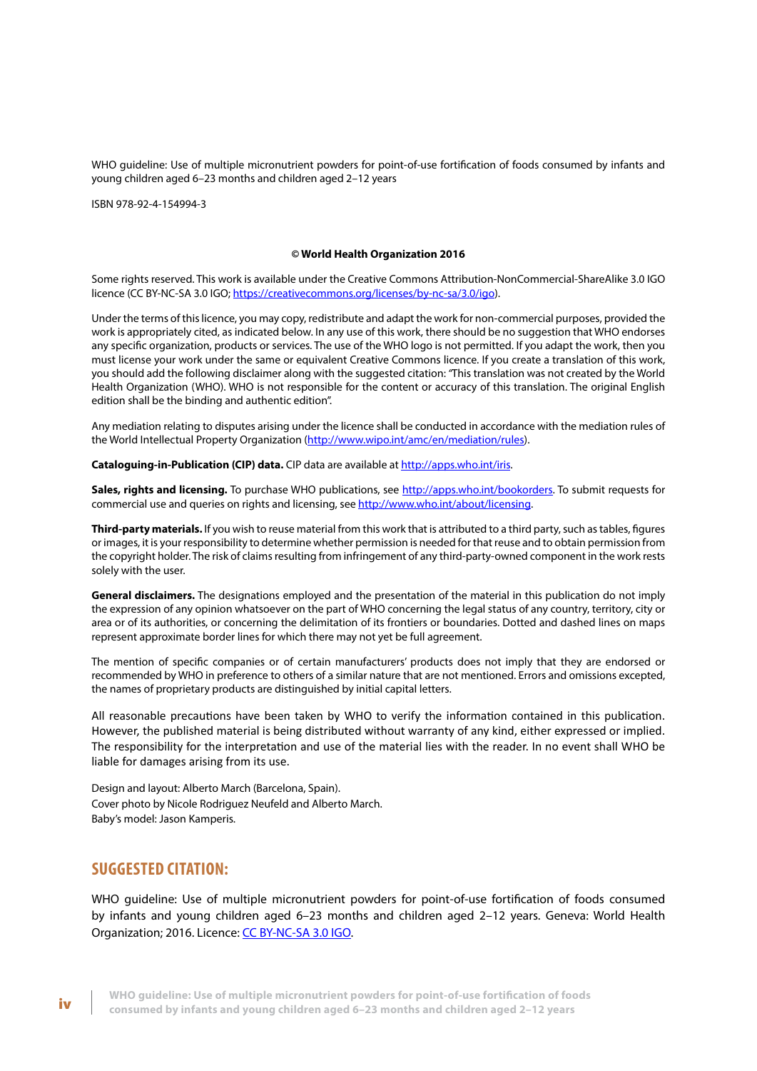WHO guideline: Use of multiple micronutrient powders for point-of-use fortification of foods consumed by infants and young children aged 6–23 months and children aged 2–12 years

ISBN 978-92-4-154994-3

**© World Health Organization 2016**

Some rights reserved. This work is available under the Creative Commons Attribution-NonCommercial-ShareAlike 3.0 IGO licence (CC BY-NC-SA 3.0 IGO; https://creativecommons.org/licenses/by-nc-sa/3.0/igo).

Under the terms of this licence, you may copy, redistribute and adapt the work for non-commercial purposes, provided the work is appropriately cited, as indicated below. In any use of this work, there should be no suggestion that WHO endorses any specific organization, products or services. The use of the WHO logo is not permitted. If you adapt the work, then you must license your work under the same or equivalent Creative Commons licence. If you create a translation of this work, you should add the following disclaimer along with the suggested citation: "This translation was not created by the World Health Organization (WHO). WHO is not responsible for the content or accuracy of this translation. The original English edition shall be the binding and authentic edition".

Any mediation relating to disputes arising under the licence shall be conducted in accordance with the mediation rules of the World Intellectual Property Organization (http://www.wipo.int/amc/en/mediation/rules).

**Cataloguing-in-Publication (CIP) data.** CIP data are available at http://apps.who.int/iris.

**Sales, rights and licensing.** To purchase WHO publications, see http://apps.who.int/bookorders. To submit requests for commercial use and queries on rights and licensing, see http://www.who.int/about/licensing.

**Third-party materials.** If you wish to reuse material from this work that is attributed to a third party, such as tables, figures or images, it is your responsibility to determine whether permission is needed for that reuse and to obtain permission from the copyright holder. The risk of claims resulting from infringement of any third-party-owned component in the work rests solely with the user.

**General disclaimers.** The designations employed and the presentation of the material in this publication do not imply the expression of any opinion whatsoever on the part of WHO concerning the legal status of any country, territory, city or area or of its authorities, or concerning the delimitation of its frontiers or boundaries. Dotted and dashed lines on maps represent approximate border lines for which there may not yet be full agreement.

The mention of specific companies or of certain manufacturers' products does not imply that they are endorsed or recommended by WHO in preference to others of a similar nature that are not mentioned. Errors and omissions excepted, the names of proprietary products are distinguished by initial capital letters.

All reasonable precautions have been taken by WHO to verify the information contained in this publication. However, the published material is being distributed without warranty of any kind, either expressed or implied. The responsibility for the interpretation and use of the material lies with the reader. In no event shall WHO be liable for damages arising from its use.

Design and layout: Alberto March (Barcelona, Spain).
Cover photo by Nicole Rodriguez Neufeld and Alberto March.
Baby's model: Jason Kamperis.

## SUGGESTED CITATION:

WHO guideline: Use of multiple micronutrient powders for point-of-use fortification of foods consumed by infants and young children aged 6–23 months and children aged 2–12 years. Geneva: World Health Organization; 2016. Licence: CC BY-NC-SA 3.0 IGO.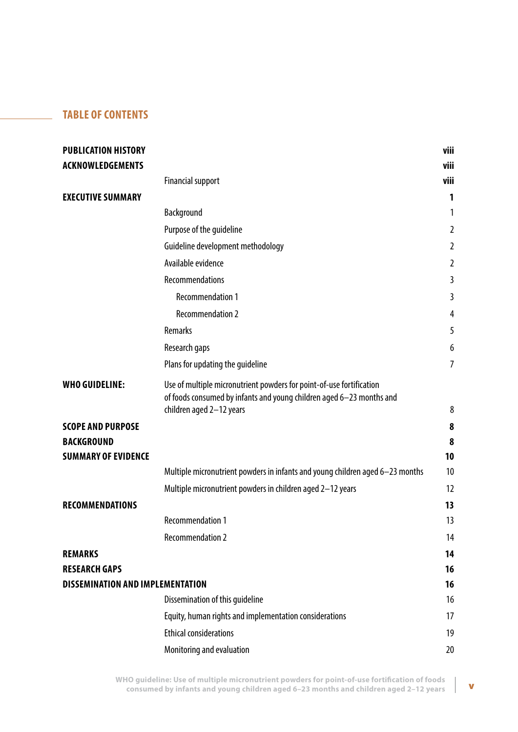## TABLE OF CONTENTS

| | | |
|---|---|---|
| **PUBLICATION HISTORY** | | **viii** |
| **ACKNOWLEDGEMENTS** | | **viii** |
| | Financial support | viii |
| **EXECUTIVE SUMMARY** | | **1** |
| | Background | 1 |
| | Purpose of the guideline | 2 |
| | Guideline development methodology | 2 |
| | Available evidence | 2 |
| | Recommendations | 3 |
| | Recommendation 1 | 3 |
| | Recommendation 2 | 4 |
| | Remarks | 5 |
| | Research gaps | 6 |
| | Plans for updating the guideline | 7 |
| **WHO GUIDELINE:** | Use of multiple micronutrient powders for point-of-use fortification of foods consumed by infants and young children aged 6–23 months and children aged 2–12 years | 8 |
| **SCOPE AND PURPOSE** | | **8** |
| **BACKGROUND** | | **8** |
| **SUMMARY OF EVIDENCE** | | **10** |
| | Multiple micronutrient powders in infants and young children aged 6–23 months | 10 |
| | Multiple micronutrient powders in children aged 2–12 years | 12 |
| **RECOMMENDATIONS** | | **13** |
| | Recommendation 1 | 13 |
| | Recommendation 2 | 14 |
| **REMARKS** | | **14** |
| **RESEARCH GAPS** | | **16** |
| **DISSEMINATION AND IMPLEMENTATION** | | **16** |
| | Dissemination of this guideline | 16 |
| | Equity, human rights and implementation considerations | 17 |
| | Ethical considerations | 19 |
| | Monitoring and evaluation | 20 |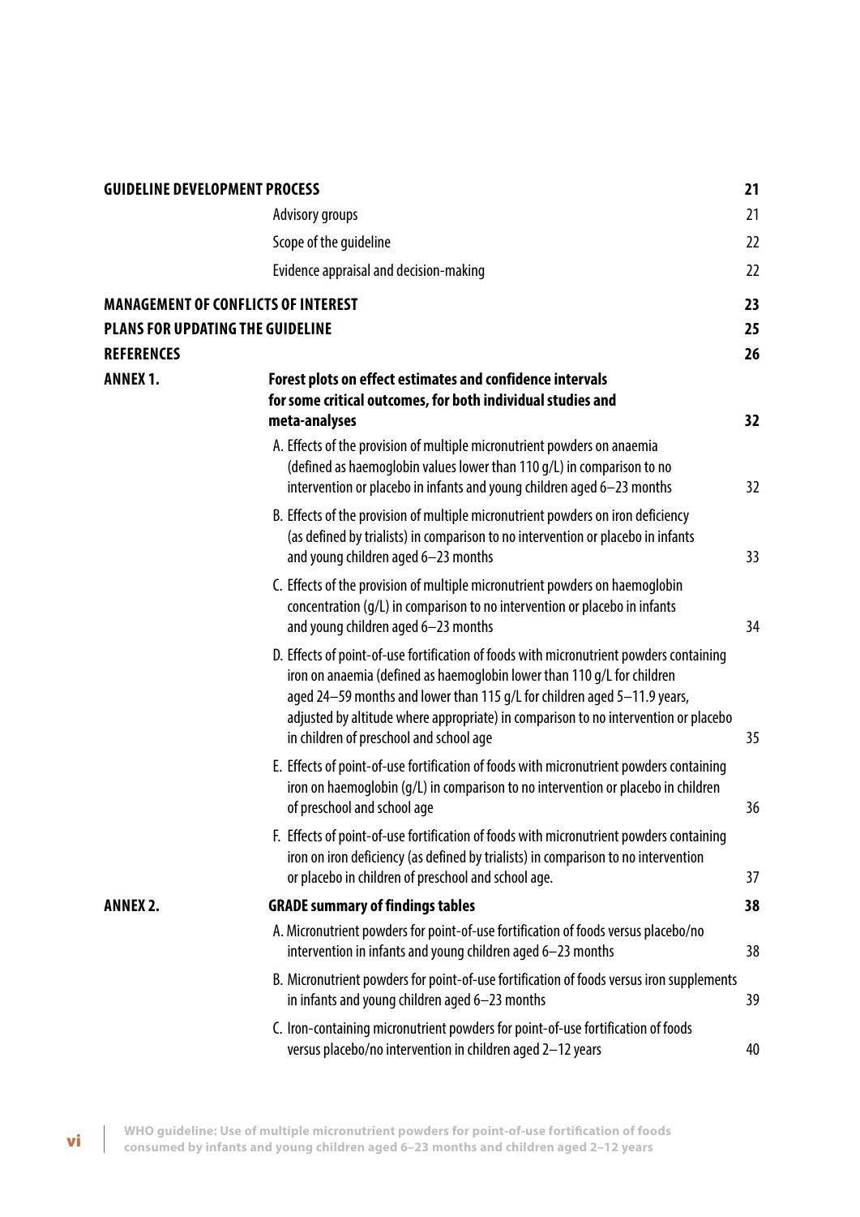| | | |
|---|---|---|
| **GUIDELINE DEVELOPMENT PROCESS** | | **21** |
| | Advisory groups | 21 |
| | Scope of the guideline | 22 |
| | Evidence appraisal and decision-making | 22 |
| **MANAGEMENT OF CONFLICTS OF INTEREST** | | **23** |
| **PLANS FOR UPDATING THE GUIDELINE** | | **25** |
| **REFERENCES** | | **26** |
| **ANNEX 1.** | **Forest plots on effect estimates and confidence intervals for some critical outcomes, for both individual studies and meta-analyses** | **32** |
| | A. Effects of the provision of multiple micronutrient powders on anaemia (defined as haemoglobin values lower than 110 g/L) in comparison to no intervention or placebo in infants and young children aged 6–23 months | 32 |
| | B. Effects of the provision of multiple micronutrient powders on iron deficiency (as defined by trialists) in comparison to no intervention or placebo in infants and young children aged 6–23 months | 33 |
| | C. Effects of the provision of multiple micronutrient powders on haemoglobin concentration (g/L) in comparison to no intervention or placebo in infants and young children aged 6–23 months | 34 |
| | D. Effects of point-of-use fortification of foods with micronutrient powders containing iron on anaemia (defined as haemoglobin lower than 110 g/L for children aged 24–59 months and lower than 115 g/L for children aged 5–11.9 years, adjusted by altitude where appropriate) in comparison to no intervention or placebo in children of preschool and school age | 35 |
| | E. Effects of point-of-use fortification of foods with micronutrient powders containing iron on haemoglobin (g/L) in comparison to no intervention or placebo in children of preschool and school age | 36 |
| | F. Effects of point-of-use fortification of foods with micronutrient powders containing iron on iron deficiency (as defined by trialists) in comparison to no intervention or placebo in children of preschool and school age. | 37 |
| **ANNEX 2.** | **GRADE summary of findings tables** | **38** |
| | A. Micronutrient powders for point-of-use fortification of foods versus placebo/no intervention in infants and young children aged 6–23 months | 38 |
| | B. Micronutrient powders for point-of-use fortification of foods versus iron supplements in infants and young children aged 6–23 months | 39 |
| | C. Iron-containing micronutrient powders for point-of-use fortification of foods versus placebo/no intervention in children aged 2–12 years | 40 |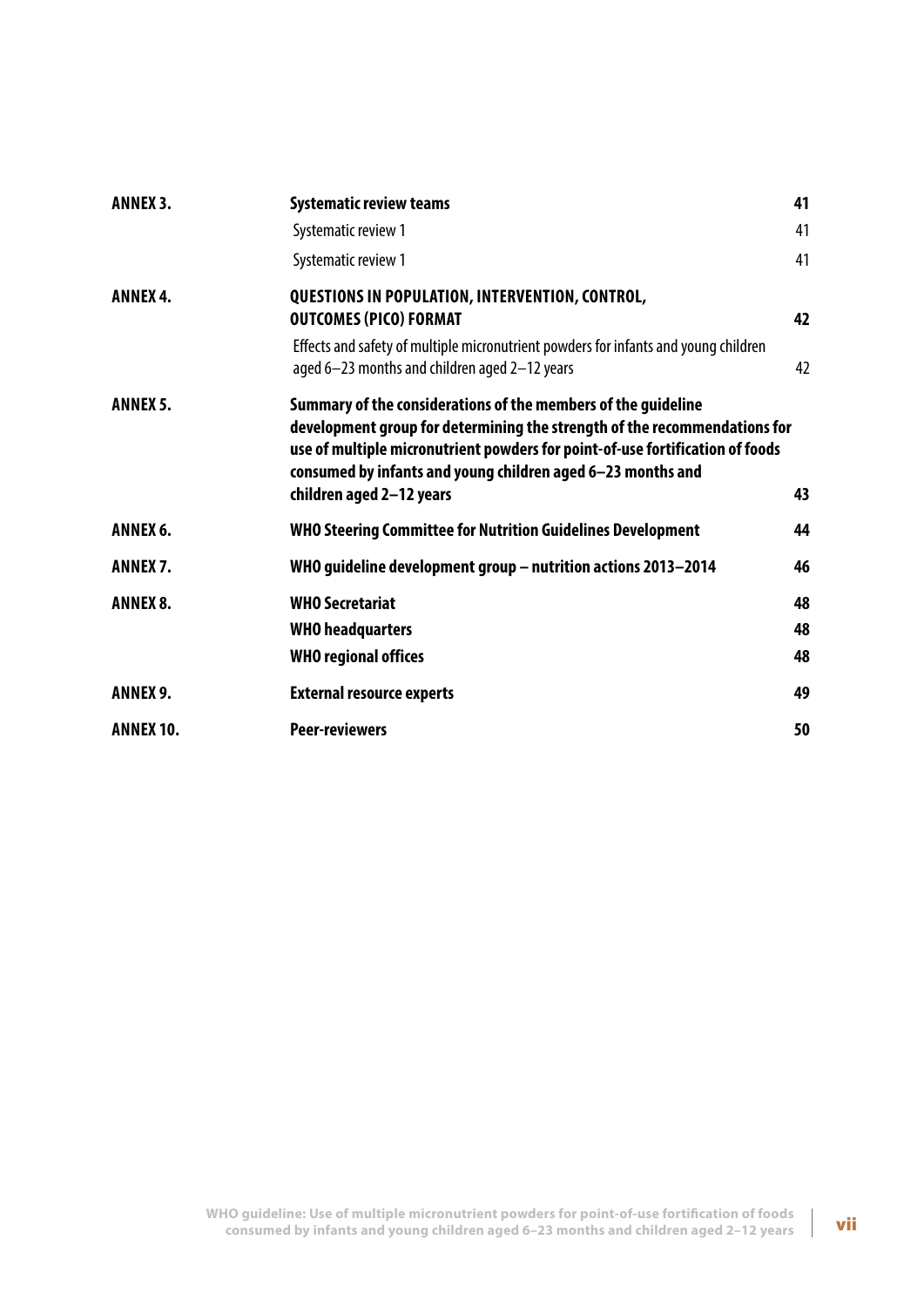| | | |
|---|---|---|
| **ANNEX 3.** | **Systematic review teams** | **41** |
| | Systematic review 1 | 41 |
| | Systematic review 1 | 41 |
| **ANNEX 4.** | **QUESTIONS IN POPULATION, INTERVENTION, CONTROL, OUTCOMES (PICO) FORMAT** | **42** |
| | Effects and safety of multiple micronutrient powders for infants and young children aged 6–23 months and children aged 2–12 years | 42 |
| **ANNEX 5.** | **Summary of the considerations of the members of the guideline development group for determining the strength of the recommendations for use of multiple micronutrient powders for point-of-use fortification of foods consumed by infants and young children aged 6–23 months and children aged 2–12 years** | **43** |
| **ANNEX 6.** | **WHO Steering Committee for Nutrition Guidelines Development** | **44** |
| **ANNEX 7.** | **WHO guideline development group – nutrition actions 2013–2014** | **46** |
| **ANNEX 8.** | **WHO Secretariat** | **48** |
| | **WHO headquarters** | **48** |
| | **WHO regional offices** | **48** |
| **ANNEX 9.** | **External resource experts** | **49** |
| **ANNEX 10.** | **Peer-reviewers** | **50** |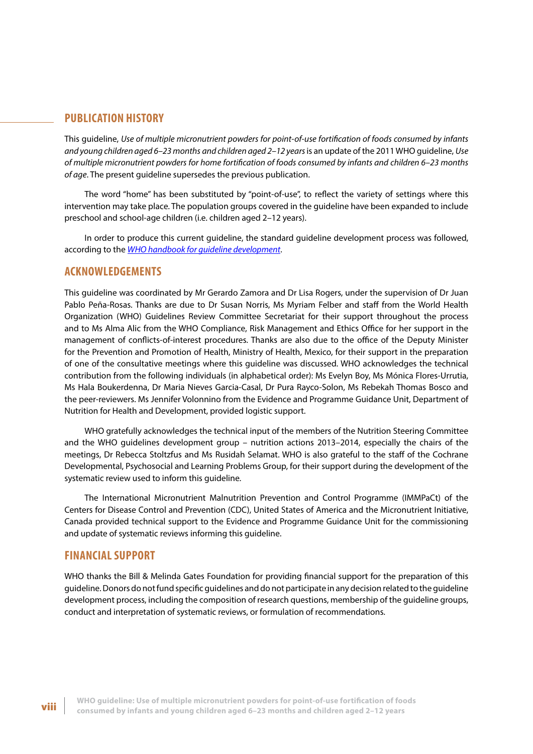## PUBLICATION HISTORY

This guideline, *Use of multiple micronutrient powders for point-of-use fortification of foods consumed by infants and young children aged 6–23 months and children aged 2–12 years* is an update of the 2011 WHO guideline, *Use of multiple micronutrient powders for home fortification of foods consumed by infants and children 6–23 months of age*. The present guideline supersedes the previous publication.

The word "home" has been substituted by "point-of-use", to reflect the variety of settings where this intervention may take place. The population groups covered in the guideline have been expanded to include preschool and school-age children (i.e. children aged 2–12 years).

In order to produce this current guideline, the standard guideline development process was followed, according to the *WHO handbook for guideline development*.

## ACKNOWLEDGEMENTS

This guideline was coordinated by Mr Gerardo Zamora and Dr Lisa Rogers, under the supervision of Dr Juan Pablo Peña-Rosas. Thanks are due to Dr Susan Norris, Ms Myriam Felber and staff from the World Health Organization (WHO) Guidelines Review Committee Secretariat for their support throughout the process and to Ms Alma Alic from the WHO Compliance, Risk Management and Ethics Office for her support in the management of conflicts-of-interest procedures. Thanks are also due to the office of the Deputy Minister for the Prevention and Promotion of Health, Ministry of Health, Mexico, for their support in the preparation of one of the consultative meetings where this guideline was discussed. WHO acknowledges the technical contribution from the following individuals (in alphabetical order): Ms Evelyn Boy, Ms Mónica Flores-Urrutia, Ms Hala Boukerdenna, Dr Maria Nieves Garcia-Casal, Dr Pura Rayco-Solon, Ms Rebekah Thomas Bosco and the peer-reviewers. Ms Jennifer Volonnino from the Evidence and Programme Guidance Unit, Department of Nutrition for Health and Development, provided logistic support.

WHO gratefully acknowledges the technical input of the members of the Nutrition Steering Committee and the WHO guidelines development group – nutrition actions 2013–2014, especially the chairs of the meetings, Dr Rebecca Stoltzfus and Ms Rusidah Selamat. WHO is also grateful to the staff of the Cochrane Developmental, Psychosocial and Learning Problems Group, for their support during the development of the systematic review used to inform this guideline.

The International Micronutrient Malnutrition Prevention and Control Programme (IMMPaCt) of the Centers for Disease Control and Prevention (CDC), United States of America and the Micronutrient Initiative, Canada provided technical support to the Evidence and Programme Guidance Unit for the commissioning and update of systematic reviews informing this guideline.

## FINANCIAL SUPPORT

WHO thanks the Bill & Melinda Gates Foundation for providing financial support for the preparation of this guideline. Donors do not fund specific guidelines and do not participate in any decision related to the guideline development process, including the composition of research questions, membership of the guideline groups, conduct and interpretation of systematic reviews, or formulation of recommendations.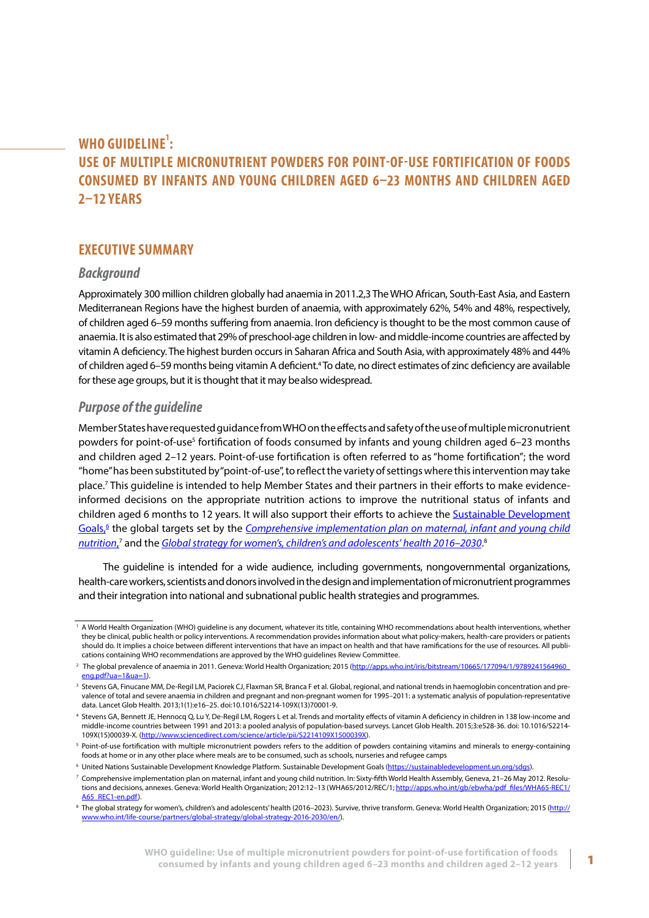# WHO GUIDELINE[1]: USE OF MULTIPLE MICRONUTRIENT POWDERS FOR POINT-OF-USE FORTIFICATION OF FOODS CONSUMED BY INFANTS AND YOUNG CHILDREN AGED 6–23 MONTHS AND CHILDREN AGED 2–12 YEARS

## EXECUTIVE SUMMARY

### *Background*

Approximately 300 million children globally had anaemia in 2011.2,3 The WHO African, South-East Asia, and Eastern Mediterranean Regions have the highest burden of anaemia, with approximately 62%, 54% and 48%, respectively, of children aged 6–59 months suffering from anaemia. Iron deficiency is thought to be the most common cause of anaemia. It is also estimated that 29% of preschool-age children in low- and middle-income countries are affected by vitamin A deficiency. The highest burden occurs in Saharan Africa and South Asia, with approximately 48% and 44% of children aged 6–59 months being vitamin A deficient.[4] To date, no direct estimates of zinc deficiency are available for these age groups, but it is thought that it may be also widespread.

### *Purpose of the guideline*

Member States have requested guidance from WHO on the effects and safety of the use of multiple micronutrient powders for point-of-use[5] fortification of foods consumed by infants and young children aged 6–23 months and children aged 2–12 years. Point-of-use fortification is often referred to as "home fortification"; the word "home" has been substituted by "point-of-use", to reflect the variety of settings where this intervention may take place.[7] This guideline is intended to help Member States and their partners in their efforts to make evidence-informed decisions on the appropriate nutrition actions to improve the nutritional status of infants and children aged 6 months to 12 years. It will also support their efforts to achieve the Sustainable Development Goals,[6] the global targets set by the *Comprehensive implementation plan on maternal, infant and young child nutrition*,[7] and the *Global strategy for women's, children's and adolescents' health 2016–2030*.[8]

The guideline is intended for a wide audience, including governments, nongovernmental organizations, health-care workers, scientists and donors involved in the design and implementation of micronutrient programmes and their integration into national and subnational public health strategies and programmes.

---

[1] A World Health Organization (WHO) guideline is any document, whatever its title, containing WHO recommendations about health interventions, whether they be clinical, public health or policy interventions. A recommendation provides information about what policy-makers, health-care providers or patients should do. It implies a choice between different interventions that have an impact on health and that have ramifications for the use of resources. All publications containing WHO recommendations are approved by the WHO guidelines Review Committee.

[2] The global prevalence of anaemia in 2011. Geneva: World Health Organization; 2015 (http://apps.who.int/iris/bitstream/10665/177094/1/9789241564960_eng.pdf?ua=1&ua=1).

[3] Stevens GA, Finucane MM, De-Regil LM, Paciorek CJ, Flaxman SR, Branca F et al. Global, regional, and national trends in haemoglobin concentration and prevalence of total and severe anaemia in children and pregnant and non-pregnant women for 1995–2011: a systematic analysis of population-representative data. Lancet Glob Health. 2013;1(1):e16–25. doi:10.1016/S2214-109X(13)70001-9.

[4] Stevens GA, Bennett JE, Hennocq Q, Lu Y, De-Regil LM, Rogers L et al. Trends and mortality effects of vitamin A deficiency in children in 138 low-income and middle-income countries between 1991 and 2013: a pooled analysis of population-based surveys. Lancet Glob Health. 2015;3:e528-36. doi: 10.1016/S2214-109X(15)00039-X. (http://www.sciencedirect.com/science/article/pii/S2214109X1500039X).

[5] Point-of-use fortification with multiple micronutrient powders refers to the addition of powders containing vitamins and minerals to energy-containing foods at home or in any other place where meals are to be consumed, such as schools, nurseries and refugee camps

[6] United Nations Sustainable Development Knowledge Platform. Sustainable Development Goals (https://sustainabledevelopment.un.org/sdgs).

[7] Comprehensive implementation plan on maternal, infant and young child nutrition. In: Sixty-fifth World Health Assembly, Geneva, 21–26 May 2012. Resolutions and decisions, annexes. Geneva: World Health Organization; 2012:12–13 (WHA65/2012/REC/1; http://apps.who.int/gb/ebwha/pdf_files/WHA65-REC1/A65_REC1-en.pdf).

[8] The global strategy for women's, children's and adolescents' health (2016–2023). Survive, thrive transform. Geneva: World Health Organization; 2015 (http://www.who.int/life-course/partners/global-strategy/global-strategy-2016-2030/en/).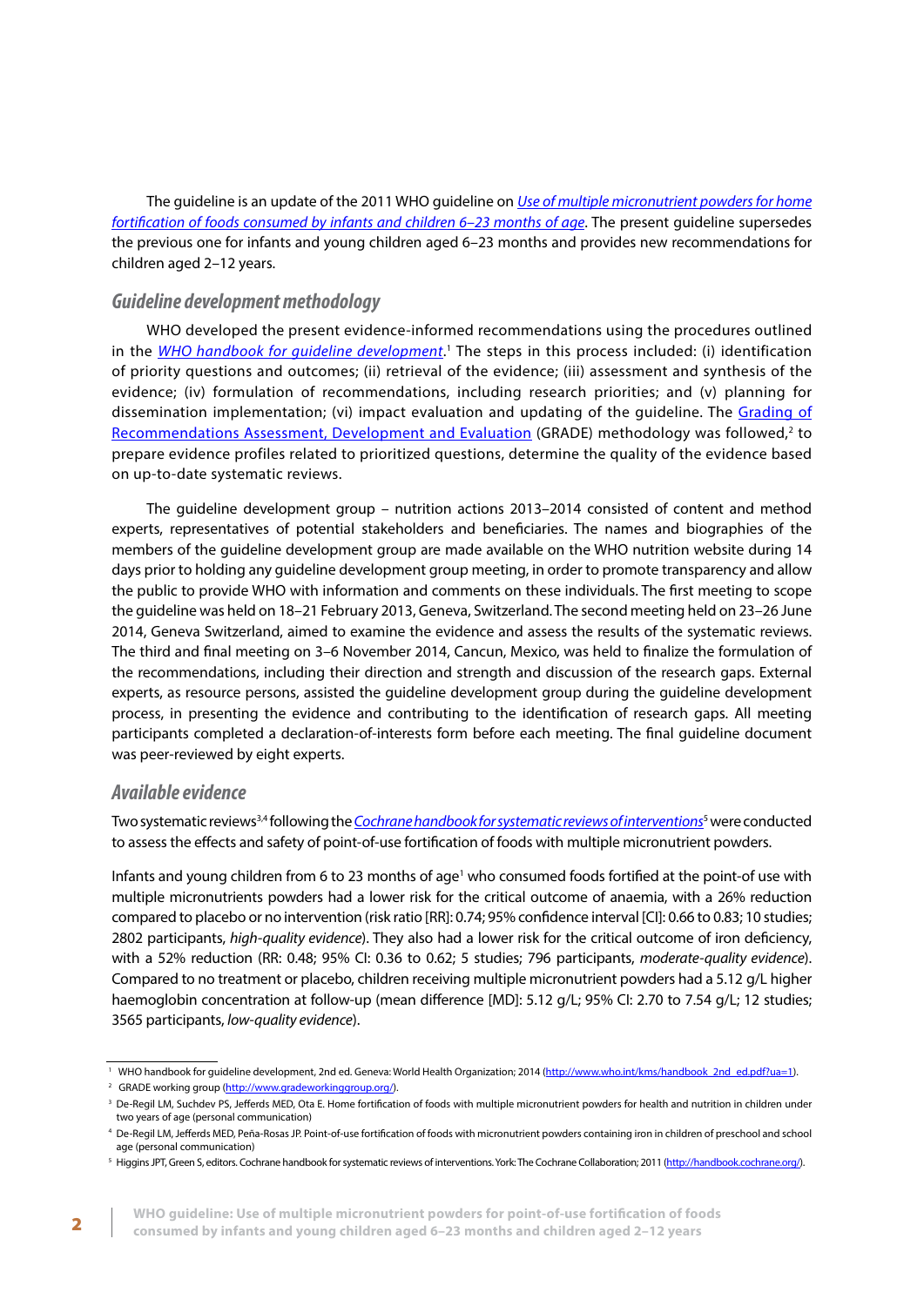The guideline is an update of the 2011 WHO guideline on *Use of multiple micronutrient powders for home fortification of foods consumed by infants and children 6–23 months of age*. The present guideline supersedes the previous one for infants and young children aged 6–23 months and provides new recommendations for children aged 2–12 years.

## *Guideline development methodology*

WHO developed the present evidence-informed recommendations using the procedures outlined in the *WHO handbook for guideline development*.[1] The steps in this process included: (i) identification of priority questions and outcomes; (ii) retrieval of the evidence; (iii) assessment and synthesis of the evidence; (iv) formulation of recommendations, including research priorities; and (v) planning for dissemination implementation; (vi) impact evaluation and updating of the guideline. The Grading of Recommendations Assessment, Development and Evaluation (GRADE) methodology was followed,[2] to prepare evidence profiles related to prioritized questions, determine the quality of the evidence based on up-to-date systematic reviews.

The guideline development group – nutrition actions 2013–2014 consisted of content and method experts, representatives of potential stakeholders and beneficiaries. The names and biographies of the members of the guideline development group are made available on the WHO nutrition website during 14 days prior to holding any guideline development group meeting, in order to promote transparency and allow the public to provide WHO with information and comments on these individuals. The first meeting to scope the guideline was held on 18–21 February 2013, Geneva, Switzerland. The second meeting held on 23–26 June 2014, Geneva Switzerland, aimed to examine the evidence and assess the results of the systematic reviews. The third and final meeting on 3–6 November 2014, Cancun, Mexico, was held to finalize the formulation of the recommendations, including their direction and strength and discussion of the research gaps. External experts, as resource persons, assisted the guideline development group during the guideline development process, in presenting the evidence and contributing to the identification of research gaps. All meeting participants completed a declaration-of-interests form before each meeting. The final guideline document was peer-reviewed by eight experts.

## *Available evidence*

Two systematic reviews[3,4] following the *Cochrane handbook for systematic reviews of interventions*[5] were conducted to assess the effects and safety of point-of-use fortification of foods with multiple micronutrient powders.

Infants and young children from 6 to 23 months of age[1] who consumed foods fortified at the point-of use with multiple micronutrients powders had a lower risk for the critical outcome of anaemia, with a 26% reduction compared to placebo or no intervention (risk ratio [RR]: 0.74; 95% confidence interval [CI]: 0.66 to 0.83; 10 studies; 2802 participants, *high-quality evidence*). They also had a lower risk for the critical outcome of iron deficiency, with a 52% reduction (RR: 0.48; 95% CI: 0.36 to 0.62; 5 studies; 796 participants, *moderate-quality evidence*). Compared to no treatment or placebo, children receiving multiple micronutrient powders had a 5.12 g/L higher haemoglobin concentration at follow-up (mean difference [MD]: 5.12 g/L; 95% CI: 2.70 to 7.54 g/L; 12 studies; 3565 participants, *low-quality evidence*).

---

[1] WHO handbook for guideline development, 2nd ed. Geneva: World Health Organization; 2014 (http://www.who.int/kms/handbook_2nd_ed.pdf?ua=1).

[2] GRADE working group (http://www.gradeworkinggroup.org/).

[3] De-Regil LM, Suchdev PS, Jefferds MED, Ota E. Home fortification of foods with multiple micronutrient powders for health and nutrition in children under two years of age (personal communication)

[4] De-Regil LM, Jefferds MED, Peña-Rosas JP. Point-of-use fortification of foods with micronutrient powders containing iron in children of preschool and school age (personal communication)

[5] Higgins JPT, Green S, editors. Cochrane handbook for systematic reviews of interventions. York: The Cochrane Collaboration; 2011 (http://handbook.cochrane.org/).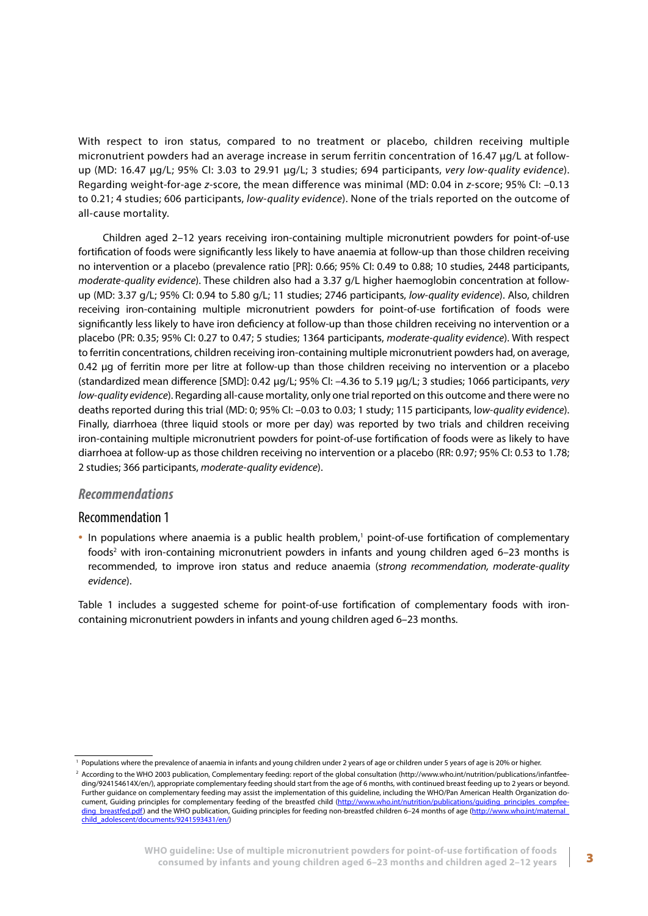With respect to iron status, compared to no treatment or placebo, children receiving multiple micronutrient powders had an average increase in serum ferritin concentration of 16.47 µg/L at follow-up (MD: 16.47 µg/L; 95% CI: 3.03 to 29.91 µg/L; 3 studies; 694 participants, *very low-quality evidence*). Regarding weight-for-age *z*-score, the mean difference was minimal (MD: 0.04 in *z*-score; 95% CI: –0.13 to 0.21; 4 studies; 606 participants, *low-quality evidence*). None of the trials reported on the outcome of all-cause mortality.

Children aged 2–12 years receiving iron-containing multiple micronutrient powders for point-of-use fortification of foods were significantly less likely to have anaemia at follow-up than those children receiving no intervention or a placebo (prevalence ratio [PR]: 0.66; 95% CI: 0.49 to 0.88; 10 studies, 2448 participants, *moderate-quality evidence*). These children also had a 3.37 g/L higher haemoglobin concentration at follow-up (MD: 3.37 g/L; 95% CI: 0.94 to 5.80 g/L; 11 studies; 2746 participants, *low-quality evidence*). Also, children receiving iron-containing multiple micronutrient powders for point-of-use fortification of foods were significantly less likely to have iron deficiency at follow-up than those children receiving no intervention or a placebo (PR: 0.35; 95% CI: 0.27 to 0.47; 5 studies; 1364 participants, *moderate-quality evidence*). With respect to ferritin concentrations, children receiving iron-containing multiple micronutrient powders had, on average, 0.42 µg of ferritin more per litre at follow-up than those children receiving no intervention or a placebo (standardized mean difference [SMD]: 0.42 µg/L; 95% CI: –4.36 to 5.19 µg/L; 3 studies; 1066 participants, *very low-quality evidence*). Regarding all-cause mortality, only one trial reported on this outcome and there were no deaths reported during this trial (MD: 0; 95% CI: –0.03 to 0.03; 1 study; 115 participants, l*ow-quality evidence*). Finally, diarrhoea (three liquid stools or more per day) was reported by two trials and children receiving iron-containing multiple micronutrient powders for point-of-use fortification of foods were as likely to have diarrhoea at follow-up as those children receiving no intervention or a placebo (RR: 0.97; 95% CI: 0.53 to 1.78; 2 studies; 366 participants, *moderate-quality evidence*).

## Recommendations

### Recommendation 1

- In populations where anaemia is a public health problem,[1] point-of-use fortification of complementary foods[2] with iron-containing micronutrient powders in infants and young children aged 6–23 months is recommended, to improve iron status and reduce anaemia (s*trong recommendation, moderate-quality evidence*).

Table 1 includes a suggested scheme for point-of-use fortification of complementary foods with iron-containing micronutrient powders in infants and young children aged 6–23 months.

---

[1] Populations where the prevalence of anaemia in infants and young children under 2 years of age or children under 5 years of age is 20% or higher.

[2] According to the WHO 2003 publication, Complementary feeding: report of the global consultation (http://www.who.int/nutrition/publications/infantfeeding/924154614X/en/), appropriate complementary feeding should start from the age of 6 months, with continued breast feeding up to 2 years or beyond. Further guidance on complementary feeding may assist the implementation of this guideline, including the WHO/Pan American Health Organization document, Guiding principles for complementary feeding of the breastfed child (http://www.who.int/nutrition/publications/guiding_principles_compfeeding_breastfed.pdf) and the WHO publication, Guiding principles for feeding non-breastfed children 6–24 months of age (http://www.who.int/maternal_child_adolescent/documents/9241593431/en/)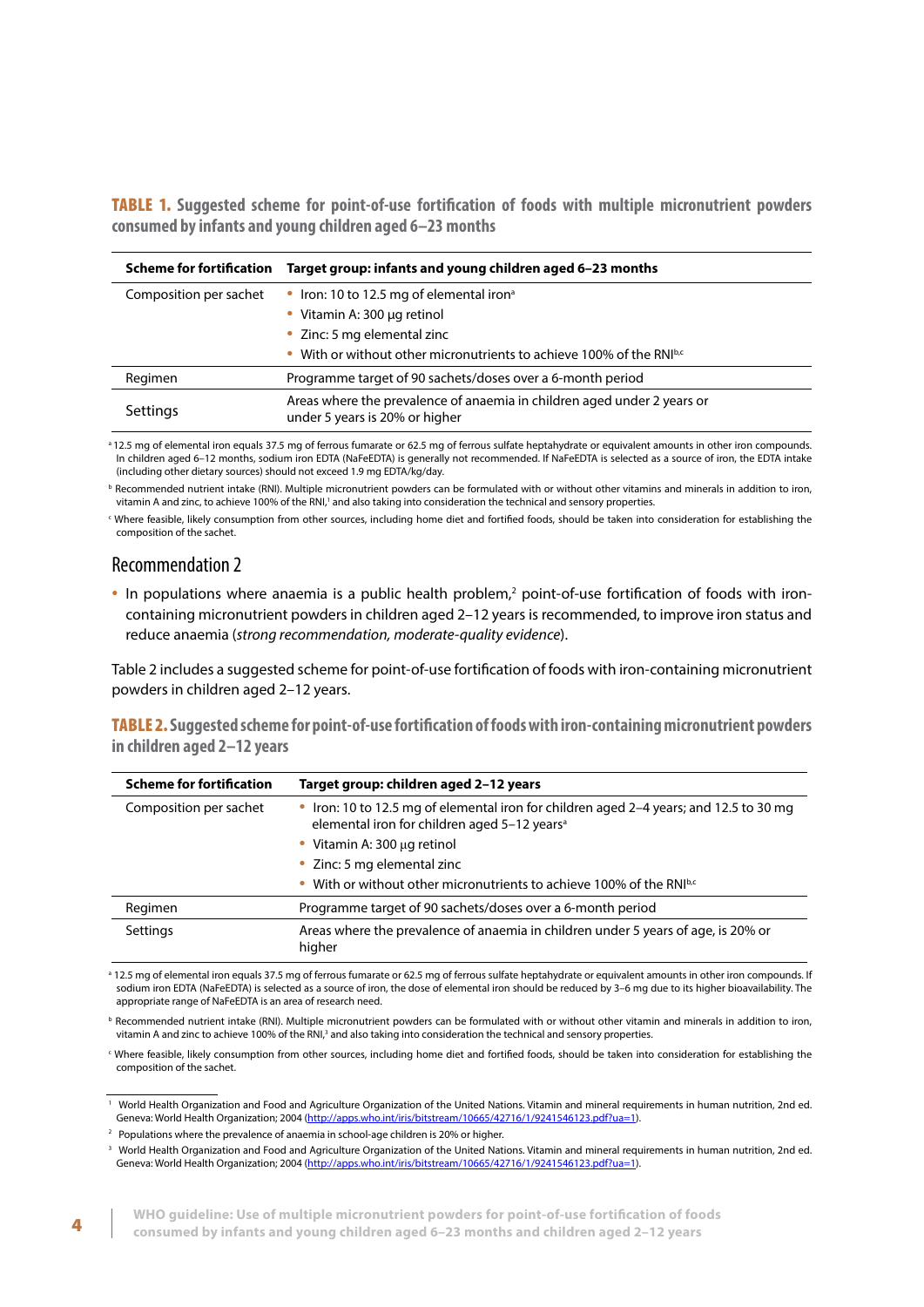**TABLE 1.** **Suggested scheme for point-of-use fortification of foods with multiple micronutrient powders consumed by infants and young children aged 6–23 months**

| Scheme for fortification | Target group: infants and young children aged 6–23 months |
|---|---|
| Composition per sachet | • Iron: 10 to 12.5 mg of elemental iron[a]<br>• Vitamin A: 300 µg retinol<br>• Zinc: 5 mg elemental zinc<br>• With or without other micronutrients to achieve 100% of the RNI[b,c] |
| Regimen | Programme target of 90 sachets/doses over a 6-month period |
| Settings | Areas where the prevalence of anaemia in children aged under 2 years or under 5 years is 20% or higher |

[a] 12.5 mg of elemental iron equals 37.5 mg of ferrous fumarate or 62.5 mg of ferrous sulfate heptahydrate or equivalent amounts in other iron compounds. In children aged 6–12 months, sodium iron EDTA (NaFeEDTA) is generally not recommended. If NaFeEDTA is selected as a source of iron, the EDTA intake (including other dietary sources) should not exceed 1.9 mg EDTA/kg/day.

[b] Recommended nutrient intake (RNI). Multiple micronutrient powders can be formulated with or without other vitamins and minerals in addition to iron, vitamin A and zinc, to achieve 100% of the RNI,[1] and also taking into consideration the technical and sensory properties.

[c] Where feasible, likely consumption from other sources, including home diet and fortified foods, should be taken into consideration for establishing the composition of the sachet.

## Recommendation 2

- In populations where anaemia is a public health problem,[2] point-of-use fortification of foods with iron-containing micronutrient powders in children aged 2–12 years is recommended, to improve iron status and reduce anaemia (*strong recommendation, moderate-quality evidence*).

Table 2 includes a suggested scheme for point-of-use fortification of foods with iron-containing micronutrient powders in children aged 2–12 years.

**TABLE 2.** **Suggested scheme for point-of-use fortification of foods with iron-containing micronutrient powders in children aged 2–12 years**

| Scheme for fortification | Target group: children aged 2–12 years |
|---|---|
| Composition per sachet | • Iron: 10 to 12.5 mg of elemental iron for children aged 2–4 years; and 12.5 to 30 mg elemental iron for children aged 5–12 years[a]<br>• Vitamin A: 300 µg retinol<br>• Zinc: 5 mg elemental zinc<br>• With or without other micronutrients to achieve 100% of the RNI[b,c] |
| Regimen | Programme target of 90 sachets/doses over a 6-month period |
| Settings | Areas where the prevalence of anaemia in children under 5 years of age, is 20% or higher |

[a] 12.5 mg of elemental iron equals 37.5 mg of ferrous fumarate or 62.5 mg of ferrous sulfate heptahydrate or equivalent amounts in other iron compounds. If sodium iron EDTA (NaFeEDTA) is selected as a source of iron, the dose of elemental iron should be reduced by 3–6 mg due to its higher bioavailability. The appropriate range of NaFeEDTA is an area of research need.

[b] Recommended nutrient intake (RNI). Multiple micronutrient powders can be formulated with or without other vitamin and minerals in addition to iron, vitamin A and zinc to achieve 100% of the RNI,[3] and also taking into consideration the technical and sensory properties.

[c] Where feasible, likely consumption from other sources, including home diet and fortified foods, should be taken into consideration for establishing the composition of the sachet.

---

[1] World Health Organization and Food and Agriculture Organization of the United Nations. Vitamin and mineral requirements in human nutrition, 2nd ed. Geneva: World Health Organization; 2004 (http://apps.who.int/iris/bitstream/10665/42716/1/9241546123.pdf?ua=1).

[2] Populations where the prevalence of anaemia in school-age children is 20% or higher.

[3] World Health Organization and Food and Agriculture Organization of the United Nations. Vitamin and mineral requirements in human nutrition, 2nd ed. Geneva: World Health Organization; 2004 (http://apps.who.int/iris/bitstream/10665/42716/1/9241546123.pdf?ua=1).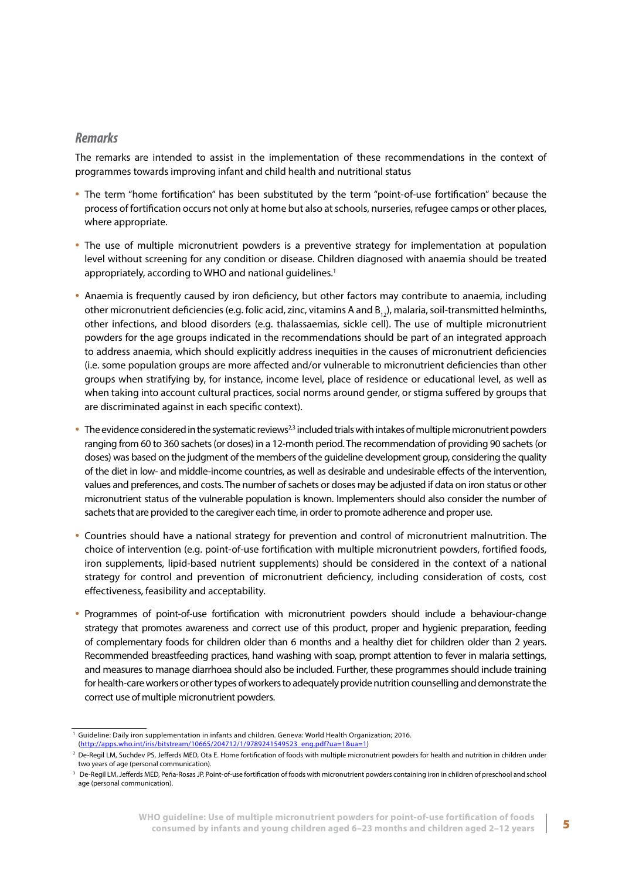### *Remarks*

The remarks are intended to assist in the implementation of these recommendations in the context of programmes towards improving infant and child health and nutritional status

- The term "home fortification" has been substituted by the term "point-of-use fortification" because the process of fortification occurs not only at home but also at schools, nurseries, refugee camps or other places, where appropriate.
- The use of multiple micronutrient powders is a preventive strategy for implementation at population level without screening for any condition or disease. Children diagnosed with anaemia should be treated appropriately, according to WHO and national guidelines.[1]
- Anaemia is frequently caused by iron deficiency, but other factors may contribute to anaemia, including other micronutrient deficiencies (e.g. folic acid, zinc, vitamins A and $B_{12}$), malaria, soil-transmitted helminths, other infections, and blood disorders (e.g. thalassaemias, sickle cell). The use of multiple micronutrient powders for the age groups indicated in the recommendations should be part of an integrated approach to address anaemia, which should explicitly address inequities in the causes of micronutrient deficiencies (i.e. some population groups are more affected and/or vulnerable to micronutrient deficiencies than other groups when stratifying by, for instance, income level, place of residence or educational level, as well as when taking into account cultural practices, social norms around gender, or stigma suffered by groups that are discriminated against in each specific context).
- The evidence considered in the systematic reviews[2,3] included trials with intakes of multiple micronutrient powders ranging from 60 to 360 sachets (or doses) in a 12-month period. The recommendation of providing 90 sachets (or doses) was based on the judgment of the members of the guideline development group, considering the quality of the diet in low- and middle-income countries, as well as desirable and undesirable effects of the intervention, values and preferences, and costs. The number of sachets or doses may be adjusted if data on iron status or other micronutrient status of the vulnerable population is known. Implementers should also consider the number of sachets that are provided to the caregiver each time, in order to promote adherence and proper use.
- Countries should have a national strategy for prevention and control of micronutrient malnutrition. The choice of intervention (e.g. point-of-use fortification with multiple micronutrient powders, fortified foods, iron supplements, lipid-based nutrient supplements) should be considered in the context of a national strategy for control and prevention of micronutrient deficiency, including consideration of costs, cost effectiveness, feasibility and acceptability.
- Programmes of point-of-use fortification with micronutrient powders should include a behaviour-change strategy that promotes awareness and correct use of this product, proper and hygienic preparation, feeding of complementary foods for children older than 6 months and a healthy diet for children older than 2 years. Recommended breastfeeding practices, hand washing with soap, prompt attention to fever in malaria settings, and measures to manage diarrhoea should also be included. Further, these programmes should include training for health-care workers or other types of workers to adequately provide nutrition counselling and demonstrate the correct use of multiple micronutrient powders.

---

[1] Guideline: Daily iron supplementation in infants and children. Geneva: World Health Organization; 2016. (http://apps.who.int/iris/bitstream/10665/204712/1/9789241549523_eng.pdf?ua=1&ua=1)

[2] De-Regil LM, Suchdev PS, Jefferds MED, Ota E. Home fortification of foods with multiple micronutrient powders for health and nutrition in children under two years of age (personal communication).

[3] De-Regil LM, Jefferds MED, Peña-Rosas JP. Point-of-use fortification of foods with micronutrient powders containing iron in children of preschool and school age (personal communication).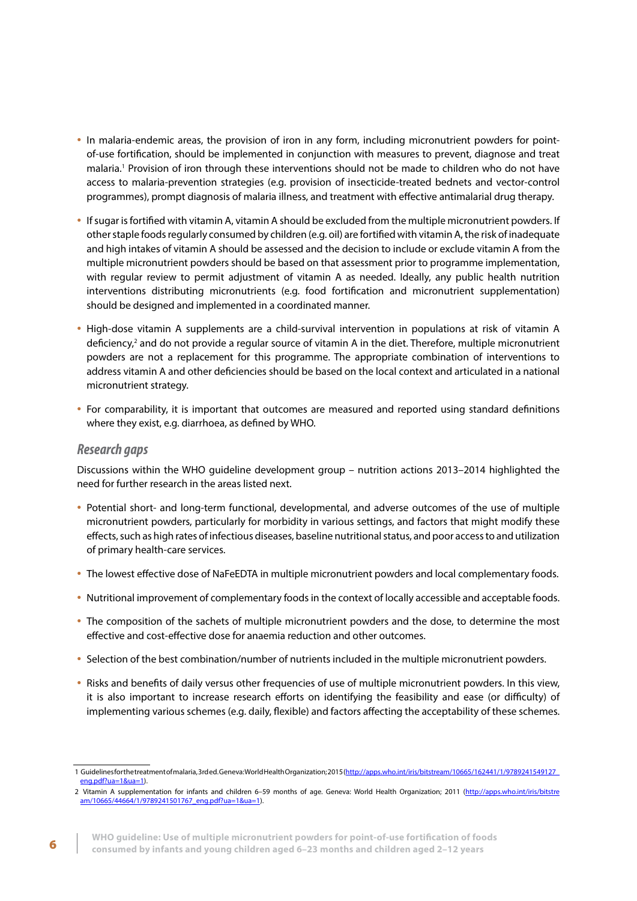- In malaria-endemic areas, the provision of iron in any form, including micronutrient powders for point-of-use fortification, should be implemented in conjunction with measures to prevent, diagnose and treat malaria.[1] Provision of iron through these interventions should not be made to children who do not have access to malaria-prevention strategies (e.g. provision of insecticide-treated bednets and vector-control programmes), prompt diagnosis of malaria illness, and treatment with effective antimalarial drug therapy.
- If sugar is fortified with vitamin A, vitamin A should be excluded from the multiple micronutrient powders. If other staple foods regularly consumed by children (e.g. oil) are fortified with vitamin A, the risk of inadequate and high intakes of vitamin A should be assessed and the decision to include or exclude vitamin A from the multiple micronutrient powders should be based on that assessment prior to programme implementation, with regular review to permit adjustment of vitamin A as needed. Ideally, any public health nutrition interventions distributing micronutrients (e.g. food fortification and micronutrient supplementation) should be designed and implemented in a coordinated manner.
- High-dose vitamin A supplements are a child-survival intervention in populations at risk of vitamin A deficiency,[2] and do not provide a regular source of vitamin A in the diet. Therefore, multiple micronutrient powders are not a replacement for this programme. The appropriate combination of interventions to address vitamin A and other deficiencies should be based on the local context and articulated in a national micronutrient strategy.
- For comparability, it is important that outcomes are measured and reported using standard definitions where they exist, e.g. diarrhoea, as defined by WHO.

### *Research gaps*

Discussions within the WHO guideline development group – nutrition actions 2013–2014 highlighted the need for further research in the areas listed next.

- Potential short- and long-term functional, developmental, and adverse outcomes of the use of multiple micronutrient powders, particularly for morbidity in various settings, and factors that might modify these effects, such as high rates of infectious diseases, baseline nutritional status, and poor access to and utilization of primary health-care services.
- The lowest effective dose of NaFeEDTA in multiple micronutrient powders and local complementary foods.
- Nutritional improvement of complementary foods in the context of locally accessible and acceptable foods.
- The composition of the sachets of multiple micronutrient powders and the dose, to determine the most effective and cost-effective dose for anaemia reduction and other outcomes.
- Selection of the best combination/number of nutrients included in the multiple micronutrient powders.
- Risks and benefits of daily versus other frequencies of use of multiple micronutrient powders. In this view, it is also important to increase research efforts on identifying the feasibility and ease (or difficulty) of implementing various schemes (e.g. daily, flexible) and factors affecting the acceptability of these schemes.

---

1 Guidelines for the treatment of malaria, 3rd ed. Geneva: World Health Organization; 2015 (http://apps.who.int/iris/bitstream/10665/162441/1/9789241549127_eng.pdf?ua=1&ua=1).

2 Vitamin A supplementation for infants and children 6–59 months of age. Geneva: World Health Organization; 2011 (http://apps.who.int/iris/bitstream/10665/44664/1/9789241501767_eng.pdf?ua=1&ua=1).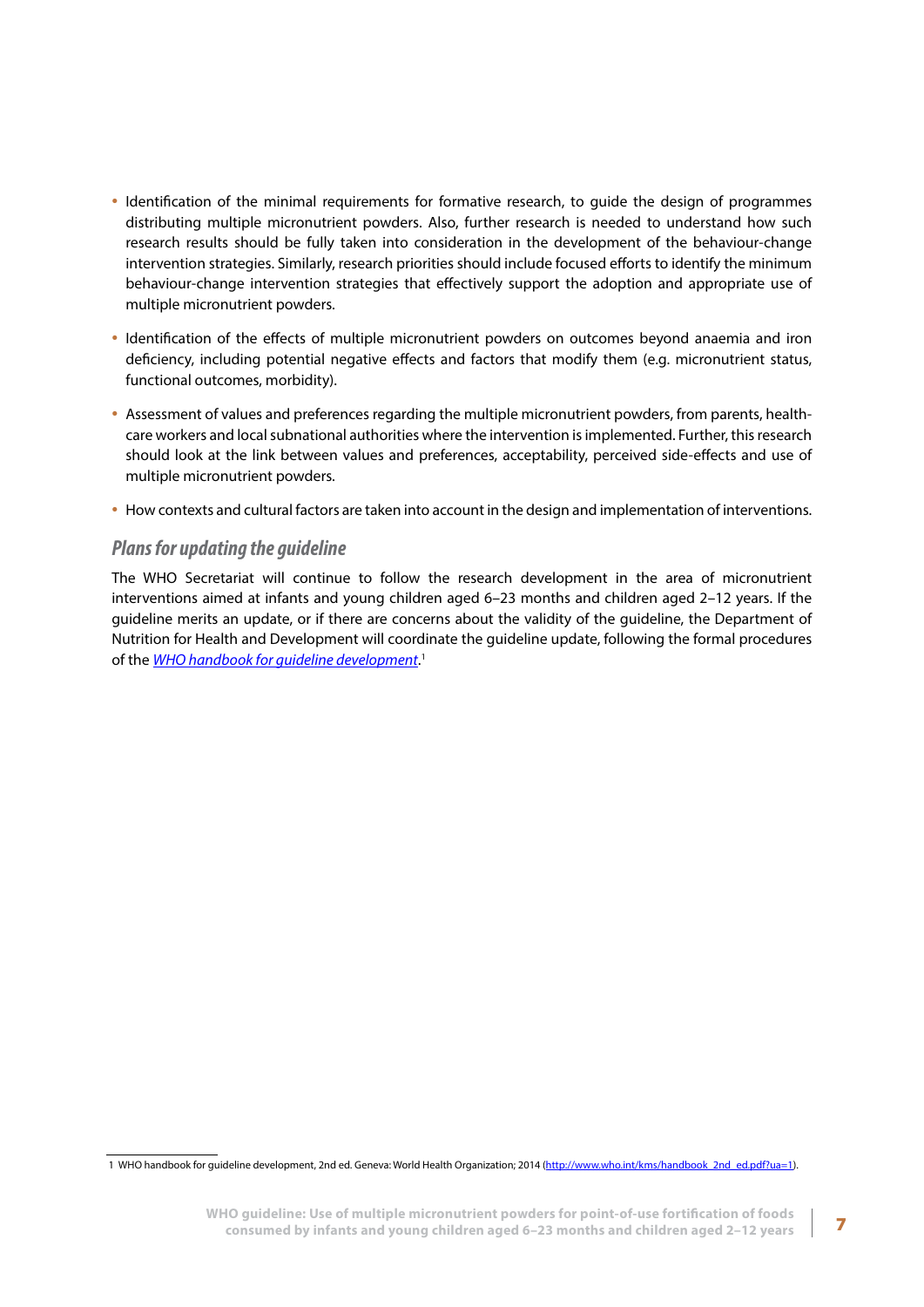- Identification of the minimal requirements for formative research, to guide the design of programmes distributing multiple micronutrient powders. Also, further research is needed to understand how such research results should be fully taken into consideration in the development of the behaviour-change intervention strategies. Similarly, research priorities should include focused efforts to identify the minimum behaviour-change intervention strategies that effectively support the adoption and appropriate use of multiple micronutrient powders.
- Identification of the effects of multiple micronutrient powders on outcomes beyond anaemia and iron deficiency, including potential negative effects and factors that modify them (e.g. micronutrient status, functional outcomes, morbidity).
- Assessment of values and preferences regarding the multiple micronutrient powders, from parents, health-care workers and local subnational authorities where the intervention is implemented. Further, this research should look at the link between values and preferences, acceptability, perceived side-effects and use of multiple micronutrient powders.
- How contexts and cultural factors are taken into account in the design and implementation of interventions.

### *Plans for updating the guideline*

The WHO Secretariat will continue to follow the research development in the area of micronutrient interventions aimed at infants and young children aged 6–23 months and children aged 2–12 years. If the guideline merits an update, or if there are concerns about the validity of the guideline, the Department of Nutrition for Health and Development will coordinate the guideline update, following the formal procedures of the *WHO handbook for guideline development*.[1]

1 WHO handbook for guideline development, 2nd ed. Geneva: World Health Organization; 2014 (http://www.who.int/kms/handbook_2nd_ed.pdf?ua=1).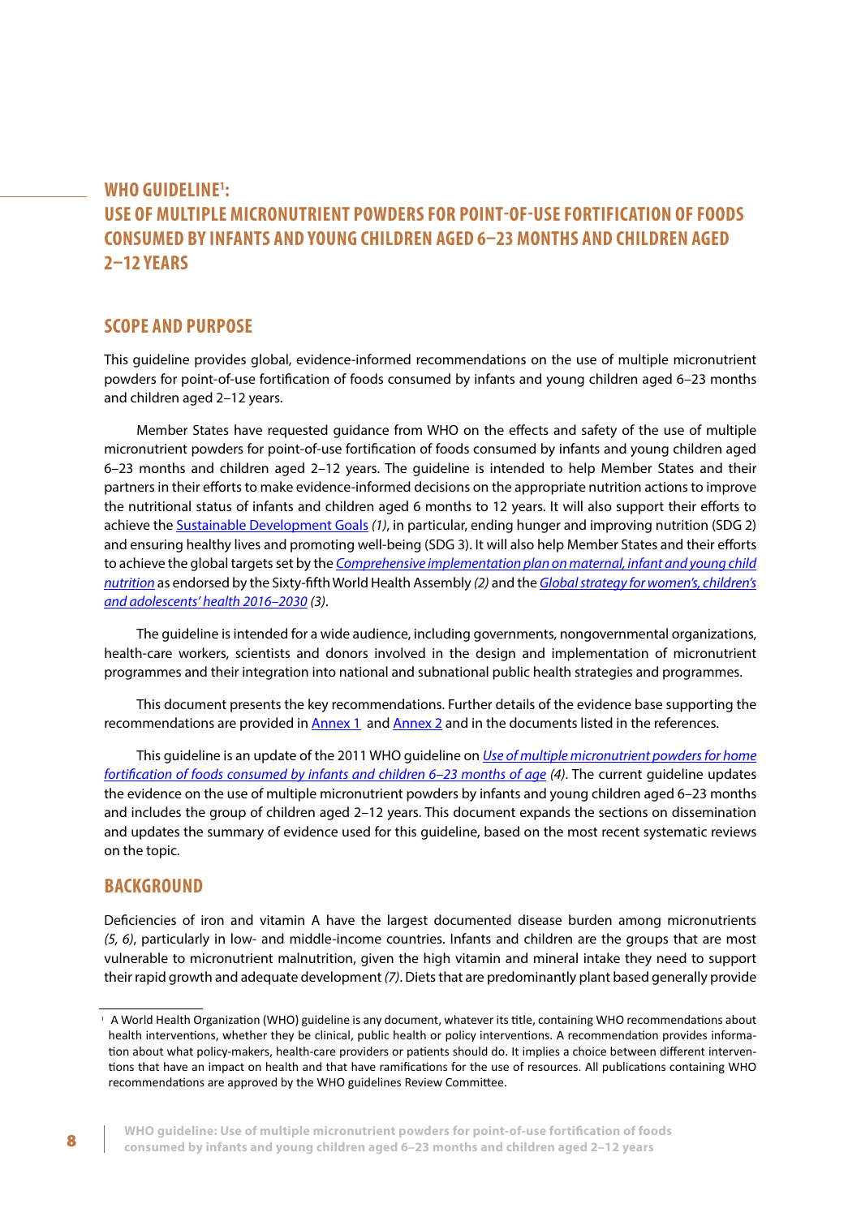# WHO GUIDELINE[1]: USE OF MULTIPLE MICRONUTRIENT POWDERS FOR POINT-OF-USE FORTIFICATION OF FOODS CONSUMED BY INFANTS AND YOUNG CHILDREN AGED 6–23 MONTHS AND CHILDREN AGED 2–12 YEARS

## SCOPE AND PURPOSE

This guideline provides global, evidence-informed recommendations on the use of multiple micronutrient powders for point-of-use fortification of foods consumed by infants and young children aged 6–23 months and children aged 2–12 years.

Member States have requested guidance from WHO on the effects and safety of the use of multiple micronutrient powders for point-of-use fortification of foods consumed by infants and young children aged 6–23 months and children aged 2–12 years. The guideline is intended to help Member States and their partners in their efforts to make evidence-informed decisions on the appropriate nutrition actions to improve the nutritional status of infants and children aged 6 months to 12 years. It will also support their efforts to achieve the Sustainable Development Goals *(1)*, in particular, ending hunger and improving nutrition (SDG 2) and ensuring healthy lives and promoting well-being (SDG 3). It will also help Member States and their efforts to achieve the global targets set by the *Comprehensive implementation plan on maternal, infant and young child nutrition* as endorsed by the Sixty-fifth World Health Assembly *(2)* and the *Global strategy for women's, children's and adolescents' health 2016–2030 (3)*.

The guideline is intended for a wide audience, including governments, nongovernmental organizations, health-care workers, scientists and donors involved in the design and implementation of micronutrient programmes and their integration into national and subnational public health strategies and programmes.

This document presents the key recommendations. Further details of the evidence base supporting the recommendations are provided in Annex 1 and Annex 2 and in the documents listed in the references.

This guideline is an update of the 2011 WHO guideline on *Use of multiple micronutrient powders for home fortification of foods consumed by infants and children 6–23 months of age (4)*. The current guideline updates the evidence on the use of multiple micronutrient powders by infants and young children aged 6–23 months and includes the group of children aged 2–12 years. This document expands the sections on dissemination and updates the summary of evidence used for this guideline, based on the most recent systematic reviews on the topic.

## BACKGROUND

Deficiencies of iron and vitamin A have the largest documented disease burden among micronutrients *(5, 6)*, particularly in low- and middle-income countries. Infants and children are the groups that are most vulnerable to micronutrient malnutrition, given the high vitamin and mineral intake they need to support their rapid growth and adequate development *(7)*. Diets that are predominantly plant based generally provide

---

[1] A World Health Organization (WHO) guideline is any document, whatever its title, containing WHO recommendations about health interventions, whether they be clinical, public health or policy interventions. A recommendation provides information about what policy-makers, health-care providers or patients should do. It implies a choice between different interventions that have an impact on health and that have ramifications for the use of resources. All publications containing WHO recommendations are approved by the WHO guidelines Review Committee.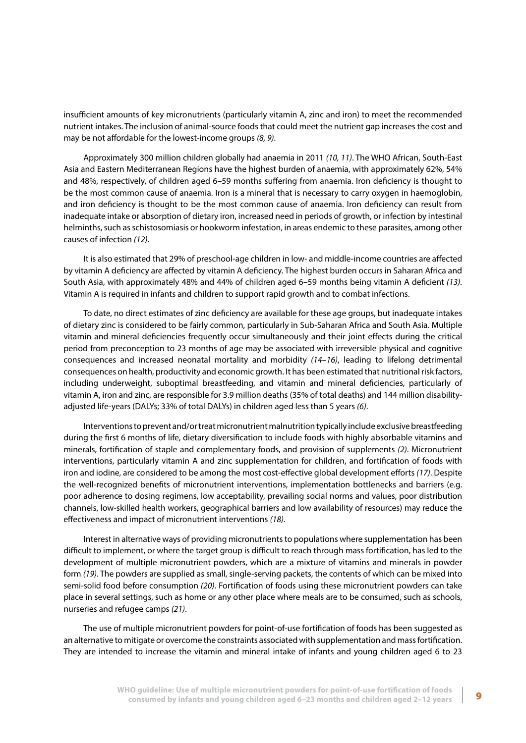insufficient amounts of key micronutrients (particularly vitamin A, zinc and iron) to meet the recommended nutrient intakes. The inclusion of animal-source foods that could meet the nutrient gap increases the cost and may be not affordable for the lowest-income groups *(8, 9)*.

Approximately 300 million children globally had anaemia in 2011 *(10, 11)*. The WHO African, South-East Asia and Eastern Mediterranean Regions have the highest burden of anaemia, with approximately 62%, 54% and 48%, respectively, of children aged 6–59 months suffering from anaemia. Iron deficiency is thought to be the most common cause of anaemia. Iron is a mineral that is necessary to carry oxygen in haemoglobin, and iron deficiency is thought to be the most common cause of anaemia. Iron deficiency can result from inadequate intake or absorption of dietary iron, increased need in periods of growth, or infection by intestinal helminths, such as schistosomiasis or hookworm infestation, in areas endemic to these parasites, among other causes of infection *(12)*.

It is also estimated that 29% of preschool-age children in low- and middle-income countries are affected by vitamin A deficiency are affected by vitamin A deficiency. The highest burden occurs in Saharan Africa and South Asia, with approximately 48% and 44% of children aged 6–59 months being vitamin A deficient *(13)*. Vitamin A is required in infants and children to support rapid growth and to combat infections.

To date, no direct estimates of zinc deficiency are available for these age groups, but inadequate intakes of dietary zinc is considered to be fairly common, particularly in Sub-Saharan Africa and South Asia. Multiple vitamin and mineral deficiencies frequently occur simultaneously and their joint effects during the critical period from preconception to 23 months of age may be associated with irreversible physical and cognitive consequences and increased neonatal mortality and morbidity *(14–16)*, leading to lifelong detrimental consequences on health, productivity and economic growth. It has been estimated that nutritional risk factors, including underweight, suboptimal breastfeeding, and vitamin and mineral deficiencies, particularly of vitamin A, iron and zinc, are responsible for 3.9 million deaths (35% of total deaths) and 144 million disability-adjusted life-years (DALYs; 33% of total DALYs) in children aged less than 5 years *(6)*.

Interventions to prevent and/or treat micronutrient malnutrition typically include exclusive breastfeeding during the first 6 months of life, dietary diversification to include foods with highly absorbable vitamins and minerals, fortification of staple and complementary foods, and provision of supplements *(2)*. Micronutrient interventions, particularly vitamin A and zinc supplementation for children, and fortification of foods with iron and iodine, are considered to be among the most cost-effective global development efforts *(17)*. Despite the well-recognized benefits of micronutrient interventions, implementation bottlenecks and barriers (e.g. poor adherence to dosing regimens, low acceptability, prevailing social norms and values, poor distribution channels, low-skilled health workers, geographical barriers and low availability of resources) may reduce the effectiveness and impact of micronutrient interventions *(18)*.

Interest in alternative ways of providing micronutrients to populations where supplementation has been difficult to implement, or where the target group is difficult to reach through mass fortification, has led to the development of multiple micronutrient powders, which are a mixture of vitamins and minerals in powder form *(19)*. The powders are supplied as small, single-serving packets, the contents of which can be mixed into semi-solid food before consumption *(20)*. Fortification of foods using these micronutrient powders can take place in several settings, such as home or any other place where meals are to be consumed, such as schools, nurseries and refugee camps *(21)*.

The use of multiple micronutrient powders for point-of-use fortification of foods has been suggested as an alternative to mitigate or overcome the constraints associated with supplementation and mass fortification. They are intended to increase the vitamin and mineral intake of infants and young children aged 6 to 23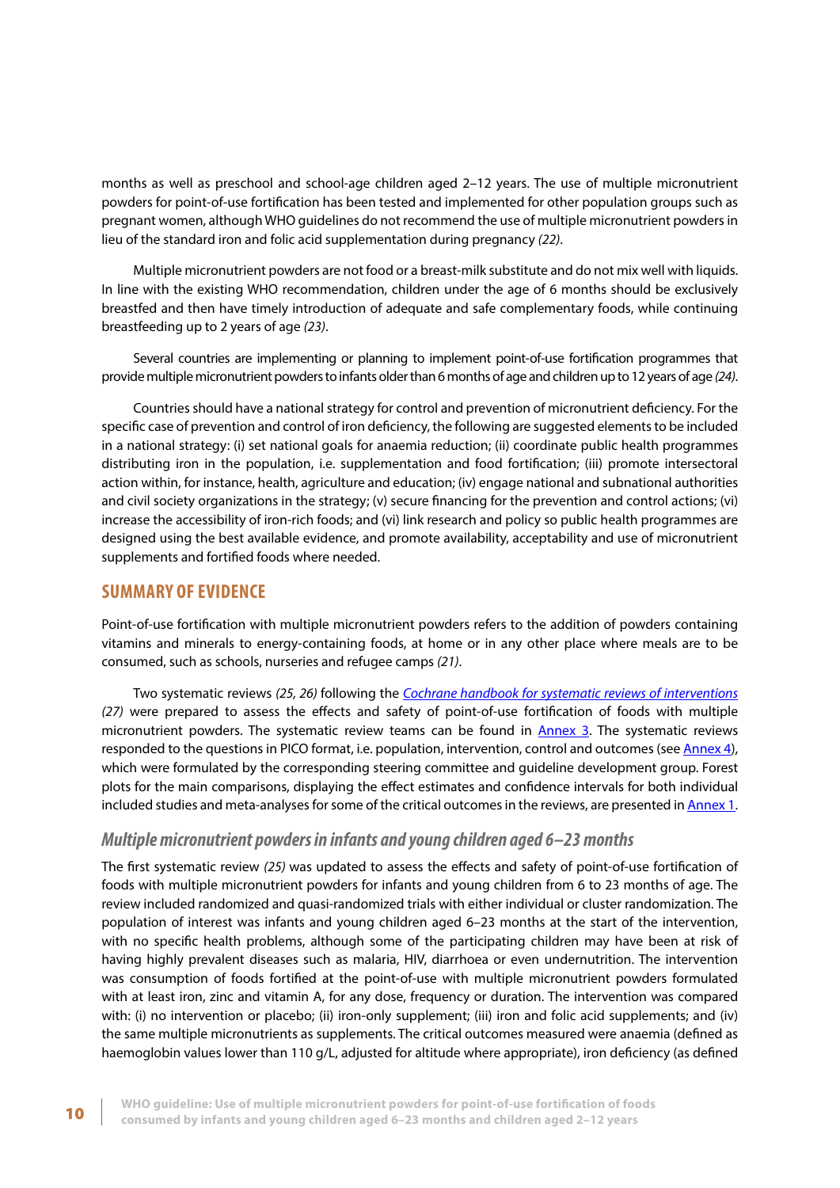months as well as preschool and school-age children aged 2–12 years. The use of multiple micronutrient powders for point-of-use fortification has been tested and implemented for other population groups such as pregnant women, although WHO guidelines do not recommend the use of multiple micronutrient powders in lieu of the standard iron and folic acid supplementation during pregnancy *(22)*.

Multiple micronutrient powders are not food or a breast-milk substitute and do not mix well with liquids. In line with the existing WHO recommendation, children under the age of 6 months should be exclusively breastfed and then have timely introduction of adequate and safe complementary foods, while continuing breastfeeding up to 2 years of age *(23)*.

Several countries are implementing or planning to implement point-of-use fortification programmes that provide multiple micronutrient powders to infants older than 6 months of age and children up to 12 years of age *(24)*.

Countries should have a national strategy for control and prevention of micronutrient deficiency. For the specific case of prevention and control of iron deficiency, the following are suggested elements to be included in a national strategy: (i) set national goals for anaemia reduction; (ii) coordinate public health programmes distributing iron in the population, i.e. supplementation and food fortification; (iii) promote intersectoral action within, for instance, health, agriculture and education; (iv) engage national and subnational authorities and civil society organizations in the strategy; (v) secure financing for the prevention and control actions; (vi) increase the accessibility of iron-rich foods; and (vi) link research and policy so public health programmes are designed using the best available evidence, and promote availability, acceptability and use of micronutrient supplements and fortified foods where needed.

## SUMMARY OF EVIDENCE

Point-of-use fortification with multiple micronutrient powders refers to the addition of powders containing vitamins and minerals to energy-containing foods, at home or in any other place where meals are to be consumed, such as schools, nurseries and refugee camps *(21)*.

Two systematic reviews *(25, 26)* following the *Cochrane handbook for systematic reviews of interventions* *(27)* were prepared to assess the effects and safety of point-of-use fortification of foods with multiple micronutrient powders. The systematic review teams can be found in Annex 3. The systematic reviews responded to the questions in PICO format, i.e. population, intervention, control and outcomes (see Annex 4), which were formulated by the corresponding steering committee and guideline development group. Forest plots for the main comparisons, displaying the effect estimates and confidence intervals for both individual included studies and meta-analyses for some of the critical outcomes in the reviews, are presented in Annex 1.

### *Multiple micronutrient powders in infants and young children aged 6–23 months*

The first systematic review *(25)* was updated to assess the effects and safety of point-of-use fortification of foods with multiple micronutrient powders for infants and young children from 6 to 23 months of age. The review included randomized and quasi-randomized trials with either individual or cluster randomization. The population of interest was infants and young children aged 6–23 months at the start of the intervention, with no specific health problems, although some of the participating children may have been at risk of having highly prevalent diseases such as malaria, HIV, diarrhoea or even undernutrition. The intervention was consumption of foods fortified at the point-of-use with multiple micronutrient powders formulated with at least iron, zinc and vitamin A, for any dose, frequency or duration. The intervention was compared with: (i) no intervention or placebo; (ii) iron-only supplement; (iii) iron and folic acid supplements; and (iv) the same multiple micronutrients as supplements. The critical outcomes measured were anaemia (defined as haemoglobin values lower than 110 g/L, adjusted for altitude where appropriate), iron deficiency (as defined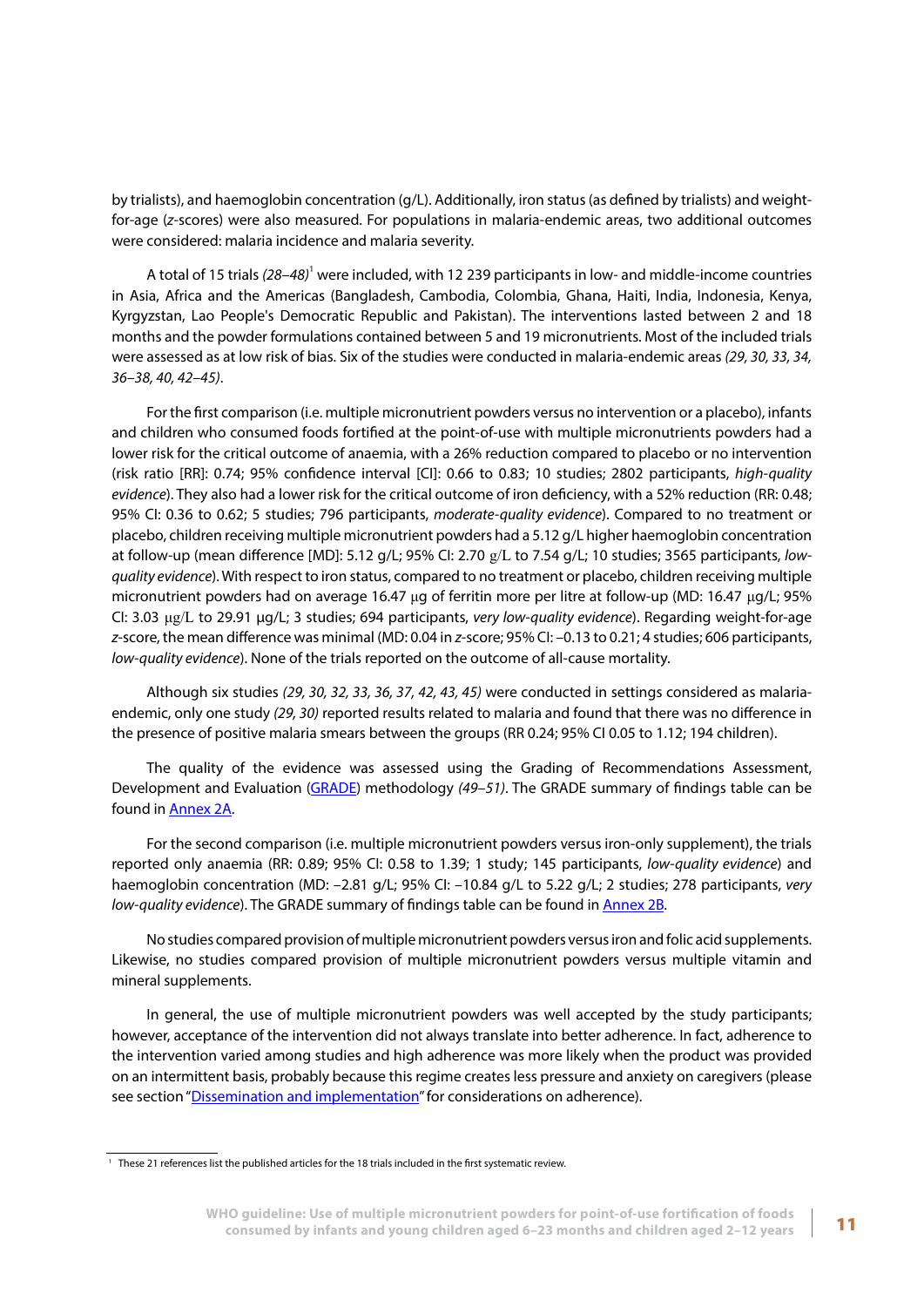by trialists), and haemoglobin concentration (g/L). Additionally, iron status (as defined by trialists) and weight-for-age (*z*-scores) were also measured. For populations in malaria-endemic areas, two additional outcomes were considered: malaria incidence and malaria severity.

A total of 15 trials *(28–48)*[1] were included, with 12 239 participants in low- and middle-income countries in Asia, Africa and the Americas (Bangladesh, Cambodia, Colombia, Ghana, Haiti, India, Indonesia, Kenya, Kyrgyzstan, Lao People's Democratic Republic and Pakistan). The interventions lasted between 2 and 18 months and the powder formulations contained between 5 and 19 micronutrients. Most of the included trials were assessed as at low risk of bias. Six of the studies were conducted in malaria-endemic areas *(29, 30, 33, 34, 36–38, 40, 42–45)*.

For the first comparison (i.e. multiple micronutrient powders versus no intervention or a placebo), infants and children who consumed foods fortified at the point-of-use with multiple micronutrients powders had a lower risk for the critical outcome of anaemia, with a 26% reduction compared to placebo or no intervention (risk ratio [RR]: 0.74; 95% confidence interval [CI]: 0.66 to 0.83; 10 studies; 2802 participants, *high-quality evidence*). They also had a lower risk for the critical outcome of iron deficiency, with a 52% reduction (RR: 0.48; 95% CI: 0.36 to 0.62; 5 studies; 796 participants, *moderate-quality evidence*). Compared to no treatment or placebo, children receiving multiple micronutrient powders had a 5.12 g/L higher haemoglobin concentration at follow-up (mean difference [MD]: 5.12 g/L; 95% CI: 2.70 g/L to 7.54 g/L; 10 studies; 3565 participants, *low-quality evidence*). With respect to iron status, compared to no treatment or placebo, children receiving multiple micronutrient powders had on average 16.47 μg of ferritin more per litre at follow-up (MD: 16.47 μg/L; 95% CI: 3.03 μg/L to 29.91 μg/L; 3 studies; 694 participants, *very low-quality evidence*). Regarding weight-for-age *z*-score, the mean difference was minimal (MD: 0.04 in *z*-score; 95% CI: –0.13 to 0.21; 4 studies; 606 participants, *low-quality evidence*). None of the trials reported on the outcome of all-cause mortality.

Although six studies *(29, 30, 32, 33, 36, 37, 42, 43, 45)* were conducted in settings considered as malaria-endemic, only one study *(29, 30)* reported results related to malaria and found that there was no difference in the presence of positive malaria smears between the groups (RR 0.24; 95% CI 0.05 to 1.12; 194 children).

The quality of the evidence was assessed using the Grading of Recommendations Assessment, Development and Evaluation (GRADE) methodology *(49–51)*. The GRADE summary of findings table can be found in Annex 2A.

For the second comparison (i.e. multiple micronutrient powders versus iron-only supplement), the trials reported only anaemia (RR: 0.89; 95% CI: 0.58 to 1.39; 1 study; 145 participants, *low-quality evidence*) and haemoglobin concentration (MD: –2.81 g/L; 95% CI: –10.84 g/L to 5.22 g/L; 2 studies; 278 participants, *very low-quality evidence*). The GRADE summary of findings table can be found in Annex 2B.

No studies compared provision of multiple micronutrient powders versus iron and folic acid supplements. Likewise, no studies compared provision of multiple micronutrient powders versus multiple vitamin and mineral supplements.

In general, the use of multiple micronutrient powders was well accepted by the study participants; however, acceptance of the intervention did not always translate into better adherence. In fact, adherence to the intervention varied among studies and high adherence was more likely when the product was provided on an intermittent basis, probably because this regime creates less pressure and anxiety on caregivers (please see section "Dissemination and implementation" for considerations on adherence).

[1] These 21 references list the published articles for the 18 trials included in the first systematic review.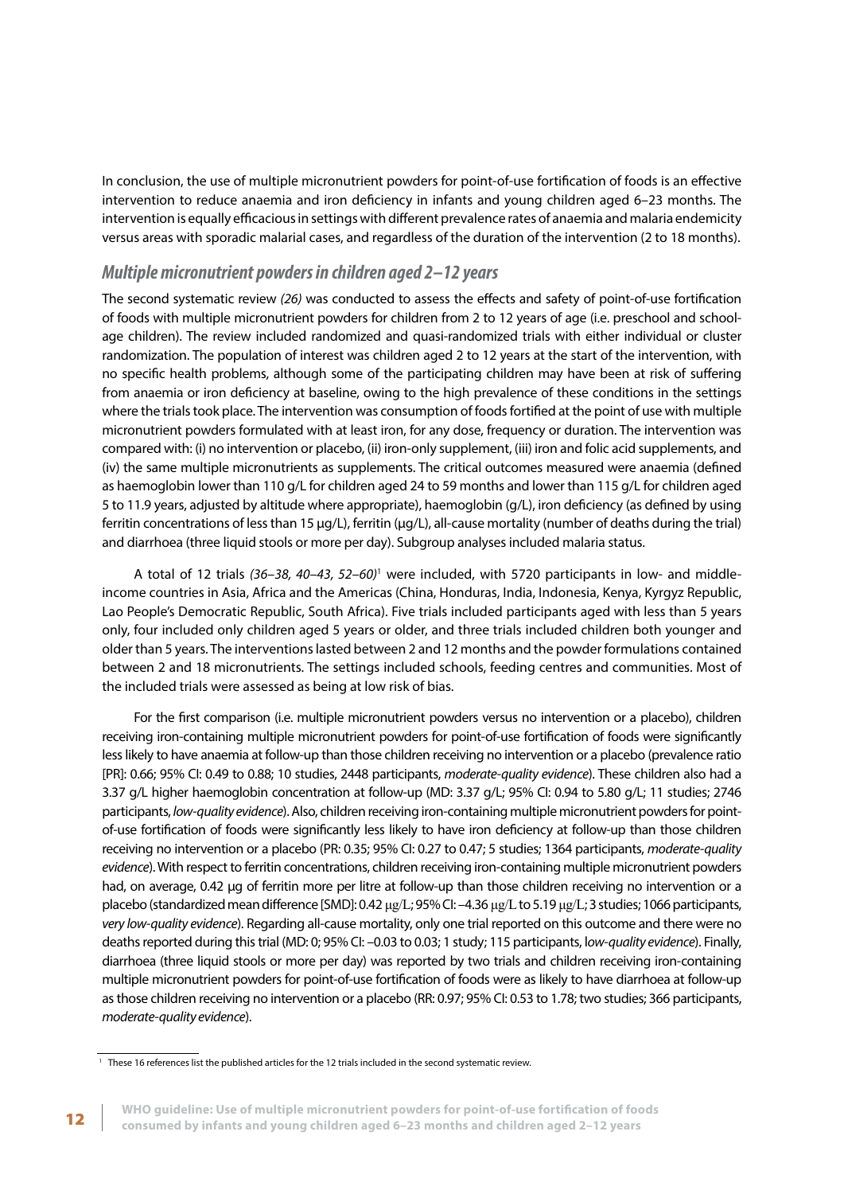In conclusion, the use of multiple micronutrient powders for point-of-use fortification of foods is an effective intervention to reduce anaemia and iron deficiency in infants and young children aged 6–23 months. The intervention is equally efficacious in settings with different prevalence rates of anaemia and malaria endemicity versus areas with sporadic malarial cases, and regardless of the duration of the intervention (2 to 18 months).

### *Multiple micronutrient powders in children aged 2–12 years*

The second systematic review *(26)* was conducted to assess the effects and safety of point-of-use fortification of foods with multiple micronutrient powders for children from 2 to 12 years of age (i.e. preschool and school-age children). The review included randomized and quasi-randomized trials with either individual or cluster randomization. The population of interest was children aged 2 to 12 years at the start of the intervention, with no specific health problems, although some of the participating children may have been at risk of suffering from anaemia or iron deficiency at baseline, owing to the high prevalence of these conditions in the settings where the trials took place. The intervention was consumption of foods fortified at the point of use with multiple micronutrient powders formulated with at least iron, for any dose, frequency or duration. The intervention was compared with: (i) no intervention or placebo, (ii) iron-only supplement, (iii) iron and folic acid supplements, and (iv) the same multiple micronutrients as supplements. The critical outcomes measured were anaemia (defined as haemoglobin lower than 110 g/L for children aged 24 to 59 months and lower than 115 g/L for children aged 5 to 11.9 years, adjusted by altitude where appropriate), haemoglobin (g/L), iron deficiency (as defined by using ferritin concentrations of less than 15 µg/L), ferritin (µg/L), all-cause mortality (number of deaths during the trial) and diarrhoea (three liquid stools or more per day). Subgroup analyses included malaria status.

A total of 12 trials *(36–38, 40–43, 52–60)*[1] were included, with 5720 participants in low- and middle-income countries in Asia, Africa and the Americas (China, Honduras, India, Indonesia, Kenya, Kyrgyz Republic, Lao People's Democratic Republic, South Africa). Five trials included participants aged with less than 5 years only, four included only children aged 5 years or older, and three trials included children both younger and older than 5 years. The interventions lasted between 2 and 12 months and the powder formulations contained between 2 and 18 micronutrients. The settings included schools, feeding centres and communities. Most of the included trials were assessed as being at low risk of bias.

For the first comparison (i.e. multiple micronutrient powders versus no intervention or a placebo), children receiving iron-containing multiple micronutrient powders for point-of-use fortification of foods were significantly less likely to have anaemia at follow-up than those children receiving no intervention or a placebo (prevalence ratio [PR]: 0.66; 95% CI: 0.49 to 0.88; 10 studies, 2448 participants, *moderate-quality evidence*). These children also had a 3.37 g/L higher haemoglobin concentration at follow-up (MD: 3.37 g/L; 95% CI: 0.94 to 5.80 g/L; 11 studies; 2746 participants, *low-quality evidence*). Also, children receiving iron-containing multiple micronutrient powders for point-of-use fortification of foods were significantly less likely to have iron deficiency at follow-up than those children receiving no intervention or a placebo (PR: 0.35; 95% CI: 0.27 to 0.47; 5 studies; 1364 participants, *moderate-quality evidence*). With respect to ferritin concentrations, children receiving iron-containing multiple micronutrient powders had, on average, 0.42 µg of ferritin more per litre at follow-up than those children receiving no intervention or a placebo (standardized mean difference [SMD]: 0.42 µg/L; 95% CI: –4.36 µg/L to 5.19 µg/L; 3 studies; 1066 participants, *very low-quality evidence*). Regarding all-cause mortality, only one trial reported on this outcome and there were no deaths reported during this trial (MD: 0; 95% CI: –0.03 to 0.03; 1 study; 115 participants, *low-quality evidence*). Finally, diarrhoea (three liquid stools or more per day) was reported by two trials and children receiving iron-containing multiple micronutrient powders for point-of-use fortification of foods were as likely to have diarrhoea at follow-up as those children receiving no intervention or a placebo (RR: 0.97; 95% CI: 0.53 to 1.78; two studies; 366 participants, *moderate-quality evidence*).

[1] These 16 references list the published articles for the 12 trials included in the second systematic review.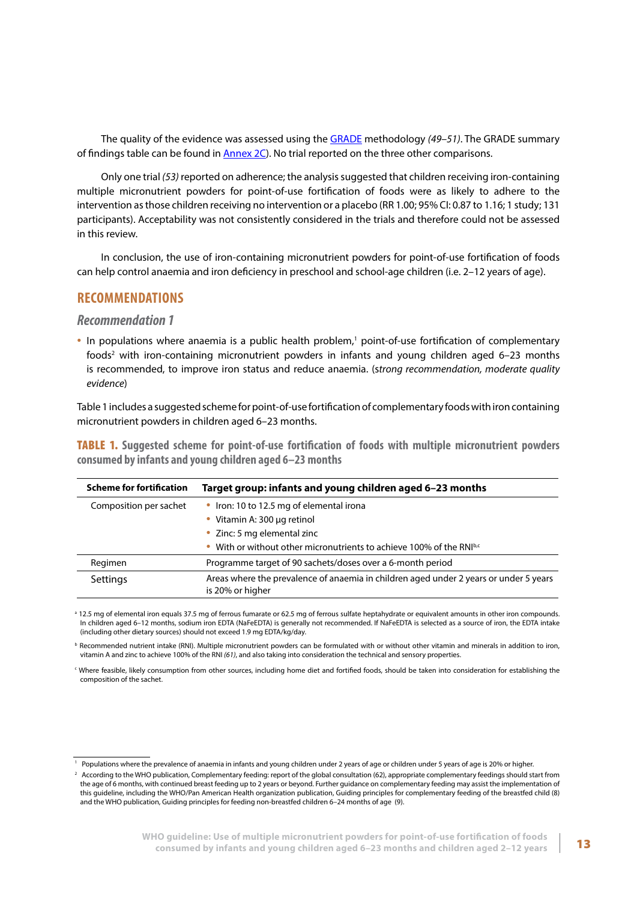The quality of the evidence was assessed using the GRADE methodology *(49–51)*. The GRADE summary of findings table can be found in Annex 2C). No trial reported on the three other comparisons.

Only one trial *(53)* reported on adherence; the analysis suggested that children receiving iron-containing multiple micronutrient powders for point-of-use fortification of foods were as likely to adhere to the intervention as those children receiving no intervention or a placebo (RR 1.00; 95% CI: 0.87 to 1.16; 1 study; 131 participants). Acceptability was not consistently considered in the trials and therefore could not be assessed in this review.

In conclusion, the use of iron-containing micronutrient powders for point-of-use fortification of foods can help control anaemia and iron deficiency in preschool and school-age children (i.e. 2–12 years of age).

## RECOMMENDATIONS

### Recommendation 1

- In populations where anaemia is a public health problem,[1] point-of-use fortification of complementary foods[2] with iron-containing micronutrient powders in infants and young children aged 6–23 months is recommended, to improve iron status and reduce anaemia. (s*trong recommendation, moderate quality evidence*)

Table 1 includes a suggested scheme for point-of-use fortification of complementary foods with iron containing micronutrient powders in children aged 6–23 months.

**TABLE 1. Suggested scheme for point-of-use fortification of foods with multiple micronutrient powders consumed by infants and young children aged 6–23 months**

| Scheme for fortification | Target group: infants and young children aged 6–23 months |
|---|---|
| Composition per sachet | • Iron: 10 to 12.5 mg of elemental iron[a]<br>• Vitamin A: 300 µg retinol<br>• Zinc: 5 mg elemental zinc<br>• With or without other micronutrients to achieve 100% of the RNI[b,c] |
| Regimen | Programme target of 90 sachets/doses over a 6-month period |
| Settings | Areas where the prevalence of anaemia in children aged under 2 years or under 5 years is 20% or higher |

[a] 12.5 mg of elemental iron equals 37.5 mg of ferrous fumarate or 62.5 mg of ferrous sulfate heptahydrate or equivalent amounts in other iron compounds. In children aged 6–12 months, sodium iron EDTA (NaFeEDTA) is generally not recommended. If NaFeEDTA is selected as a source of iron, the EDTA intake (including other dietary sources) should not exceed 1.9 mg EDTA/kg/day.

[b] Recommended nutrient intake (RNI). Multiple micronutrient powders can be formulated with or without other vitamin and minerals in addition to iron, vitamin A and zinc to achieve 100% of the RNI *(61)*, and also taking into consideration the technical and sensory properties.

[c] Where feasible, likely consumption from other sources, including home diet and fortified foods, should be taken into consideration for establishing the composition of the sachet.

---

[1] Populations where the prevalence of anaemia in infants and young children under 2 years of age or children under 5 years of age is 20% or higher.

[2] According to the WHO publication, Complementary feeding: report of the global consultation (62), appropriate complementary feedings should start from the age of 6 months, with continued breast feeding up to 2 years or beyond. Further guidance on complementary feeding may assist the implementation of this guideline, including the WHO/Pan American Health organization publication, Guiding principles for complementary feeding of the breastfed child (8) and the WHO publication, Guiding principles for feeding non-breastfed children 6–24 months of age (9).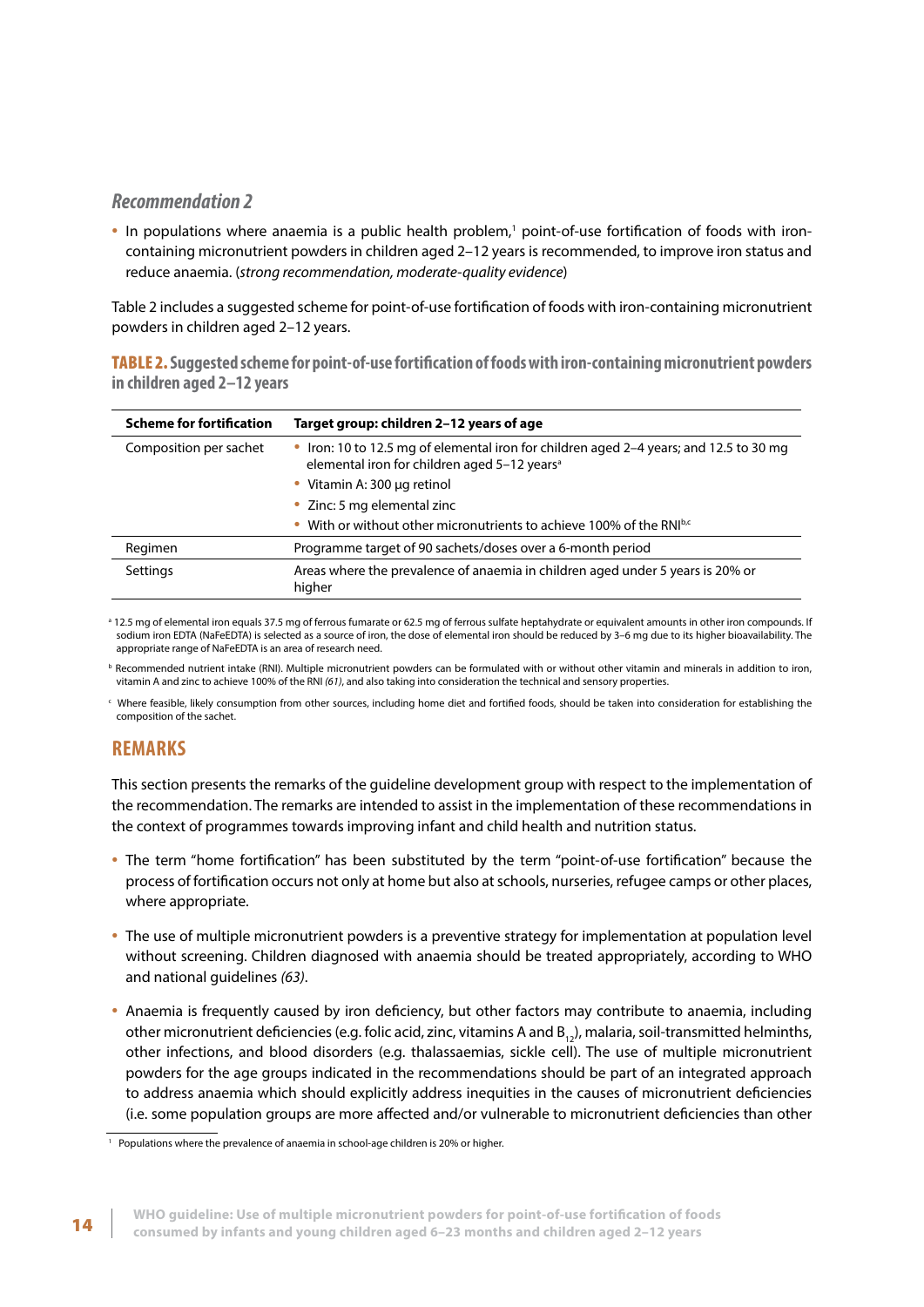### *Recommendation 2*

- In populations where anaemia is a public health problem,[1] point-of-use fortification of foods with iron-containing micronutrient powders in children aged 2–12 years is recommended, to improve iron status and reduce anaemia. (*strong recommendation, moderate-quality evidence*)

Table 2 includes a suggested scheme for point-of-use fortification of foods with iron-containing micronutrient powders in children aged 2–12 years.

**TABLE 2. Suggested scheme for point-of-use fortification of foods with iron-containing micronutrient powders in children aged 2–12 years**

| Scheme for fortification | Target group: children 2–12 years of age |
|---|---|
| Composition per sachet | • Iron: 10 to 12.5 mg of elemental iron for children aged 2–4 years; and 12.5 to 30 mg elemental iron for children aged 5–12 years[a]<br>• Vitamin A: 300 μg retinol<br>• Zinc: 5 mg elemental zinc<br>• With or without other micronutrients to achieve 100% of the RNI[b,c] |
| Regimen | Programme target of 90 sachets/doses over a 6-month period |
| Settings | Areas where the prevalence of anaemia in children aged under 5 years is 20% or higher |

[a] 12.5 mg of elemental iron equals 37.5 mg of ferrous fumarate or 62.5 mg of ferrous sulfate heptahydrate or equivalent amounts in other iron compounds. If sodium iron EDTA (NaFeEDTA) is selected as a source of iron, the dose of elemental iron should be reduced by 3–6 mg due to its higher bioavailability. The appropriate range of NaFeEDTA is an area of research need.

[b] Recommended nutrient intake (RNI). Multiple micronutrient powders can be formulated with or without other vitamin and minerals in addition to iron, vitamin A and zinc to achieve 100% of the RNI *(61)*, and also taking into consideration the technical and sensory properties.

[c] Where feasible, likely consumption from other sources, including home diet and fortified foods, should be taken into consideration for establishing the composition of the sachet.

## REMARKS

This section presents the remarks of the guideline development group with respect to the implementation of the recommendation. The remarks are intended to assist in the implementation of these recommendations in the context of programmes towards improving infant and child health and nutrition status.

- The term "home fortification" has been substituted by the term "point-of-use fortification" because the process of fortification occurs not only at home but also at schools, nurseries, refugee camps or other places, where appropriate.
- The use of multiple micronutrient powders is a preventive strategy for implementation at population level without screening. Children diagnosed with anaemia should be treated appropriately, according to WHO and national guidelines *(63)*.
- Anaemia is frequently caused by iron deficiency, but other factors may contribute to anaemia, including other micronutrient deficiencies (e.g. folic acid, zinc, vitamins A and $B_{12}$), malaria, soil-transmitted helminths, other infections, and blood disorders (e.g. thalassaemias, sickle cell). The use of multiple micronutrient powders for the age groups indicated in the recommendations should be part of an integrated approach to address anaemia which should explicitly address inequities in the causes of micronutrient deficiencies (i.e. some population groups are more affected and/or vulnerable to micronutrient deficiencies than other

[1] Populations where the prevalence of anaemia in school-age children is 20% or higher.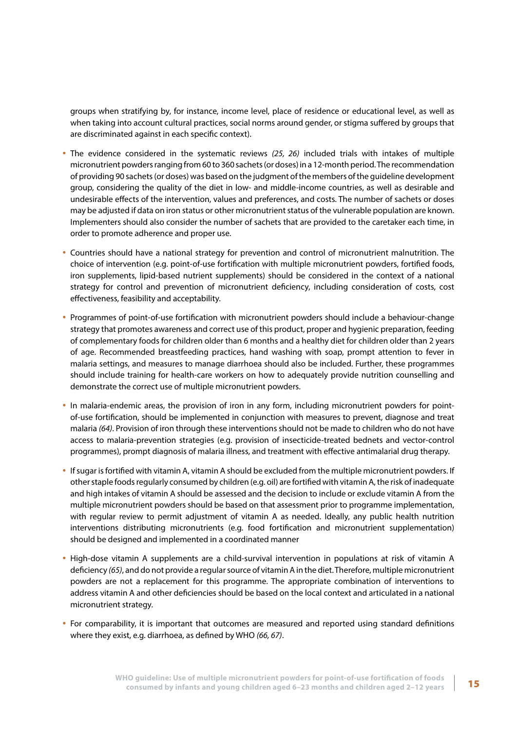groups when stratifying by, for instance, income level, place of residence or educational level, as well as when taking into account cultural practices, social norms around gender, or stigma suffered by groups that are discriminated against in each specific context).

- The evidence considered in the systematic reviews *(25, 26)* included trials with intakes of multiple micronutrient powders ranging from 60 to 360 sachets (or doses) in a 12-month period. The recommendation of providing 90 sachets (or doses) was based on the judgment of the members of the guideline development group, considering the quality of the diet in low- and middle-income countries, as well as desirable and undesirable effects of the intervention, values and preferences, and costs. The number of sachets or doses may be adjusted if data on iron status or other micronutrient status of the vulnerable population are known. Implementers should also consider the number of sachets that are provided to the caretaker each time, in order to promote adherence and proper use.
- Countries should have a national strategy for prevention and control of micronutrient malnutrition. The choice of intervention (e.g. point-of-use fortification with multiple micronutrient powders, fortified foods, iron supplements, lipid-based nutrient supplements) should be considered in the context of a national strategy for control and prevention of micronutrient deficiency, including consideration of costs, cost effectiveness, feasibility and acceptability.
- Programmes of point-of-use fortification with micronutrient powders should include a behaviour-change strategy that promotes awareness and correct use of this product, proper and hygienic preparation, feeding of complementary foods for children older than 6 months and a healthy diet for children older than 2 years of age. Recommended breastfeeding practices, hand washing with soap, prompt attention to fever in malaria settings, and measures to manage diarrhoea should also be included. Further, these programmes should include training for health-care workers on how to adequately provide nutrition counselling and demonstrate the correct use of multiple micronutrient powders.
- In malaria-endemic areas, the provision of iron in any form, including micronutrient powders for point-of-use fortification, should be implemented in conjunction with measures to prevent, diagnose and treat malaria *(64)*. Provision of iron through these interventions should not be made to children who do not have access to malaria-prevention strategies (e.g. provision of insecticide-treated bednets and vector-control programmes), prompt diagnosis of malaria illness, and treatment with effective antimalarial drug therapy.
- If sugar is fortified with vitamin A, vitamin A should be excluded from the multiple micronutrient powders. If other staple foods regularly consumed by children (e.g. oil) are fortified with vitamin A, the risk of inadequate and high intakes of vitamin A should be assessed and the decision to include or exclude vitamin A from the multiple micronutrient powders should be based on that assessment prior to programme implementation, with regular review to permit adjustment of vitamin A as needed. Ideally, any public health nutrition interventions distributing micronutrients (e.g. food fortification and micronutrient supplementation) should be designed and implemented in a coordinated manner
- High-dose vitamin A supplements are a child-survival intervention in populations at risk of vitamin A deficiency *(65)*, and do not provide a regular source of vitamin A in the diet. Therefore, multiple micronutrient powders are not a replacement for this programme. The appropriate combination of interventions to address vitamin A and other deficiencies should be based on the local context and articulated in a national micronutrient strategy.
- For comparability, it is important that outcomes are measured and reported using standard definitions where they exist, e.g. diarrhoea, as defined by WHO *(66, 67)*.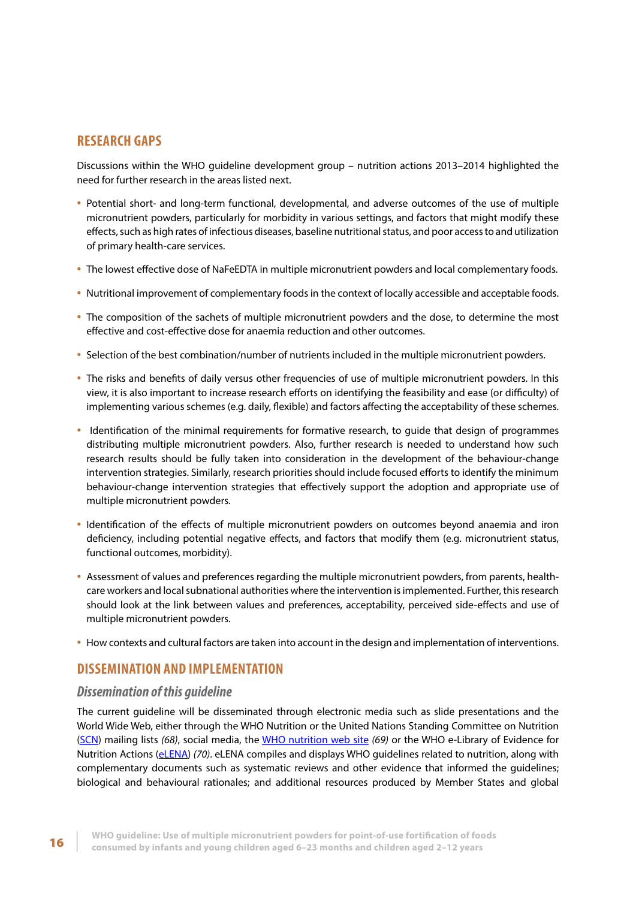## RESEARCH GAPS

Discussions within the WHO guideline development group – nutrition actions 2013–2014 highlighted the need for further research in the areas listed next.

- Potential short- and long-term functional, developmental, and adverse outcomes of the use of multiple micronutrient powders, particularly for morbidity in various settings, and factors that might modify these effects, such as high rates of infectious diseases, baseline nutritional status, and poor access to and utilization of primary health-care services.
- The lowest effective dose of NaFeEDTA in multiple micronutrient powders and local complementary foods.
- Nutritional improvement of complementary foods in the context of locally accessible and acceptable foods.
- The composition of the sachets of multiple micronutrient powders and the dose, to determine the most effective and cost-effective dose for anaemia reduction and other outcomes.
- Selection of the best combination/number of nutrients included in the multiple micronutrient powders.
- The risks and benefits of daily versus other frequencies of use of multiple micronutrient powders. In this view, it is also important to increase research efforts on identifying the feasibility and ease (or difficulty) of implementing various schemes (e.g. daily, flexible) and factors affecting the acceptability of these schemes.
- Identification of the minimal requirements for formative research, to guide that design of programmes distributing multiple micronutrient powders. Also, further research is needed to understand how such research results should be fully taken into consideration in the development of the behaviour-change intervention strategies. Similarly, research priorities should include focused efforts to identify the minimum behaviour-change intervention strategies that effectively support the adoption and appropriate use of multiple micronutrient powders.
- Identification of the effects of multiple micronutrient powders on outcomes beyond anaemia and iron deficiency, including potential negative effects, and factors that modify them (e.g. micronutrient status, functional outcomes, morbidity).
- Assessment of values and preferences regarding the multiple micronutrient powders, from parents, health-care workers and local subnational authorities where the intervention is implemented. Further, this research should look at the link between values and preferences, acceptability, perceived side-effects and use of multiple micronutrient powders.
- How contexts and cultural factors are taken into account in the design and implementation of interventions.

## DISSEMINATION AND IMPLEMENTATION

### *Dissemination of this guideline*

The current guideline will be disseminated through electronic media such as slide presentations and the World Wide Web, either through the WHO Nutrition or the United Nations Standing Committee on Nutrition (SCN) mailing lists *(68)*, social media, the WHO nutrition web site *(69)* or the WHO e-Library of Evidence for Nutrition Actions (eLENA) *(70)*. eLENA compiles and displays WHO guidelines related to nutrition, along with complementary documents such as systematic reviews and other evidence that informed the guidelines; biological and behavioural rationales; and additional resources produced by Member States and global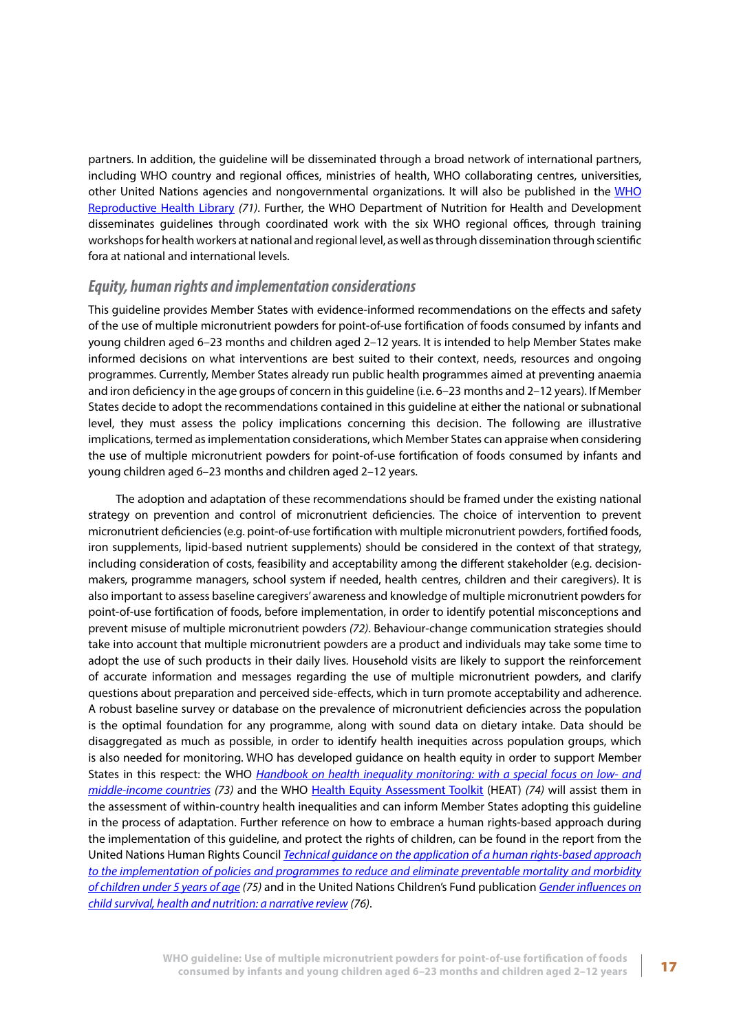partners. In addition, the guideline will be disseminated through a broad network of international partners, including WHO country and regional offices, ministries of health, WHO collaborating centres, universities, other United Nations agencies and nongovernmental organizations. It will also be published in the WHO Reproductive Health Library *(71)*. Further, the WHO Department of Nutrition for Health and Development disseminates guidelines through coordinated work with the six WHO regional offices, through training workshops for health workers at national and regional level, as well as through dissemination through scientific fora at national and international levels.

### *Equity, human rights and implementation considerations*

This guideline provides Member States with evidence-informed recommendations on the effects and safety of the use of multiple micronutrient powders for point-of-use fortification of foods consumed by infants and young children aged 6–23 months and children aged 2–12 years. It is intended to help Member States make informed decisions on what interventions are best suited to their context, needs, resources and ongoing programmes. Currently, Member States already run public health programmes aimed at preventing anaemia and iron deficiency in the age groups of concern in this guideline (i.e. 6–23 months and 2–12 years). If Member States decide to adopt the recommendations contained in this guideline at either the national or subnational level, they must assess the policy implications concerning this decision. The following are illustrative implications, termed as implementation considerations, which Member States can appraise when considering the use of multiple micronutrient powders for point-of-use fortification of foods consumed by infants and young children aged 6–23 months and children aged 2–12 years.

The adoption and adaptation of these recommendations should be framed under the existing national strategy on prevention and control of micronutrient deficiencies. The choice of intervention to prevent micronutrient deficiencies (e.g. point-of-use fortification with multiple micronutrient powders, fortified foods, iron supplements, lipid-based nutrient supplements) should be considered in the context of that strategy, including consideration of costs, feasibility and acceptability among the different stakeholder (e.g. decision-makers, programme managers, school system if needed, health centres, children and their caregivers). It is also important to assess baseline caregivers' awareness and knowledge of multiple micronutrient powders for point-of-use fortification of foods, before implementation, in order to identify potential misconceptions and prevent misuse of multiple micronutrient powders *(72)*. Behaviour-change communication strategies should take into account that multiple micronutrient powders are a product and individuals may take some time to adopt the use of such products in their daily lives. Household visits are likely to support the reinforcement of accurate information and messages regarding the use of multiple micronutrient powders, and clarify questions about preparation and perceived side-effects, which in turn promote acceptability and adherence. A robust baseline survey or database on the prevalence of micronutrient deficiencies across the population is the optimal foundation for any programme, along with sound data on dietary intake. Data should be disaggregated as much as possible, in order to identify health inequities across population groups, which is also needed for monitoring. WHO has developed guidance on health equity in order to support Member States in this respect: the WHO *Handbook on health inequality monitoring: with a special focus on low- and middle-income countries* *(73)* and the WHO Health Equity Assessment Toolkit (HEAT) *(74)* will assist them in the assessment of within-country health inequalities and can inform Member States adopting this guideline in the process of adaptation. Further reference on how to embrace a human rights-based approach during the implementation of this guideline, and protect the rights of children, can be found in the report from the United Nations Human Rights Council *Technical guidance on the application of a human rights-based approach to the implementation of policies and programmes to reduce and eliminate preventable mortality and morbidity of children under 5 years of age* *(75)* and in the United Nations Children's Fund publication *Gender influences on child survival, health and nutrition: a narrative review* *(76)*.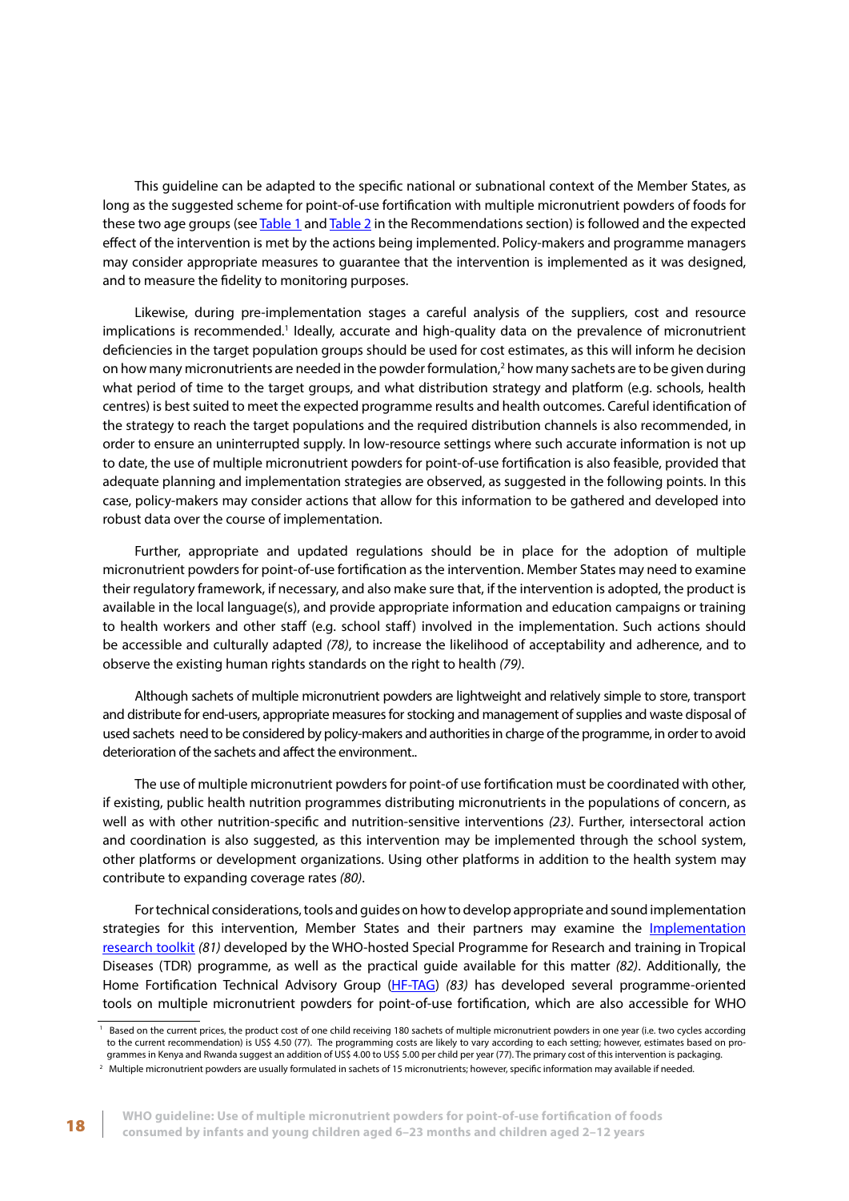This guideline can be adapted to the specific national or subnational context of the Member States, as long as the suggested scheme for point-of-use fortification with multiple micronutrient powders of foods for these two age groups (see Table 1 and Table 2 in the Recommendations section) is followed and the expected effect of the intervention is met by the actions being implemented. Policy-makers and programme managers may consider appropriate measures to guarantee that the intervention is implemented as it was designed, and to measure the fidelity to monitoring purposes.

Likewise, during pre-implementation stages a careful analysis of the suppliers, cost and resource implications is recommended.[1] Ideally, accurate and high-quality data on the prevalence of micronutrient deficiencies in the target population groups should be used for cost estimates, as this will inform he decision on how many micronutrients are needed in the powder formulation,[2] how many sachets are to be given during what period of time to the target groups, and what distribution strategy and platform (e.g. schools, health centres) is best suited to meet the expected programme results and health outcomes. Careful identification of the strategy to reach the target populations and the required distribution channels is also recommended, in order to ensure an uninterrupted supply. In low-resource settings where such accurate information is not up to date, the use of multiple micronutrient powders for point-of-use fortification is also feasible, provided that adequate planning and implementation strategies are observed, as suggested in the following points. In this case, policy-makers may consider actions that allow for this information to be gathered and developed into robust data over the course of implementation.

Further, appropriate and updated regulations should be in place for the adoption of multiple micronutrient powders for point-of-use fortification as the intervention. Member States may need to examine their regulatory framework, if necessary, and also make sure that, if the intervention is adopted, the product is available in the local language(s), and provide appropriate information and education campaigns or training to health workers and other staff (e.g. school staff) involved in the implementation. Such actions should be accessible and culturally adapted *(78)*, to increase the likelihood of acceptability and adherence, and to observe the existing human rights standards on the right to health *(79)*.

Although sachets of multiple micronutrient powders are lightweight and relatively simple to store, transport and distribute for end-users, appropriate measures for stocking and management of supplies and waste disposal of used sachets need to be considered by policy-makers and authorities in charge of the programme, in order to avoid deterioration of the sachets and affect the environment..

The use of multiple micronutrient powders for point-of use fortification must be coordinated with other, if existing, public health nutrition programmes distributing micronutrients in the populations of concern, as well as with other nutrition-specific and nutrition-sensitive interventions *(23)*. Further, intersectoral action and coordination is also suggested, as this intervention may be implemented through the school system, other platforms or development organizations. Using other platforms in addition to the health system may contribute to expanding coverage rates *(80)*.

For technical considerations, tools and guides on how to develop appropriate and sound implementation strategies for this intervention, Member States and their partners may examine the Implementation research toolkit *(81)* developed by the WHO-hosted Special Programme for Research and training in Tropical Diseases (TDR) programme, as well as the practical guide available for this matter *(82)*. Additionally, the Home Fortification Technical Advisory Group (HF-TAG) *(83)* has developed several programme-oriented tools on multiple micronutrient powders for point-of-use fortification, which are also accessible for WHO

---

[1] Based on the current prices, the product cost of one child receiving 180 sachets of multiple micronutrient powders in one year (i.e. two cycles according to the current recommendation) is US$ 4.50 (77). The programming costs are likely to vary according to each setting; however, estimates based on programmes in Kenya and Rwanda suggest an addition of US$ 4.00 to US$ 5.00 per child per year (77). The primary cost of this intervention is packaging.

[2] Multiple micronutrient powders are usually formulated in sachets of 15 micronutrients; however, specific information may available if needed.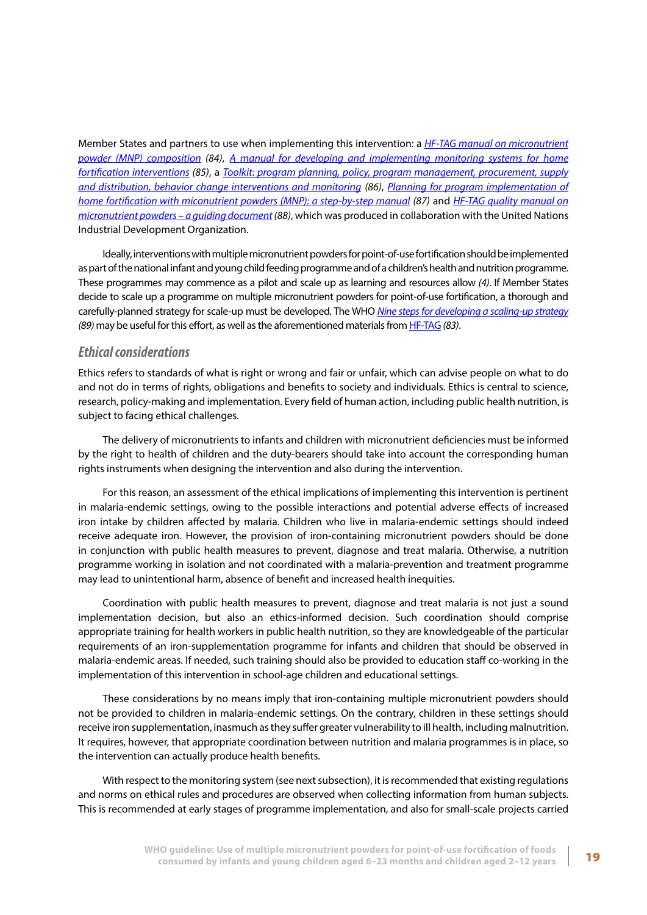Member States and partners to use when implementing this intervention: a *HF-TAG manual on micronutrient powder (MNP) composition* *(84)*, *A manual for developing and implementing monitoring systems for home fortification interventions* *(85)*, a *Toolkit: program planning, policy, program management, procurement, supply and distribution, behavior change interventions and monitoring* *(86)*, *Planning for program implementation of home fortification with miconutrient powders (MNP): a step-by-step manual* *(87)* and *HF-TAG quality manual on micronutrient powders – a guiding document* *(88)*, which was produced in collaboration with the United Nations Industrial Development Organization.

Ideally, interventions with multiple micronutrient powders for point-of-use fortification should be implemented as part of the national infant and young child feeding programme and of a children's health and nutrition programme. These programmes may commence as a pilot and scale up as learning and resources allow *(4)*. If Member States decide to scale up a programme on multiple micronutrient powders for point-of-use fortification, a thorough and carefully-planned strategy for scale-up must be developed. The WHO *Nine steps for developing a scaling-up strategy* *(89)* may be useful for this effort, as well as the aforementioned materials from HF-TAG *(83)*.

### *Ethical considerations*

Ethics refers to standards of what is right or wrong and fair or unfair, which can advise people on what to do and not do in terms of rights, obligations and benefits to society and individuals. Ethics is central to science, research, policy-making and implementation. Every field of human action, including public health nutrition, is subject to facing ethical challenges.

The delivery of micronutrients to infants and children with micronutrient deficiencies must be informed by the right to health of children and the duty-bearers should take into account the corresponding human rights instruments when designing the intervention and also during the intervention.

For this reason, an assessment of the ethical implications of implementing this intervention is pertinent in malaria-endemic settings, owing to the possible interactions and potential adverse effects of increased iron intake by children affected by malaria. Children who live in malaria-endemic settings should indeed receive adequate iron. However, the provision of iron-containing micronutrient powders should be done in conjunction with public health measures to prevent, diagnose and treat malaria. Otherwise, a nutrition programme working in isolation and not coordinated with a malaria-prevention and treatment programme may lead to unintentional harm, absence of benefit and increased health inequities.

Coordination with public health measures to prevent, diagnose and treat malaria is not just a sound implementation decision, but also an ethics-informed decision. Such coordination should comprise appropriate training for health workers in public health nutrition, so they are knowledgeable of the particular requirements of an iron-supplementation programme for infants and children that should be observed in malaria-endemic areas. If needed, such training should also be provided to education staff co-working in the implementation of this intervention in school-age children and educational settings.

These considerations by no means imply that iron-containing multiple micronutrient powders should not be provided to children in malaria-endemic settings. On the contrary, children in these settings should receive iron supplementation, inasmuch as they suffer greater vulnerability to ill health, including malnutrition. It requires, however, that appropriate coordination between nutrition and malaria programmes is in place, so the intervention can actually produce health benefits.

With respect to the monitoring system (see next subsection), it is recommended that existing regulations and norms on ethical rules and procedures are observed when collecting information from human subjects. This is recommended at early stages of programme implementation, and also for small-scale projects carried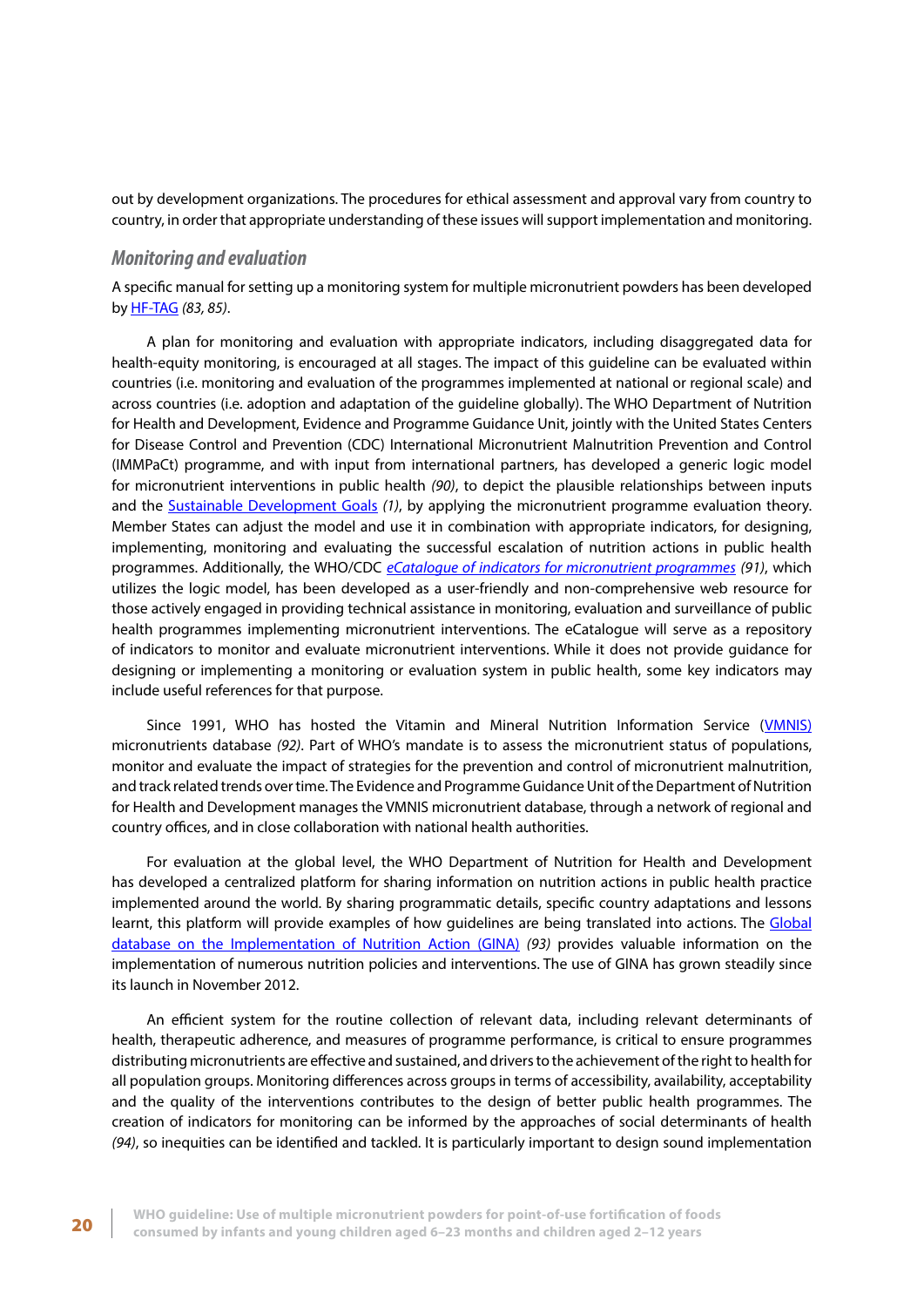out by development organizations. The procedures for ethical assessment and approval vary from country to country, in order that appropriate understanding of these issues will support implementation and monitoring.

### *Monitoring and evaluation*

A specific manual for setting up a monitoring system for multiple micronutrient powders has been developed by HF-TAG *(83, 85)*.

A plan for monitoring and evaluation with appropriate indicators, including disaggregated data for health-equity monitoring, is encouraged at all stages. The impact of this guideline can be evaluated within countries (i.e. monitoring and evaluation of the programmes implemented at national or regional scale) and across countries (i.e. adoption and adaptation of the guideline globally). The WHO Department of Nutrition for Health and Development, Evidence and Programme Guidance Unit, jointly with the United States Centers for Disease Control and Prevention (CDC) International Micronutrient Malnutrition Prevention and Control (IMMPaCt) programme, and with input from international partners, has developed a generic logic model for micronutrient interventions in public health *(90)*, to depict the plausible relationships between inputs and the Sustainable Development Goals *(1)*, by applying the micronutrient programme evaluation theory. Member States can adjust the model and use it in combination with appropriate indicators, for designing, implementing, monitoring and evaluating the successful escalation of nutrition actions in public health programmes. Additionally, the WHO/CDC *eCatalogue of indicators for micronutrient programmes* *(91)*, which utilizes the logic model, has been developed as a user-friendly and non-comprehensive web resource for those actively engaged in providing technical assistance in monitoring, evaluation and surveillance of public health programmes implementing micronutrient interventions. The eCatalogue will serve as a repository of indicators to monitor and evaluate micronutrient interventions. While it does not provide guidance for designing or implementing a monitoring or evaluation system in public health, some key indicators may include useful references for that purpose.

Since 1991, WHO has hosted the Vitamin and Mineral Nutrition Information Service (VMNIS) micronutrients database *(92)*. Part of WHO's mandate is to assess the micronutrient status of populations, monitor and evaluate the impact of strategies for the prevention and control of micronutrient malnutrition, and track related trends over time. The Evidence and Programme Guidance Unit of the Department of Nutrition for Health and Development manages the VMNIS micronutrient database, through a network of regional and country offices, and in close collaboration with national health authorities.

For evaluation at the global level, the WHO Department of Nutrition for Health and Development has developed a centralized platform for sharing information on nutrition actions in public health practice implemented around the world. By sharing programmatic details, specific country adaptations and lessons learnt, this platform will provide examples of how guidelines are being translated into actions. The Global database on the Implementation of Nutrition Action (GINA) *(93)* provides valuable information on the implementation of numerous nutrition policies and interventions. The use of GINA has grown steadily since its launch in November 2012.

An efficient system for the routine collection of relevant data, including relevant determinants of health, therapeutic adherence, and measures of programme performance, is critical to ensure programmes distributing micronutrients are effective and sustained, and drivers to the achievement of the right to health for all population groups. Monitoring differences across groups in terms of accessibility, availability, acceptability and the quality of the interventions contributes to the design of better public health programmes. The creation of indicators for monitoring can be informed by the approaches of social determinants of health *(94)*, so inequities can be identified and tackled. It is particularly important to design sound implementation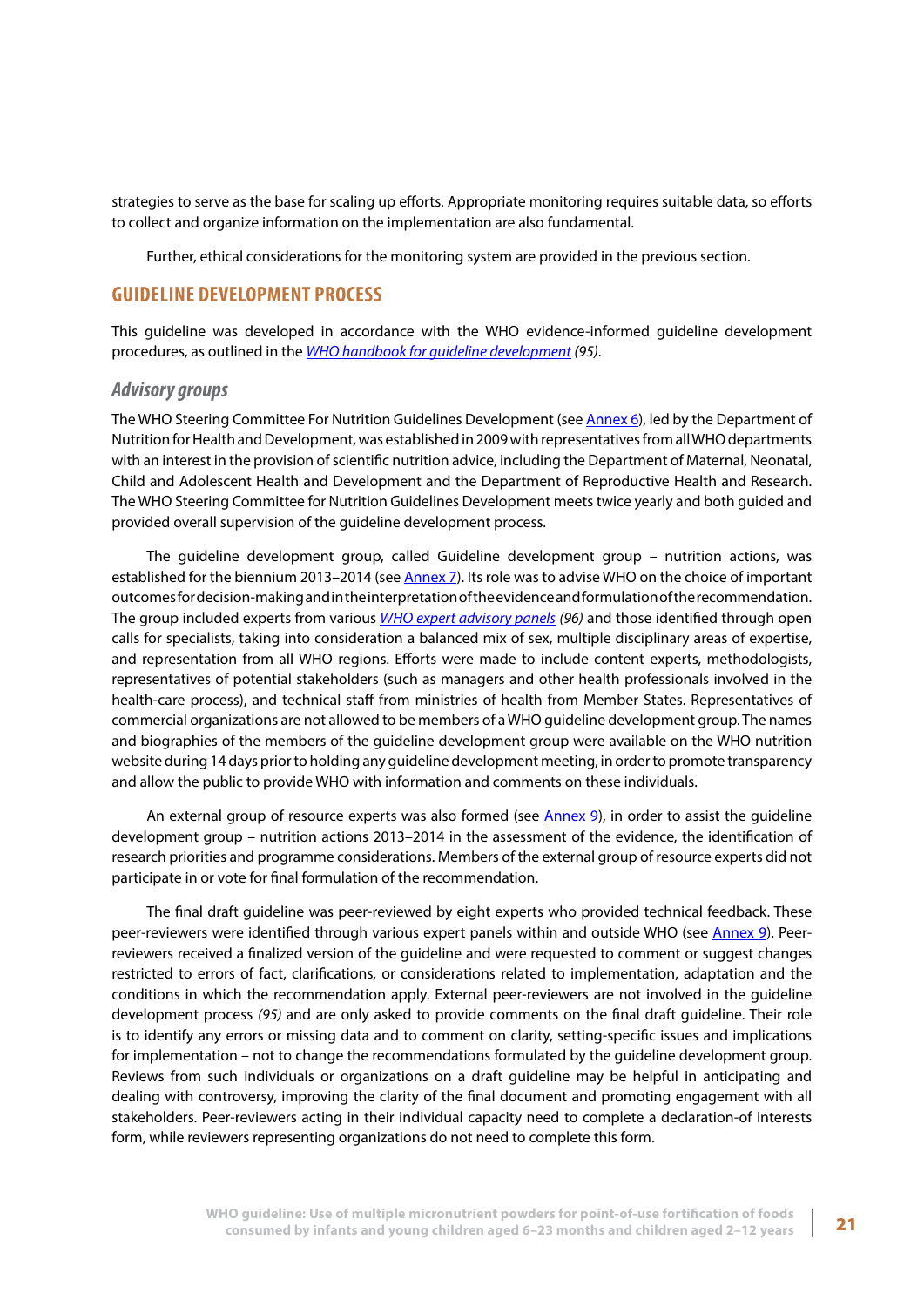strategies to serve as the base for scaling up efforts. Appropriate monitoring requires suitable data, so efforts to collect and organize information on the implementation are also fundamental.

Further, ethical considerations for the monitoring system are provided in the previous section.

## GUIDELINE DEVELOPMENT PROCESS

This guideline was developed in accordance with the WHO evidence-informed guideline development procedures, as outlined in the *WHO handbook for guideline development* *(95)*.

### *Advisory groups*

The WHO Steering Committee For Nutrition Guidelines Development (see Annex 6), led by the Department of Nutrition for Health and Development, was established in 2009 with representatives from all WHO departments with an interest in the provision of scientific nutrition advice, including the Department of Maternal, Neonatal, Child and Adolescent Health and Development and the Department of Reproductive Health and Research. The WHO Steering Committee for Nutrition Guidelines Development meets twice yearly and both guided and provided overall supervision of the guideline development process.

The guideline development group, called Guideline development group – nutrition actions, was established for the biennium 2013–2014 (see Annex 7). Its role was to advise WHO on the choice of important outcomes for decision-making and in the interpretation of the evidence and formulation of the recommendation. The group included experts from various *WHO expert advisory panels* *(96)* and those identified through open calls for specialists, taking into consideration a balanced mix of sex, multiple disciplinary areas of expertise, and representation from all WHO regions. Efforts were made to include content experts, methodologists, representatives of potential stakeholders (such as managers and other health professionals involved in the health-care process), and technical staff from ministries of health from Member States. Representatives of commercial organizations are not allowed to be members of a WHO guideline development group. The names and biographies of the members of the guideline development group were available on the WHO nutrition website during 14 days prior to holding any guideline development meeting, in order to promote transparency and allow the public to provide WHO with information and comments on these individuals.

An external group of resource experts was also formed (see Annex 9), in order to assist the guideline development group – nutrition actions 2013–2014 in the assessment of the evidence, the identification of research priorities and programme considerations. Members of the external group of resource experts did not participate in or vote for final formulation of the recommendation.

The final draft guideline was peer-reviewed by eight experts who provided technical feedback. These peer-reviewers were identified through various expert panels within and outside WHO (see Annex 9). Peer-reviewers received a finalized version of the guideline and were requested to comment or suggest changes restricted to errors of fact, clarifications, or considerations related to implementation, adaptation and the conditions in which the recommendation apply. External peer-reviewers are not involved in the guideline development process *(95)* and are only asked to provide comments on the final draft guideline. Their role is to identify any errors or missing data and to comment on clarity, setting-specific issues and implications for implementation – not to change the recommendations formulated by the guideline development group. Reviews from such individuals or organizations on a draft guideline may be helpful in anticipating and dealing with controversy, improving the clarity of the final document and promoting engagement with all stakeholders. Peer-reviewers acting in their individual capacity need to complete a declaration-of interests form, while reviewers representing organizations do not need to complete this form.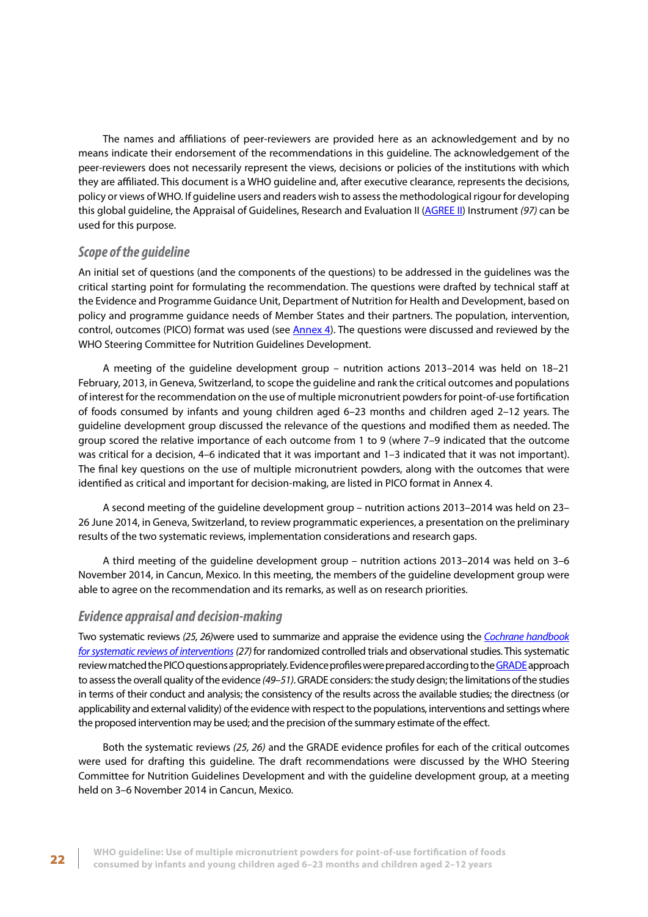The names and affiliations of peer-reviewers are provided here as an acknowledgement and by no means indicate their endorsement of the recommendations in this guideline. The acknowledgement of the peer-reviewers does not necessarily represent the views, decisions or policies of the institutions with which they are affiliated. This document is a WHO guideline and, after executive clearance, represents the decisions, policy or views of WHO. If guideline users and readers wish to assess the methodological rigour for developing this global guideline, the Appraisal of Guidelines, Research and Evaluation II (AGREE II) Instrument *(97)* can be used for this purpose.

## *Scope of the guideline*

An initial set of questions (and the components of the questions) to be addressed in the guidelines was the critical starting point for formulating the recommendation. The questions were drafted by technical staff at the Evidence and Programme Guidance Unit, Department of Nutrition for Health and Development, based on policy and programme guidance needs of Member States and their partners. The population, intervention, control, outcomes (PICO) format was used (see Annex 4). The questions were discussed and reviewed by the WHO Steering Committee for Nutrition Guidelines Development.

A meeting of the guideline development group – nutrition actions 2013–2014 was held on 18–21 February, 2013, in Geneva, Switzerland, to scope the guideline and rank the critical outcomes and populations of interest for the recommendation on the use of multiple micronutrient powders for point-of-use fortification of foods consumed by infants and young children aged 6–23 months and children aged 2–12 years. The guideline development group discussed the relevance of the questions and modified them as needed. The group scored the relative importance of each outcome from 1 to 9 (where 7–9 indicated that the outcome was critical for a decision, 4–6 indicated that it was important and 1–3 indicated that it was not important). The final key questions on the use of multiple micronutrient powders, along with the outcomes that were identified as critical and important for decision-making, are listed in PICO format in Annex 4.

A second meeting of the guideline development group – nutrition actions 2013–2014 was held on 23–26 June 2014, in Geneva, Switzerland, to review programmatic experiences, a presentation on the preliminary results of the two systematic reviews, implementation considerations and research gaps.

A third meeting of the guideline development group – nutrition actions 2013–2014 was held on 3–6 November 2014, in Cancun, Mexico. In this meeting, the members of the guideline development group were able to agree on the recommendation and its remarks, as well as on research priorities.

## *Evidence appraisal and decision-making*

Two systematic reviews *(25, 26)*were used to summarize and appraise the evidence using the *Cochrane handbook for systematic reviews of interventions* *(27)* for randomized controlled trials and observational studies. This systematic review matched the PICO questions appropriately. Evidence profiles were prepared according to the GRADE approach to assess the overall quality of the evidence *(49–51)*. GRADE considers: the study design; the limitations of the studies in terms of their conduct and analysis; the consistency of the results across the available studies; the directness (or applicability and external validity) of the evidence with respect to the populations, interventions and settings where the proposed intervention may be used; and the precision of the summary estimate of the effect.

Both the systematic reviews *(25, 26)* and the GRADE evidence profiles for each of the critical outcomes were used for drafting this guideline. The draft recommendations were discussed by the WHO Steering Committee for Nutrition Guidelines Development and with the guideline development group, at a meeting held on 3–6 November 2014 in Cancun, Mexico.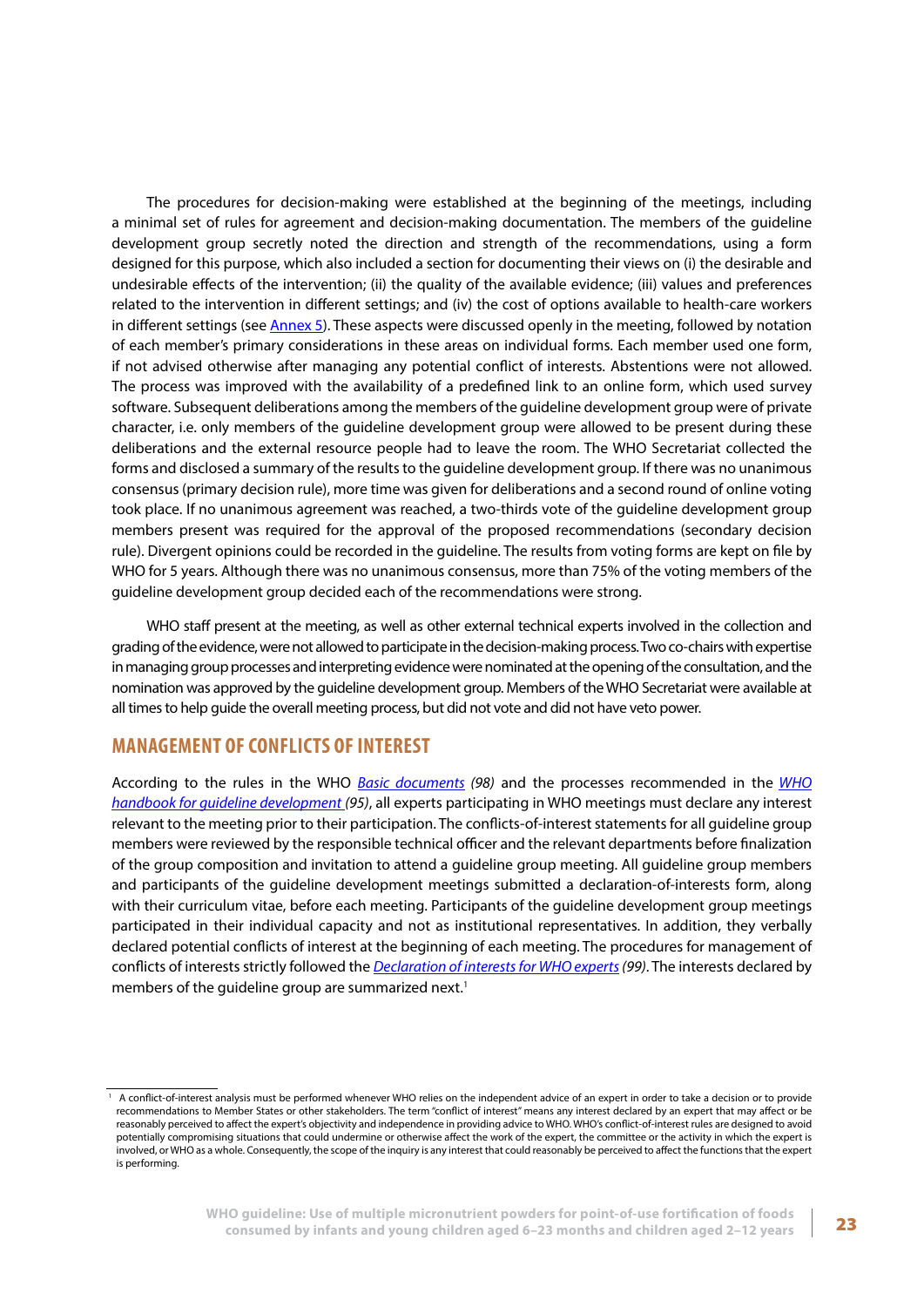The procedures for decision-making were established at the beginning of the meetings, including a minimal set of rules for agreement and decision-making documentation. The members of the guideline development group secretly noted the direction and strength of the recommendations, using a form designed for this purpose, which also included a section for documenting their views on (i) the desirable and undesirable effects of the intervention; (ii) the quality of the available evidence; (iii) values and preferences related to the intervention in different settings; and (iv) the cost of options available to health-care workers in different settings (see Annex 5). These aspects were discussed openly in the meeting, followed by notation of each member's primary considerations in these areas on individual forms. Each member used one form, if not advised otherwise after managing any potential conflict of interests. Abstentions were not allowed. The process was improved with the availability of a predefined link to an online form, which used survey software. Subsequent deliberations among the members of the guideline development group were of private character, i.e. only members of the guideline development group were allowed to be present during these deliberations and the external resource people had to leave the room. The WHO Secretariat collected the forms and disclosed a summary of the results to the guideline development group. If there was no unanimous consensus (primary decision rule), more time was given for deliberations and a second round of online voting took place. If no unanimous agreement was reached, a two-thirds vote of the guideline development group members present was required for the approval of the proposed recommendations (secondary decision rule). Divergent opinions could be recorded in the guideline. The results from voting forms are kept on file by WHO for 5 years. Although there was no unanimous consensus, more than 75% of the voting members of the guideline development group decided each of the recommendations were strong.

WHO staff present at the meeting, as well as other external technical experts involved in the collection and grading of the evidence, were not allowed to participate in the decision-making process. Two co-chairs with expertise in managing group processes and interpreting evidence were nominated at the opening of the consultation, and the nomination was approved by the guideline development group. Members of the WHO Secretariat were available at all times to help guide the overall meeting process, but did not vote and did not have veto power.

## MANAGEMENT OF CONFLICTS OF INTEREST

According to the rules in the WHO *Basic documents* *(98)* and the processes recommended in the *WHO handbook for guideline development* *(95)*, all experts participating in WHO meetings must declare any interest relevant to the meeting prior to their participation. The conflicts-of-interest statements for all guideline group members were reviewed by the responsible technical officer and the relevant departments before finalization of the group composition and invitation to attend a guideline group meeting. All guideline group members and participants of the guideline development meetings submitted a declaration-of-interests form, along with their curriculum vitae, before each meeting. Participants of the guideline development group meetings participated in their individual capacity and not as institutional representatives. In addition, they verbally declared potential conflicts of interest at the beginning of each meeting. The procedures for management of conflicts of interests strictly followed the *Declaration of interests for WHO experts* *(99)*. The interests declared by members of the guideline group are summarized next.[1]

[1] A conflict-of-interest analysis must be performed whenever WHO relies on the independent advice of an expert in order to take a decision or to provide recommendations to Member States or other stakeholders. The term "conflict of interest" means any interest declared by an expert that may affect or be reasonably perceived to affect the expert's objectivity and independence in providing advice to WHO. WHO's conflict-of-interest rules are designed to avoid potentially compromising situations that could undermine or otherwise affect the work of the expert, the committee or the activity in which the expert is involved, or WHO as a whole. Consequently, the scope of the inquiry is any interest that could reasonably be perceived to affect the functions that the expert is performing.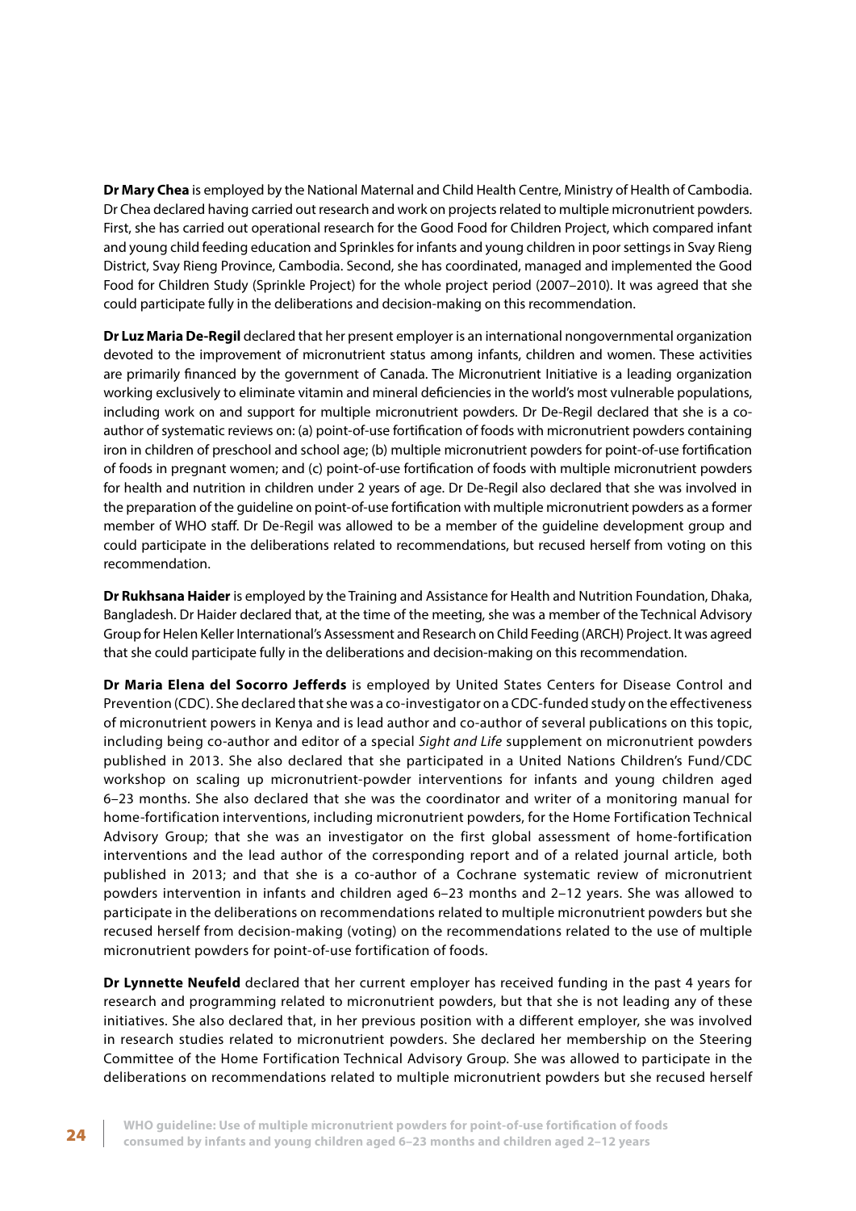**Dr Mary Chea** is employed by the National Maternal and Child Health Centre, Ministry of Health of Cambodia. Dr Chea declared having carried out research and work on projects related to multiple micronutrient powders. First, she has carried out operational research for the Good Food for Children Project, which compared infant and young child feeding education and Sprinkles for infants and young children in poor settings in Svay Rieng District, Svay Rieng Province, Cambodia. Second, she has coordinated, managed and implemented the Good Food for Children Study (Sprinkle Project) for the whole project period (2007–2010). It was agreed that she could participate fully in the deliberations and decision-making on this recommendation.

**Dr Luz Maria De-Regil** declared that her present employer is an international nongovernmental organization devoted to the improvement of micronutrient status among infants, children and women. These activities are primarily financed by the government of Canada. The Micronutrient Initiative is a leading organization working exclusively to eliminate vitamin and mineral deficiencies in the world's most vulnerable populations, including work on and support for multiple micronutrient powders. Dr De-Regil declared that she is a co-author of systematic reviews on: (a) point-of-use fortification of foods with micronutrient powders containing iron in children of preschool and school age; (b) multiple micronutrient powders for point-of-use fortification of foods in pregnant women; and (c) point-of-use fortification of foods with multiple micronutrient powders for health and nutrition in children under 2 years of age. Dr De-Regil also declared that she was involved in the preparation of the guideline on point-of-use fortification with multiple micronutrient powders as a former member of WHO staff. Dr De-Regil was allowed to be a member of the guideline development group and could participate in the deliberations related to recommendations, but recused herself from voting on this recommendation.

**Dr Rukhsana Haider** is employed by the Training and Assistance for Health and Nutrition Foundation, Dhaka, Bangladesh. Dr Haider declared that, at the time of the meeting, she was a member of the Technical Advisory Group for Helen Keller International's Assessment and Research on Child Feeding (ARCH) Project. It was agreed that she could participate fully in the deliberations and decision-making on this recommendation.

**Dr Maria Elena del Socorro Jefferds** is employed by United States Centers for Disease Control and Prevention (CDC). She declared that she was a co-investigator on a CDC-funded study on the effectiveness of micronutrient powers in Kenya and is lead author and co-author of several publications on this topic, including being co-author and editor of a special *Sight and Life* supplement on micronutrient powders published in 2013. She also declared that she participated in a United Nations Children's Fund/CDC workshop on scaling up micronutrient-powder interventions for infants and young children aged 6–23 months. She also declared that she was the coordinator and writer of a monitoring manual for home-fortification interventions, including micronutrient powders, for the Home Fortification Technical Advisory Group; that she was an investigator on the first global assessment of home-fortification interventions and the lead author of the corresponding report and of a related journal article, both published in 2013; and that she is a co-author of a Cochrane systematic review of micronutrient powders intervention in infants and children aged 6–23 months and 2–12 years. She was allowed to participate in the deliberations on recommendations related to multiple micronutrient powders but she recused herself from decision-making (voting) on the recommendations related to the use of multiple micronutrient powders for point-of-use fortification of foods.

**Dr Lynnette Neufeld** declared that her current employer has received funding in the past 4 years for research and programming related to micronutrient powders, but that she is not leading any of these initiatives. She also declared that, in her previous position with a different employer, she was involved in research studies related to micronutrient powders. She declared her membership on the Steering Committee of the Home Fortification Technical Advisory Group. She was allowed to participate in the deliberations on recommendations related to multiple micronutrient powders but she recused herself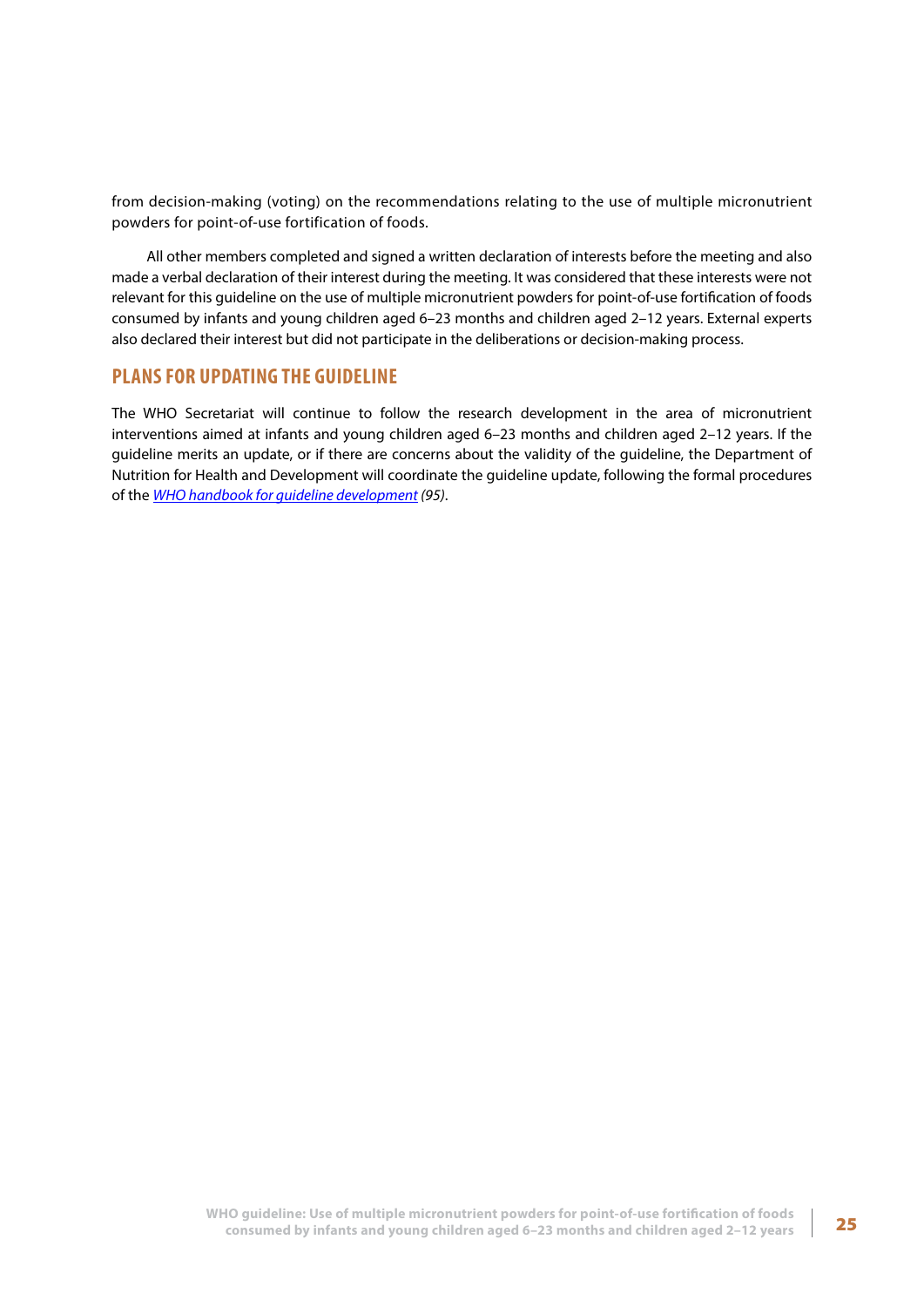from decision-making (voting) on the recommendations relating to the use of multiple micronutrient powders for point-of-use fortification of foods.

All other members completed and signed a written declaration of interests before the meeting and also made a verbal declaration of their interest during the meeting. It was considered that these interests were not relevant for this guideline on the use of multiple micronutrient powders for point-of-use fortification of foods consumed by infants and young children aged 6–23 months and children aged 2–12 years. External experts also declared their interest but did not participate in the deliberations or decision-making process.

## PLANS FOR UPDATING THE GUIDELINE

The WHO Secretariat will continue to follow the research development in the area of micronutrient interventions aimed at infants and young children aged 6–23 months and children aged 2–12 years. If the guideline merits an update, or if there are concerns about the validity of the guideline, the Department of Nutrition for Health and Development will coordinate the guideline update, following the formal procedures of the *WHO handbook for guideline development* *(95)*.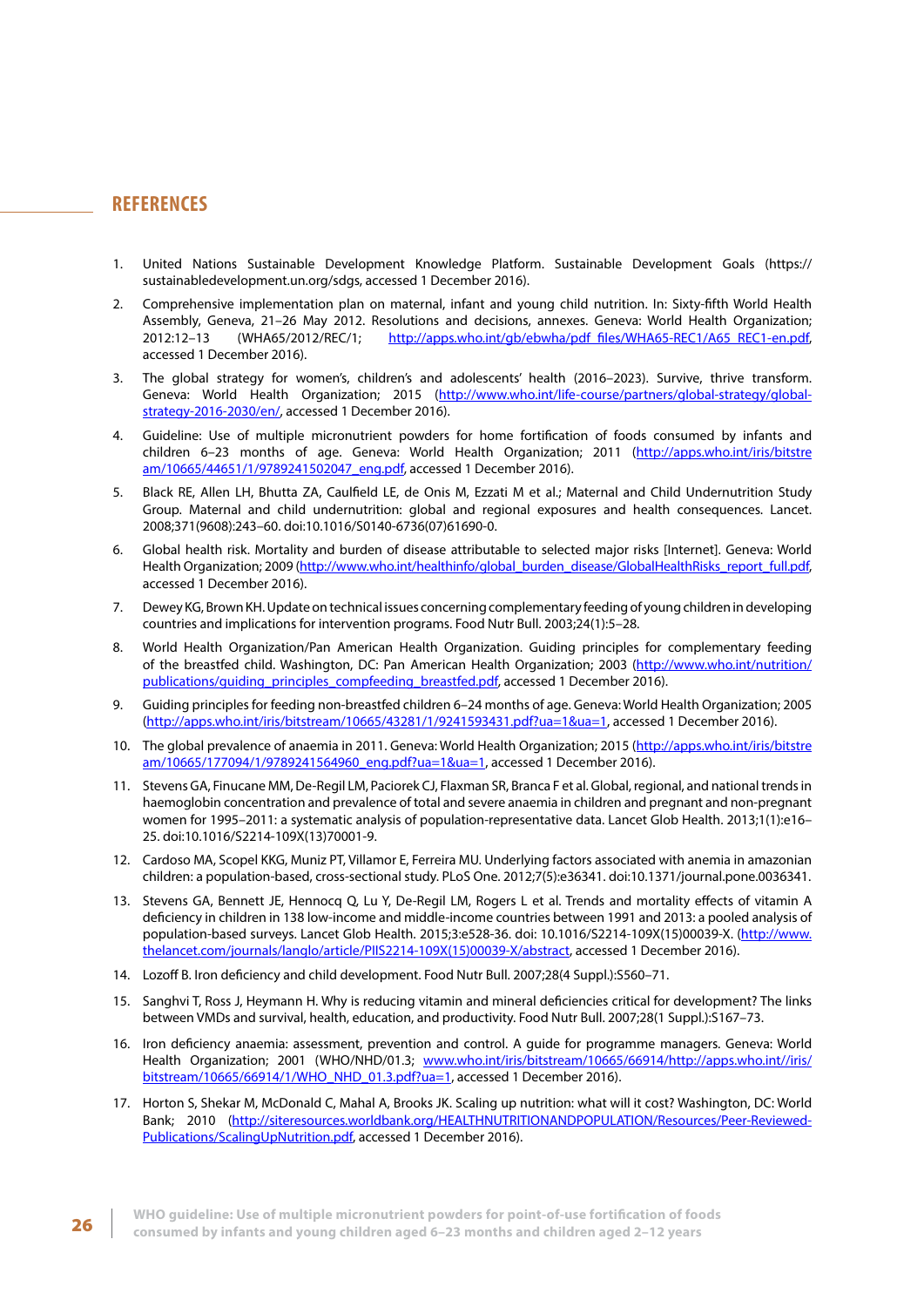## REFERENCES

1. United Nations Sustainable Development Knowledge Platform. Sustainable Development Goals (https://sustainabledevelopment.un.org/sdgs, accessed 1 December 2016).
2. Comprehensive implementation plan on maternal, infant and young child nutrition. In: Sixty-fifth World Health Assembly, Geneva, 21–26 May 2012. Resolutions and decisions, annexes. Geneva: World Health Organization; 2012:12–13 (WHA65/2012/REC/1; http://apps.who.int/gb/ebwha/pdf_files/WHA65-REC1/A65_REC1-en.pdf, accessed 1 December 2016).
3. The global strategy for women's, children's and adolescents' health (2016–2023). Survive, thrive transform. Geneva: World Health Organization; 2015 (http://www.who.int/life-course/partners/global-strategy/global-strategy-2016-2030/en/, accessed 1 December 2016).
4. Guideline: Use of multiple micronutrient powders for home fortification of foods consumed by infants and children 6–23 months of age. Geneva: World Health Organization; 2011 (http://apps.who.int/iris/bitstream/10665/44651/1/9789241502047_eng.pdf, accessed 1 December 2016).
5. Black RE, Allen LH, Bhutta ZA, Caulfield LE, de Onis M, Ezzati M et al.; Maternal and Child Undernutrition Study Group. Maternal and child undernutrition: global and regional exposures and health consequences. Lancet. 2008;371(9608):243–60. doi:10.1016/S0140-6736(07)61690-0.
6. Global health risk. Mortality and burden of disease attributable to selected major risks [Internet]. Geneva: World Health Organization; 2009 (http://www.who.int/healthinfo/global_burden_disease/GlobalHealthRisks_report_full.pdf, accessed 1 December 2016).
7. Dewey KG, Brown KH. Update on technical issues concerning complementary feeding of young children in developing countries and implications for intervention programs. Food Nutr Bull. 2003;24(1):5–28.
8. World Health Organization/Pan American Health Organization. Guiding principles for complementary feeding of the breastfed child. Washington, DC: Pan American Health Organization; 2003 (http://www.who.int/nutrition/publications/guiding_principles_compfeeding_breastfed.pdf, accessed 1 December 2016).
9. Guiding principles for feeding non-breastfed children 6–24 months of age. Geneva: World Health Organization; 2005 (http://apps.who.int/iris/bitstream/10665/43281/1/9241593431.pdf?ua=1&ua=1, accessed 1 December 2016).
10. The global prevalence of anaemia in 2011. Geneva: World Health Organization; 2015 (http://apps.who.int/iris/bitstream/10665/177094/1/9789241564960_eng.pdf?ua=1&ua=1, accessed 1 December 2016).
11. Stevens GA, Finucane MM, De-Regil LM, Paciorek CJ, Flaxman SR, Branca F et al. Global, regional, and national trends in haemoglobin concentration and prevalence of total and severe anaemia in children and pregnant and non-pregnant women for 1995–2011: a systematic analysis of population-representative data. Lancet Glob Health. 2013;1(1):e16–25. doi:10.1016/S2214-109X(13)70001-9.
12. Cardoso MA, Scopel KKG, Muniz PT, Villamor E, Ferreira MU. Underlying factors associated with anemia in amazonian children: a population-based, cross-sectional study. PLoS One. 2012;7(5):e36341. doi:10.1371/journal.pone.0036341.
13. Stevens GA, Bennett JE, Hennocq Q, Lu Y, De-Regil LM, Rogers L et al. Trends and mortality effects of vitamin A deficiency in children in 138 low-income and middle-income countries between 1991 and 2013: a pooled analysis of population-based surveys. Lancet Glob Health. 2015;3:e528-36. doi: 10.1016/S2214-109X(15)00039-X. (http://www.thelancet.com/journals/langlo/article/PIIS2214-109X(15)00039-X/abstract, accessed 1 December 2016).
14. Lozoff B. Iron deficiency and child development. Food Nutr Bull. 2007;28(4 Suppl.):S560–71.
15. Sanghvi T, Ross J, Heymann H. Why is reducing vitamin and mineral deficiencies critical for development? The links between VMDs and survival, health, education, and productivity. Food Nutr Bull. 2007;28(1 Suppl.):S167–73.
16. Iron deficiency anaemia: assessment, prevention and control. A guide for programme managers. Geneva: World Health Organization; 2001 (WHO/NHD/01.3; www.who.int/iris/bitstream/10665/66914/http://apps.who.int//iris/bitstream/10665/66914/1/WHO_NHD_01.3.pdf?ua=1, accessed 1 December 2016).
17. Horton S, Shekar M, McDonald C, Mahal A, Brooks JK. Scaling up nutrition: what will it cost? Washington, DC: World Bank; 2010 (http://siteresources.worldbank.org/HEALTHNUTRITIONANDPOPULATION/Resources/Peer-Reviewed-Publications/ScalingUpNutrition.pdf, accessed 1 December 2016).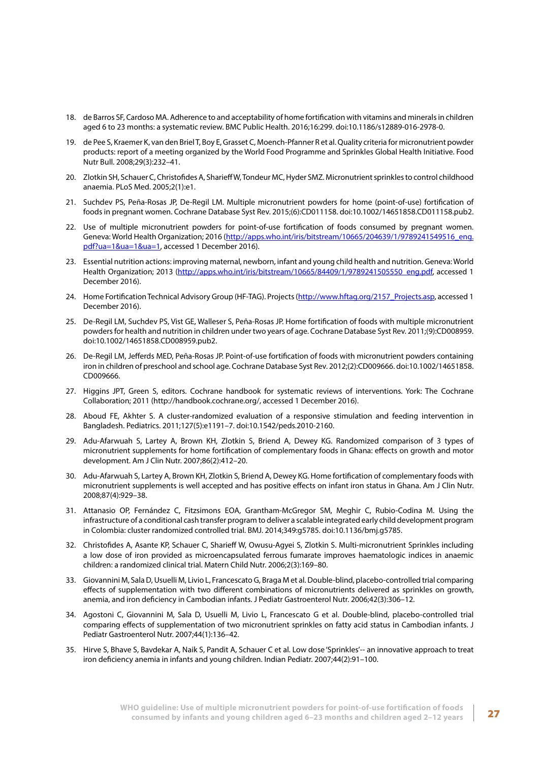18. de Barros SF, Cardoso MA. Adherence to and acceptability of home fortification with vitamins and minerals in children aged 6 to 23 months: a systematic review. BMC Public Health. 2016;16:299. doi:10.1186/s12889-016-2978-0.

19. de Pee S, Kraemer K, van den Briel T, Boy E, Grasset C, Moench-Pfanner R et al. Quality criteria for micronutrient powder products: report of a meeting organized by the World Food Programme and Sprinkles Global Health Initiative. Food Nutr Bull. 2008;29(3):232–41.

20. Zlotkin SH, Schauer C, Christofides A, Sharieff W, Tondeur MC, Hyder SMZ. Micronutrient sprinkles to control childhood anaemia. PLoS Med. 2005;2(1):e1.

21. Suchdev PS, Peña-Rosas JP, De-Regil LM. Multiple micronutrient powders for home (point-of-use) fortification of foods in pregnant women. Cochrane Database Syst Rev. 2015;(6):CD011158. doi:10.1002/14651858.CD011158.pub2.

22. Use of multiple micronutrient powders for point-of-use fortification of foods consumed by pregnant women. Geneva: World Health Organization; 2016 (http://apps.who.int/iris/bitstream/10665/204639/1/9789241549516_eng.pdf?ua=1&ua=1&ua=1, accessed 1 December 2016).

23. Essential nutrition actions: improving maternal, newborn, infant and young child health and nutrition. Geneva: World Health Organization; 2013 (http://apps.who.int/iris/bitstream/10665/84409/1/9789241505550_eng.pdf, accessed 1 December 2016).

24. Home Fortification Technical Advisory Group (HF-TAG). Projects (http://www.hftag.org/2157_Projects.asp, accessed 1 December 2016).

25. De-Regil LM, Suchdev PS, Vist GE, Walleser S, Peña-Rosas JP. Home fortification of foods with multiple micronutrient powders for health and nutrition in children under two years of age. Cochrane Database Syst Rev. 2011;(9):CD008959. doi:10.1002/14651858.CD008959.pub2.

26. De-Regil LM, Jefferds MED, Peña-Rosas JP. Point-of-use fortification of foods with micronutrient powders containing iron in children of preschool and school age. Cochrane Database Syst Rev. 2012;(2):CD009666. doi:10.1002/14651858.CD009666.

27. Higgins JPT, Green S, editors. Cochrane handbook for systematic reviews of interventions. York: The Cochrane Collaboration; 2011 (http://handbook.cochrane.org/, accessed 1 December 2016).

28. Aboud FE, Akhter S. A cluster-randomized evaluation of a responsive stimulation and feeding intervention in Bangladesh. Pediatrics. 2011;127(5):e1191–7. doi:10.1542/peds.2010-2160.

29. Adu-Afarwuah S, Lartey A, Brown KH, Zlotkin S, Briend A, Dewey KG. Randomized comparison of 3 types of micronutrient supplements for home fortification of complementary foods in Ghana: effects on growth and motor development. Am J Clin Nutr. 2007;86(2):412–20.

30. Adu-Afarwuah S, Lartey A, Brown KH, Zlotkin S, Briend A, Dewey KG. Home fortification of complementary foods with micronutrient supplements is well accepted and has positive effects on infant iron status in Ghana. Am J Clin Nutr. 2008;87(4):929–38.

31. Attanasio OP, Fernández C, Fitzsimons EOA, Grantham-McGregor SM, Meghir C, Rubio-Codina M. Using the infrastructure of a conditional cash transfer program to deliver a scalable integrated early child development program in Colombia: cluster randomized controlled trial. BMJ. 2014;349:g5785. doi:10.1136/bmj.g5785.

32. Christofides A, Asante KP, Schauer C, Sharieff W, Owusu-Agyei S, Zlotkin S. Multi-micronutrient Sprinkles including a low dose of iron provided as microencapsulated ferrous fumarate improves haematologic indices in anaemic children: a randomized clinical trial. Matern Child Nutr. 2006;2(3):169–80.

33. Giovannini M, Sala D, Usuelli M, Livio L, Francescato G, Braga M et al. Double-blind, placebo-controlled trial comparing effects of supplementation with two different combinations of micronutrients delivered as sprinkles on growth, anemia, and iron deficiency in Cambodian infants. J Pediatr Gastroenterol Nutr. 2006;42(3):306–12.

34. Agostoni C, Giovannini M, Sala D, Usuelli M, Livio L, Francescato G et al. Double-blind, placebo-controlled trial comparing effects of supplementation of two micronutrient sprinkles on fatty acid status in Cambodian infants. J Pediatr Gastroenterol Nutr. 2007;44(1):136–42.

35. Hirve S, Bhave S, Bavdekar A, Naik S, Pandit A, Schauer C et al. Low dose 'Sprinkles'-- an innovative approach to treat iron deficiency anemia in infants and young children. Indian Pediatr. 2007;44(2):91–100.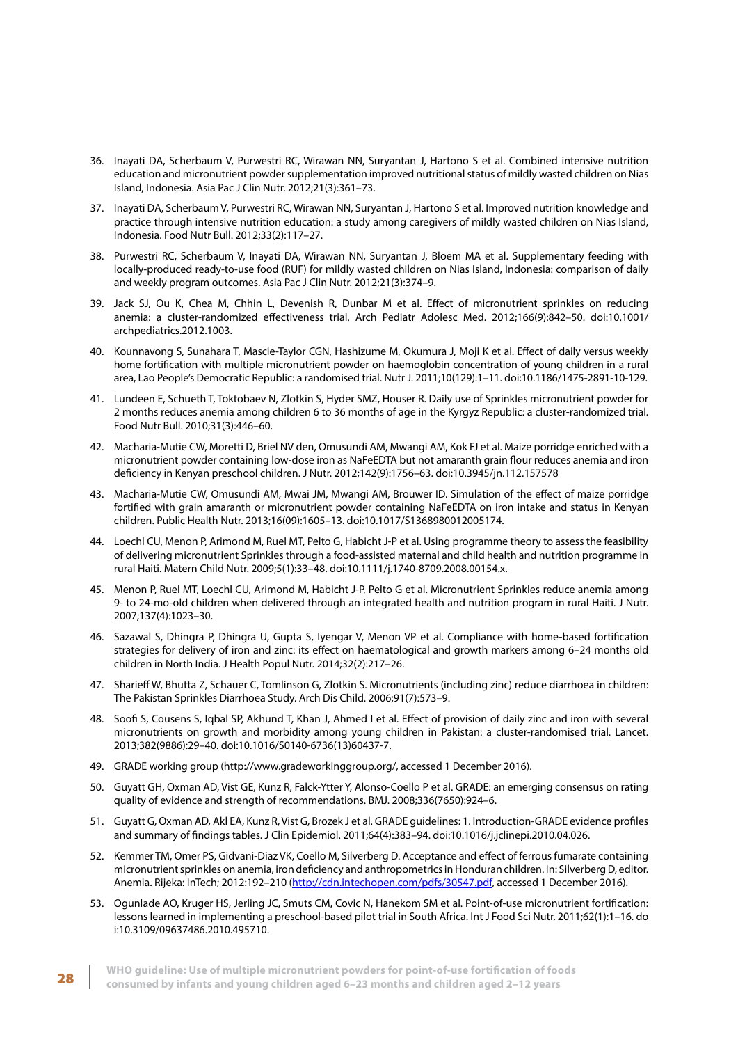36. Inayati DA, Scherbaum V, Purwestri RC, Wirawan NN, Suryantan J, Hartono S et al. Combined intensive nutrition education and micronutrient powder supplementation improved nutritional status of mildly wasted children on Nias Island, Indonesia. Asia Pac J Clin Nutr. 2012;21(3):361–73.

37. Inayati DA, Scherbaum V, Purwestri RC, Wirawan NN, Suryantan J, Hartono S et al. Improved nutrition knowledge and practice through intensive nutrition education: a study among caregivers of mildly wasted children on Nias Island, Indonesia. Food Nutr Bull. 2012;33(2):117–27.

38. Purwestri RC, Scherbaum V, Inayati DA, Wirawan NN, Suryantan J, Bloem MA et al. Supplementary feeding with locally-produced ready-to-use food (RUF) for mildly wasted children on Nias Island, Indonesia: comparison of daily and weekly program outcomes. Asia Pac J Clin Nutr. 2012;21(3):374–9.

39. Jack SJ, Ou K, Chea M, Chhin L, Devenish R, Dunbar M et al. Effect of micronutrient sprinkles on reducing anemia: a cluster-randomized effectiveness trial. Arch Pediatr Adolesc Med. 2012;166(9):842–50. doi:10.1001/archpediatrics.2012.1003.

40. Kounnavong S, Sunahara T, Mascie-Taylor CGN, Hashizume M, Okumura J, Moji K et al. Effect of daily versus weekly home fortification with multiple micronutrient powder on haemoglobin concentration of young children in a rural area, Lao People's Democratic Republic: a randomised trial. Nutr J. 2011;10(129):1–11. doi:10.1186/1475-2891-10-129.

41. Lundeen E, Schueth T, Toktobaev N, Zlotkin S, Hyder SMZ, Houser R. Daily use of Sprinkles micronutrient powder for 2 months reduces anemia among children 6 to 36 months of age in the Kyrgyz Republic: a cluster-randomized trial. Food Nutr Bull. 2010;31(3):446–60.

42. Macharia-Mutie CW, Moretti D, Briel NV den, Omusundi AM, Mwangi AM, Kok FJ et al. Maize porridge enriched with a micronutrient powder containing low-dose iron as NaFeEDTA but not amaranth grain flour reduces anemia and iron deficiency in Kenyan preschool children. J Nutr. 2012;142(9):1756–63. doi:10.3945/jn.112.157578

43. Macharia-Mutie CW, Omusundi AM, Mwai JM, Mwangi AM, Brouwer ID. Simulation of the effect of maize porridge fortified with grain amaranth or micronutrient powder containing NaFeEDTA on iron intake and status in Kenyan children. Public Health Nutr. 2013;16(09):1605–13. doi:10.1017/S1368980012005174.

44. Loechl CU, Menon P, Arimond M, Ruel MT, Pelto G, Habicht J-P et al. Using programme theory to assess the feasibility of delivering micronutrient Sprinkles through a food-assisted maternal and child health and nutrition programme in rural Haiti. Matern Child Nutr. 2009;5(1):33–48. doi:10.1111/j.1740-8709.2008.00154.x.

45. Menon P, Ruel MT, Loechl CU, Arimond M, Habicht J-P, Pelto G et al. Micronutrient Sprinkles reduce anemia among 9- to 24-mo-old children when delivered through an integrated health and nutrition program in rural Haiti. J Nutr. 2007;137(4):1023–30.

46. Sazawal S, Dhingra P, Dhingra U, Gupta S, Iyengar V, Menon VP et al. Compliance with home-based fortification strategies for delivery of iron and zinc: its effect on haematological and growth markers among 6–24 months old children in North India. J Health Popul Nutr. 2014;32(2):217–26.

47. Sharieff W, Bhutta Z, Schauer C, Tomlinson G, Zlotkin S. Micronutrients (including zinc) reduce diarrhoea in children: The Pakistan Sprinkles Diarrhoea Study. Arch Dis Child. 2006;91(7):573–9.

48. Soofi S, Cousens S, Iqbal SP, Akhund T, Khan J, Ahmed I et al. Effect of provision of daily zinc and iron with several micronutrients on growth and morbidity among young children in Pakistan: a cluster-randomised trial. Lancet. 2013;382(9886):29–40. doi:10.1016/S0140-6736(13)60437-7.

49. GRADE working group (http://www.gradeworkinggroup.org/, accessed 1 December 2016).

50. Guyatt GH, Oxman AD, Vist GE, Kunz R, Falck-Ytter Y, Alonso-Coello P et al. GRADE: an emerging consensus on rating quality of evidence and strength of recommendations. BMJ. 2008;336(7650):924–6.

51. Guyatt G, Oxman AD, Akl EA, Kunz R, Vist G, Brozek J et al. GRADE guidelines: 1. Introduction-GRADE evidence profiles and summary of findings tables. J Clin Epidemiol. 2011;64(4):383–94. doi:10.1016/j.jclinepi.2010.04.026.

52. Kemmer TM, Omer PS, Gidvani-Diaz VK, Coello M, Silverberg D. Acceptance and effect of ferrous fumarate containing micronutrient sprinkles on anemia, iron deficiency and anthropometrics in Honduran children. In: Silverberg D, editor. Anemia. Rijeka: InTech; 2012:192–210 (http://cdn.intechopen.com/pdfs/30547.pdf, accessed 1 December 2016).

53. Ogunlade AO, Kruger HS, Jerling JC, Smuts CM, Covic N, Hanekom SM et al. Point-of-use micronutrient fortification: lessons learned in implementing a preschool-based pilot trial in South Africa. Int J Food Sci Nutr. 2011;62(1):1–16. doi:10.3109/09637486.2010.495710.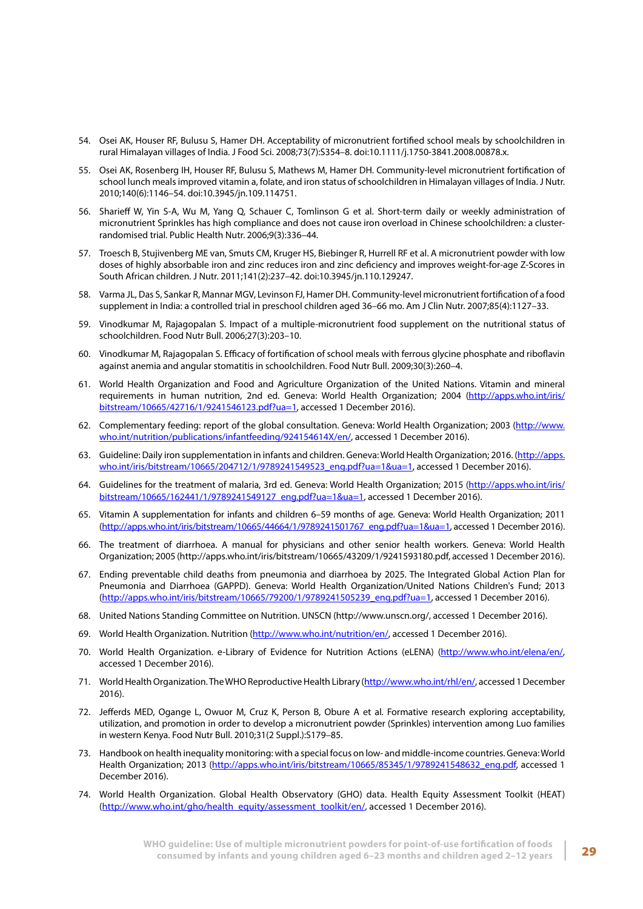54. Osei AK, Houser RF, Bulusu S, Hamer DH. Acceptability of micronutrient fortified school meals by schoolchildren in rural Himalayan villages of India. J Food Sci. 2008;73(7):S354–8. doi:10.1111/j.1750-3841.2008.00878.x.

55. Osei AK, Rosenberg IH, Houser RF, Bulusu S, Mathews M, Hamer DH. Community-level micronutrient fortification of school lunch meals improved vitamin a, folate, and iron status of schoolchildren in Himalayan villages of India. J Nutr. 2010;140(6):1146–54. doi:10.3945/jn.109.114751.

56. Sharieff W, Yin S-A, Wu M, Yang Q, Schauer C, Tomlinson G et al. Short-term daily or weekly administration of micronutrient Sprinkles has high compliance and does not cause iron overload in Chinese schoolchildren: a cluster-randomised trial. Public Health Nutr. 2006;9(3):336–44.

57. Troesch B, Stujivenberg ME van, Smuts CM, Kruger HS, Biebinger R, Hurrell RF et al. A micronutrient powder with low doses of highly absorbable iron and zinc reduces iron and zinc deficiency and improves weight-for-age Z-Scores in South African children. J Nutr. 2011;141(2):237–42. doi:10.3945/jn.110.129247.

58. Varma JL, Das S, Sankar R, Mannar MGV, Levinson FJ, Hamer DH. Community-level micronutrient fortification of a food supplement in India: a controlled trial in preschool children aged 36–66 mo. Am J Clin Nutr. 2007;85(4):1127–33.

59. Vinodkumar M, Rajagopalan S. Impact of a multiple-micronutrient food supplement on the nutritional status of schoolchildren. Food Nutr Bull. 2006;27(3):203–10.

60. Vinodkumar M, Rajagopalan S. Efficacy of fortification of school meals with ferrous glycine phosphate and riboflavin against anemia and angular stomatitis in schoolchildren. Food Nutr Bull. 2009;30(3):260–4.

61. World Health Organization and Food and Agriculture Organization of the United Nations. Vitamin and mineral requirements in human nutrition, 2nd ed. Geneva: World Health Organization; 2004 (http://apps.who.int/iris/bitstream/10665/42716/1/9241546123.pdf?ua=1, accessed 1 December 2016).

62. Complementary feeding: report of the global consultation. Geneva: World Health Organization; 2003 (http://www.who.int/nutrition/publications/infantfeeding/924154614X/en/, accessed 1 December 2016).

63. Guideline: Daily iron supplementation in infants and children. Geneva: World Health Organization; 2016. (http://apps.who.int/iris/bitstream/10665/204712/1/9789241549523_eng.pdf?ua=1&ua=1, accessed 1 December 2016).

64. Guidelines for the treatment of malaria, 3rd ed. Geneva: World Health Organization; 2015 (http://apps.who.int/iris/bitstream/10665/162441/1/9789241549127_eng.pdf?ua=1&ua=1, accessed 1 December 2016).

65. Vitamin A supplementation for infants and children 6–59 months of age. Geneva: World Health Organization; 2011 (http://apps.who.int/iris/bitstream/10665/44664/1/9789241501767_eng.pdf?ua=1&ua=1, accessed 1 December 2016).

66. The treatment of diarrhoea. A manual for physicians and other senior health workers. Geneva: World Health Organization; 2005 (http://apps.who.int/iris/bitstream/10665/43209/1/9241593180.pdf, accessed 1 December 2016).

67. Ending preventable child deaths from pneumonia and diarrhoea by 2025. The Integrated Global Action Plan for Pneumonia and Diarrhoea (GAPPD). Geneva: World Health Organization/United Nations Children's Fund; 2013 (http://apps.who.int/iris/bitstream/10665/79200/1/9789241505239_eng.pdf?ua=1, accessed 1 December 2016).

68. United Nations Standing Committee on Nutrition. UNSCN (http://www.unscn.org/, accessed 1 December 2016).

69. World Health Organization. Nutrition (http://www.who.int/nutrition/en/, accessed 1 December 2016).

70. World Health Organization. e-Library of Evidence for Nutrition Actions (eLENA) (http://www.who.int/elena/en/, accessed 1 December 2016).

71. World Health Organization. The WHO Reproductive Health Library (http://www.who.int/rhl/en/, accessed 1 December 2016).

72. Jefferds MED, Ogange L, Owuor M, Cruz K, Person B, Obure A et al. Formative research exploring acceptability, utilization, and promotion in order to develop a micronutrient powder (Sprinkles) intervention among Luo families in western Kenya. Food Nutr Bull. 2010;31(2 Suppl.):S179–85.

73. Handbook on health inequality monitoring: with a special focus on low- and middle-income countries. Geneva: World Health Organization; 2013 (http://apps.who.int/iris/bitstream/10665/85345/1/9789241548632_eng.pdf, accessed 1 December 2016).

74. World Health Organization. Global Health Observatory (GHO) data. Health Equity Assessment Toolkit (HEAT) (http://www.who.int/gho/health_equity/assessment_toolkit/en/, accessed 1 December 2016).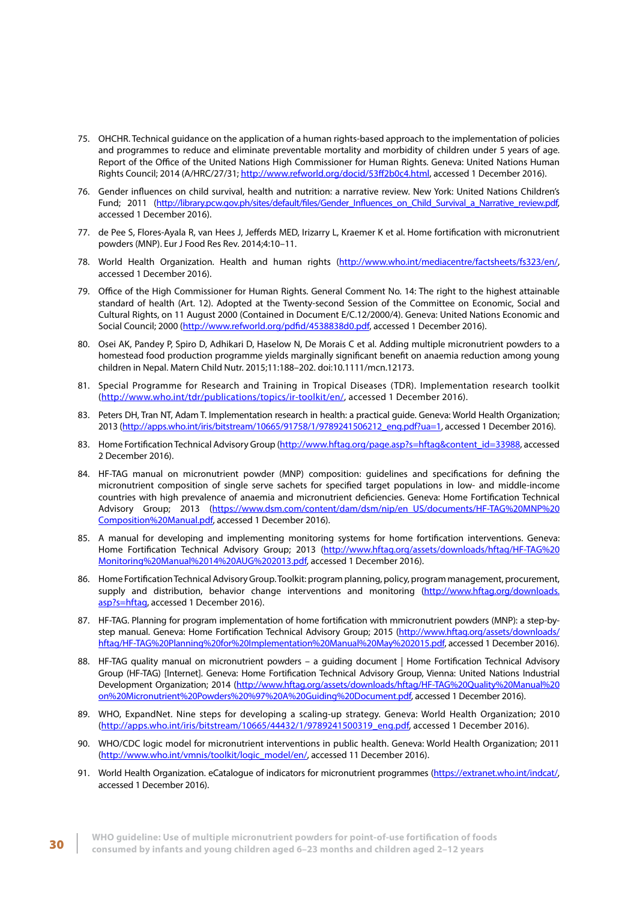75. OHCHR. Technical guidance on the application of a human rights-based approach to the implementation of policies and programmes to reduce and eliminate preventable mortality and morbidity of children under 5 years of age. Report of the Office of the United Nations High Commissioner for Human Rights. Geneva: United Nations Human Rights Council; 2014 (A/HRC/27/31; http://www.refworld.org/docid/53ff2b0c4.html, accessed 1 December 2016).

76. Gender influences on child survival, health and nutrition: a narrative review. New York: United Nations Children's Fund; 2011 (http://library.pcw.gov.ph/sites/default/files/Gender_Influences_on_Child_Survival_a_Narrative_review.pdf, accessed 1 December 2016).

77. de Pee S, Flores-Ayala R, van Hees J, Jefferds MED, Irizarry L, Kraemer K et al. Home fortification with micronutrient powders (MNP). Eur J Food Res Rev. 2014;4:10–11.

78. World Health Organization. Health and human rights (http://www.who.int/mediacentre/factsheets/fs323/en/, accessed 1 December 2016).

79. Office of the High Commissioner for Human Rights. General Comment No. 14: The right to the highest attainable standard of health (Art. 12). Adopted at the Twenty-second Session of the Committee on Economic, Social and Cultural Rights, on 11 August 2000 (Contained in Document E/C.12/2000/4). Geneva: United Nations Economic and Social Council; 2000 (http://www.refworld.org/pdfid/4538838d0.pdf, accessed 1 December 2016).

80. Osei AK, Pandey P, Spiro D, Adhikari D, Haselow N, De Morais C et al. Adding multiple micronutrient powders to a homestead food production programme yields marginally significant benefit on anaemia reduction among young children in Nepal. Matern Child Nutr. 2015;11:188–202. doi:10.1111/mcn.12173.

81. Special Programme for Research and Training in Tropical Diseases (TDR). Implementation research toolkit (http://www.who.int/tdr/publications/topics/ir-toolkit/en/, accessed 1 December 2016).

83. Peters DH, Tran NT, Adam T. Implementation research in health: a practical guide. Geneva: World Health Organization; 2013 (http://apps.who.int/iris/bitstream/10665/91758/1/9789241506212_eng.pdf?ua=1, accessed 1 December 2016).

83. Home Fortification Technical Advisory Group (http://www.hftag.org/page.asp?s=hftag&content_id=33988, accessed 2 December 2016).

84. HF-TAG manual on micronutrient powder (MNP) composition: guidelines and specifications for defining the micronutrient composition of single serve sachets for specified target populations in low- and middle-income countries with high prevalence of anaemia and micronutrient deficiencies. Geneva: Home Fortification Technical Advisory Group; 2013 (https://www.dsm.com/content/dam/dsm/nip/en_US/documents/HF-TAG%20MNP%20Composition%20Manual.pdf, accessed 1 December 2016).

85. A manual for developing and implementing monitoring systems for home fortification interventions. Geneva: Home Fortification Technical Advisory Group; 2013 (http://www.hftag.org/assets/downloads/hftag/HF-TAG%20Monitoring%20Manual%2014%20AUG%202013.pdf, accessed 1 December 2016).

86. Home Fortification Technical Advisory Group. Toolkit: program planning, policy, program management, procurement, supply and distribution, behavior change interventions and monitoring (http://www.hftag.org/downloads.asp?s=hftag, accessed 1 December 2016).

87. HF-TAG. Planning for program implementation of home fortification with mmicronutrient powders (MNP): a step-by-step manual. Geneva: Home Fortification Technical Advisory Group; 2015 (http://www.hftag.org/assets/downloads/hftag/HF-TAG%20Planning%20for%20Implementation%20Manual%20May%202015.pdf, accessed 1 December 2016).

88. HF-TAG quality manual on micronutrient powders – a guiding document | Home Fortification Technical Advisory Group (HF-TAG) [Internet]. Geneva: Home Fortification Technical Advisory Group, Vienna: United Nations Industrial Development Organization; 2014 (http://www.hftag.org/assets/downloads/hftag/HF-TAG%20Quality%20Manual%20on%20Micronutrient%20Powders%20%97%20A%20Guiding%20Document.pdf, accessed 1 December 2016).

89. WHO, ExpandNet. Nine steps for developing a scaling-up strategy. Geneva: World Health Organization; 2010 (http://apps.who.int/iris/bitstream/10665/44432/1/9789241500319_eng.pdf, accessed 1 December 2016).

90. WHO/CDC logic model for micronutrient interventions in public health. Geneva: World Health Organization; 2011 (http://www.who.int/vmnis/toolkit/logic_model/en/, accessed 11 December 2016).

91. World Health Organization. eCatalogue of indicators for micronutrient programmes (https://extranet.who.int/indcat/, accessed 1 December 2016).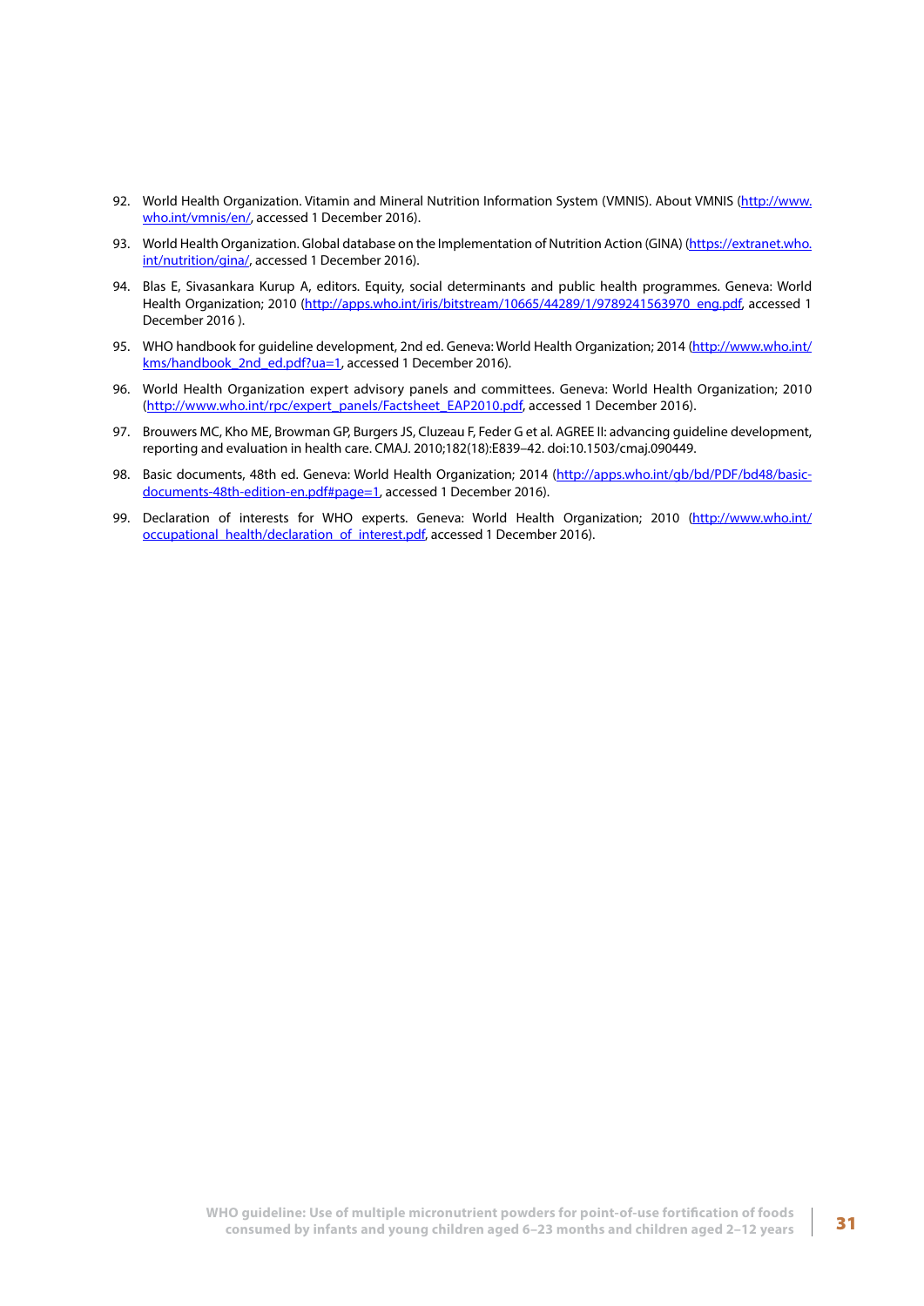92. World Health Organization. Vitamin and Mineral Nutrition Information System (VMNIS). About VMNIS (http://www.who.int/vmnis/en/, accessed 1 December 2016).

93. World Health Organization. Global database on the Implementation of Nutrition Action (GINA) (https://extranet.who.int/nutrition/gina/, accessed 1 December 2016).

94. Blas E, Sivasankara Kurup A, editors. Equity, social determinants and public health programmes. Geneva: World Health Organization; 2010 (http://apps.who.int/iris/bitstream/10665/44289/1/9789241563970_eng.pdf, accessed 1 December 2016 ).

95. WHO handbook for guideline development, 2nd ed. Geneva: World Health Organization; 2014 (http://www.who.int/kms/handbook_2nd_ed.pdf?ua=1, accessed 1 December 2016).

96. World Health Organization expert advisory panels and committees. Geneva: World Health Organization; 2010 (http://www.who.int/rpc/expert_panels/Factsheet_EAP2010.pdf, accessed 1 December 2016).

97. Brouwers MC, Kho ME, Browman GP, Burgers JS, Cluzeau F, Feder G et al. AGREE II: advancing guideline development, reporting and evaluation in health care. CMAJ. 2010;182(18):E839–42. doi:10.1503/cmaj.090449.

98. Basic documents, 48th ed. Geneva: World Health Organization; 2014 (http://apps.who.int/gb/bd/PDF/bd48/basic-documents-48th-edition-en.pdf#page=1, accessed 1 December 2016).

99. Declaration of interests for WHO experts. Geneva: World Health Organization; 2010 (http://www.who.int/occupational_health/declaration_of_interest.pdf, accessed 1 December 2016).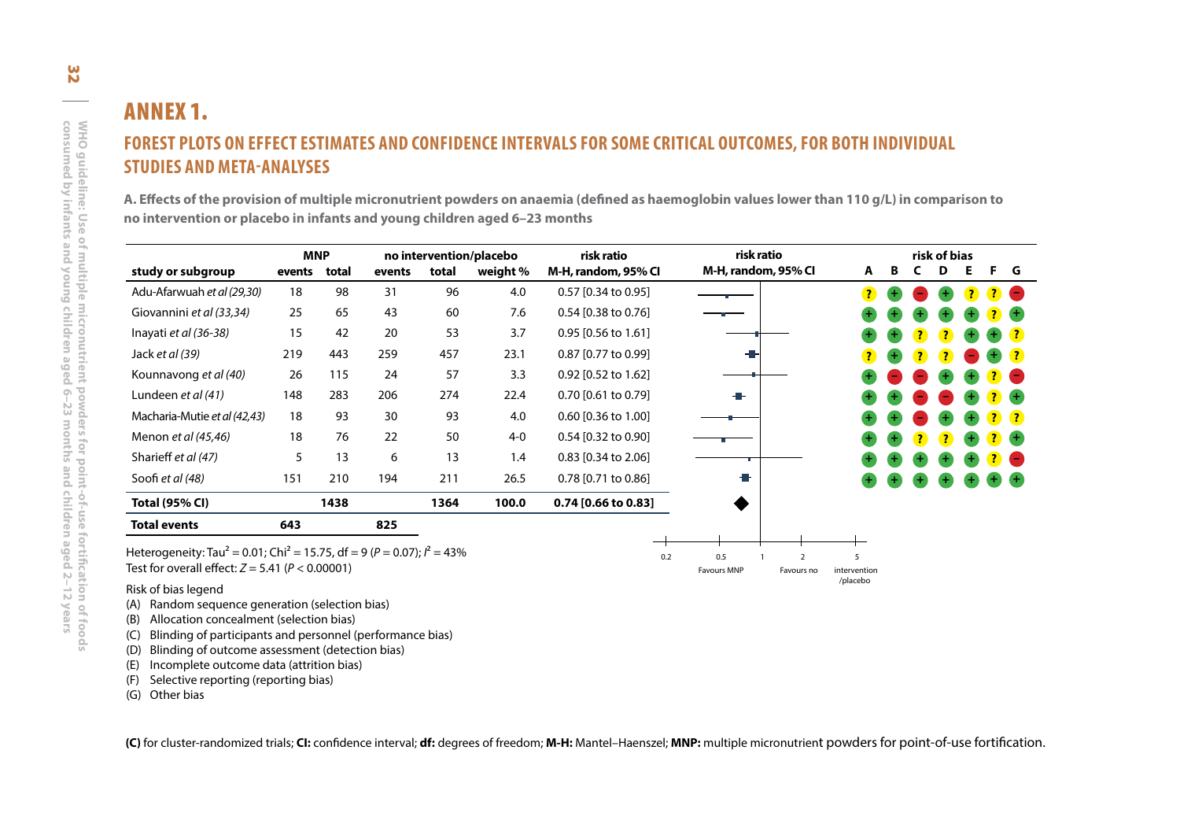# ANNEX 1.

## FOREST PLOTS ON EFFECT ESTIMATES AND CONFIDENCE INTERVALS FOR SOME CRITICAL OUTCOMES, FOR BOTH INDIVIDUAL STUDIES AND META-ANALYSES

**A. Effects of the provision of multiple micronutrient powders on anaemia (defined as haemoglobin values lower than 110 g/L) in comparison to no intervention or placebo in infants and young children aged 6–23 months**

| | MNP | | no intervention/placebo | | | risk ratio | risk of bias | | | | | | |
|---|---|---|---|---|---|---|---|---|---|---|---|---|---|
| **study or subgroup** | **events** | **total** | **events** | **total** | **weight %** | **M-H, random, 95% CI** | **A** | **B** | **C** | **D** | **E** | **F** | **G** |
| Adu-Afarwuah *et al (29,30)* | 18 | 98 | 31 | 96 | 4.0 | 0.57 [0.34 to 0.95] | ? | + | – | + | ? | ? | – |
| Giovannini *et al (33,34)* | 25 | 65 | 43 | 60 | 7.6 | 0.54 [0.38 to 0.76] | + | + | + | + | + | ? | + |
| Inayati *et al (36-38)* | 15 | 42 | 20 | 53 | 3.7 | 0.95 [0.56 to 1.61] | + | + | ? | ? | + | + | ? |
| Jack *et al (39)* | 219 | 443 | 259 | 457 | 23.1 | 0.87 [0.77 to 0.99] | ? | + | ? | ? | – | + | ? |
| Kounnavong *et al (40)* | 26 | 115 | 24 | 57 | 3.3 | 0.92 [0.52 to 1.62] | + | – | – | + | + | ? | – |
| Lundeen *et al (41)* | 148 | 283 | 206 | 274 | 22.4 | 0.70 [0.61 to 0.79] | + | + | – | – | + | ? | + |
| Macharia-Mutie *et al (42,43)* | 18 | 93 | 30 | 93 | 4.0 | 0.60 [0.36 to 1.00] | + | + | – | + | + | ? | ? |
| Menon *et al (45,46)* | 18 | 76 | 22 | 50 | 4-0 | 0.54 [0.32 to 0.90] | + | + | ? | ? | + | ? | + |
| Sharieff *et al (47)* | 5 | 13 | 6 | 13 | 1.4 | 0.83 [0.34 to 2.06] | + | + | + | + | + | ? | – |
| Soofi *et al (48)* | 151 | 210 | 194 | 211 | 26.5 | 0.78 [0.71 to 0.86] | + | + | + | + | + | + | + |
| **Total (95% CI)** | | **1438** | | **1364** | **100.0** | **0.74 [0.66 to 0.83]** | | | | | | | |
| **Total events** | **643** | | **825** | | | | | | | | | | |

Heterogeneity: $Tau^2 = 0.01$; $Chi^2 = 15.75$, $df = 9$ ($P = 0.07$); $I^2 = 43\%$

Test for overall effect: $Z = 5.41$ ($P < 0.00001$)

Axis: 0.2, 0.5, 1, 2, 5 — Favours MNP / Favours no intervention/placebo

Risk of bias legend

(A) Random sequence generation (selection bias)
(B) Allocation concealment (selection bias)
(C) Blinding of participants and personnel (performance bias)
(D) Blinding of outcome assessment (detection bias)
(E) Incomplete outcome data (attrition bias)
(F) Selective reporting (reporting bias)
(G) Other bias

**(C)** for cluster-randomized trials; **CI:** confidence interval; **df:** degrees of freedom; **M-H:** Mantel–Haenszel; **MNP:** multiple micronutrient powders for point-of-use fortification.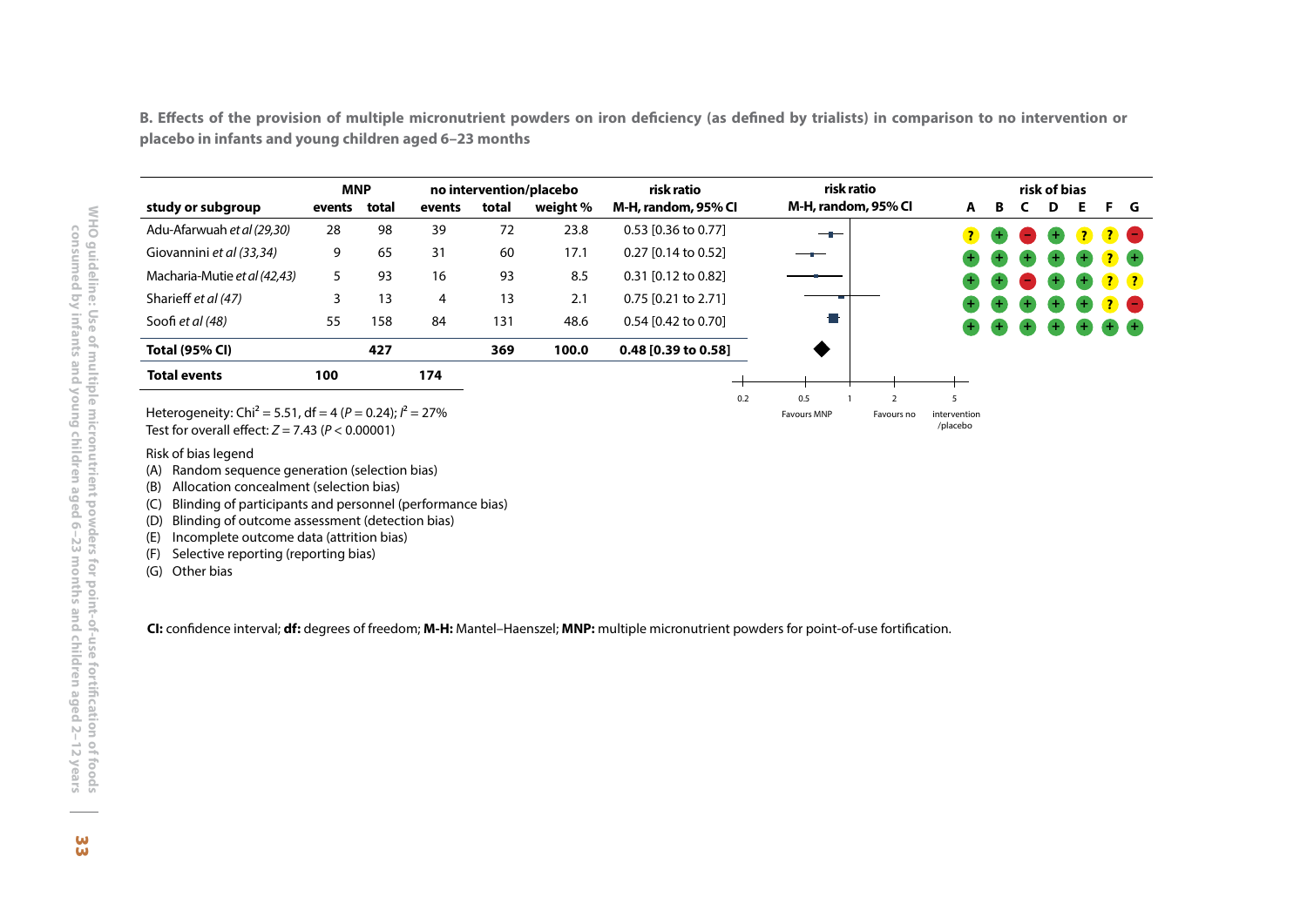**B. Effects of the provision of multiple micronutrient powders on iron deficiency (as defined by trialists) in comparison to no intervention or placebo in infants and young children aged 6–23 months**

| study or subgroup | MNP events | MNP total | no intervention/placebo events | no intervention/placebo total | weight % | risk ratio M-H, random, 95% CI | A | B | C | D | E | F | G |
|---|---|---|---|---|---|---|---|---|---|---|---|---|---|
| Adu-Afarwuah *et al (29,30)* | 28 | 98 | 39 | 72 | 23.8 | 0.53 [0.36 to 0.77] | ? | + | – | + | ? | ? | – |
| Giovannini *et al (33,34)* | 9 | 65 | 31 | 60 | 17.1 | 0.27 [0.14 to 0.52] | + | + | + | + | + | ? | + |
| Macharia-Mutie *et al (42,43)* | 5 | 93 | 16 | 93 | 8.5 | 0.31 [0.12 to 0.82] | + | + | – | + | + | ? | ? |
| Sharieff *et al (47)* | 3 | 13 | 4 | 13 | 2.1 | 0.75 [0.21 to 2.71] | + | + | + | + | + | ? | – |
| Soofi *et al (48)* | 55 | 158 | 84 | 131 | 48.6 | 0.54 [0.42 to 0.70] | + | + | + | + | + | + | + |
| **Total (95% CI)** | | **427** | | **369** | **100.0** | **0.48 [0.39 to 0.58]** | | | | | | | |
| **Total events** | **100** | | **174** | | | | | | | | | | |

Heterogeneity: $Chi^2 = 5.51$, $df = 4$ ($P = 0.24$); $I^2 = 27\%$
Test for overall effect: $Z = 7.43$ ($P < 0.00001$)

Forest plot axis (risk ratio, M-H, random, 95% CI): 0.2, 0.5, 1, 2, 5 — Favours MNP / Favours no intervention/placebo

Risk of bias legend
(A) Random sequence generation (selection bias)
(B) Allocation concealment (selection bias)
(C) Blinding of participants and personnel (performance bias)
(D) Blinding of outcome assessment (detection bias)
(E) Incomplete outcome data (attrition bias)
(F) Selective reporting (reporting bias)
(G) Other bias

**CI:** confidence interval; **df:** degrees of freedom; **M-H:** Mantel–Haenszel; **MNP:** multiple micronutrient powders for point-of-use fortification.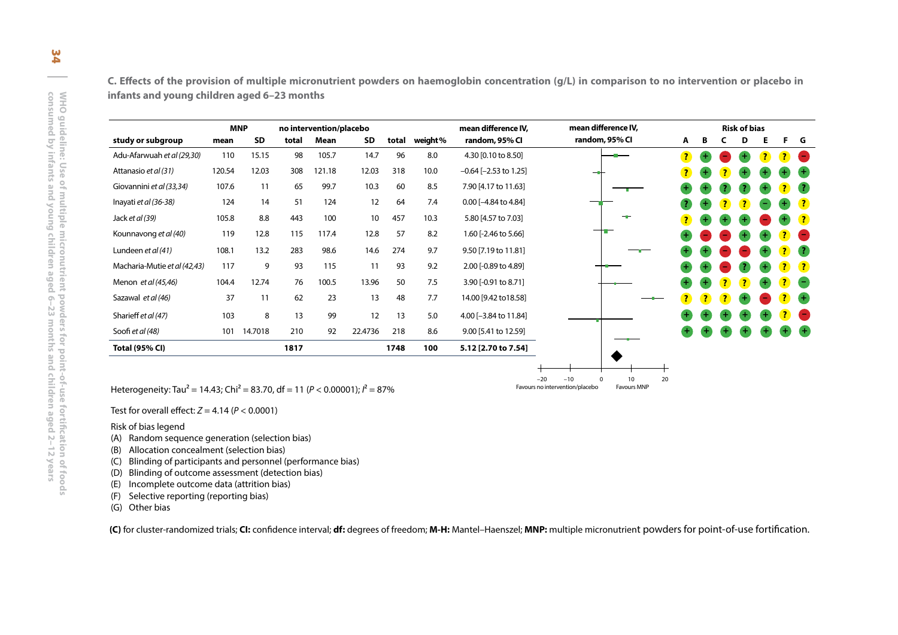**C. Effects of the provision of multiple micronutrient powders on haemoglobin concentration (g/L) in comparison to no intervention or placebo in infants and young children aged 6–23 months**

| study or subgroup | MNP mean | MNP SD | MNP total | no intervention/placebo Mean | no intervention/placebo SD | no intervention/placebo total | weight% | mean difference IV, random, 95% CI | Risk of bias A | B | C | D | E | F | G |
|---|---|---|---|---|---|---|---|---|---|---|---|---|---|---|---|
| Adu-Afarwuah *et al (29,30)* | 110 | 15.15 | 98 | 105.7 | 14.7 | 96 | 8.0 | 4.30 [0.10 to 8.50] | ? | + | − | + | ? | ? | − |
| Attanasio *et al (31)* | 120.54 | 12.03 | 308 | 121.18 | 12.03 | 318 | 10.0 | −0.64 [−2.53 to 1.25] | ? | + | ? | + | + | + | + |
| Giovannini *et al (33,34)* | 107.6 | 11 | 65 | 99.7 | 10.3 | 60 | 8.5 | 7.90 [4.17 to 11.63] | + | + | ? | ? | + | ? | ? |
| Inayati *et al (36-38)* | 124 | 14 | 51 | 124 | 12 | 64 | 7.4 | 0.00 [−4.84 to 4.84] | ? | + | ? | ? | − | + | ? |
| Jack *et al (39)* | 105.8 | 8.8 | 443 | 100 | 10 | 457 | 10.3 | 5.80 [4.57 to 7.03] | ? | + | + | + | − | + | ? |
| Kounnavong *et al (40)* | 119 | 12.8 | 115 | 117.4 | 12.8 | 57 | 8.2 | 1.60 [-2.46 to 5.66] | + | − | − | + | + | ? | − |
| Lundeen *et al (41)* | 108.1 | 13.2 | 283 | 98.6 | 14.6 | 274 | 9.7 | 9.50 [7.19 to 11.81] | + | + | − | − | + | ? | ? |
| Macharia-Mutie *et al (42,43)* | 117 | 9 | 93 | 115 | 11 | 93 | 9.2 | 2.00 [−0.89 to 4.89] | + | + | − | ? | + | ? | ? |
| Menon *et al (45,46)* | 104.4 | 12.74 | 76 | 100.5 | 13.96 | 50 | 7.5 | 3.90 [-0.91 to 8.71] | + | + | ? | ? | + | ? | − |
| Sazawal *et al (46)* | 37 | 11 | 62 | 23 | 13 | 48 | 7.7 | 14.00 [9.42 to18.58] | ? | ? | ? | + | − | ? | + |
| Sharieff *et al (47)* | 103 | 8 | 13 | 99 | 12 | 13 | 5.0 | 4.00 [−3.84 to 11.84] | + | + | + | + | + | ? | − |
| Soofi *et al (48)* | 101 | 14.7018 | 210 | 92 | 22.4736 | 218 | 8.6 | 9.00 [5.41 to 12.59] | + | + | + | + | + | + | + |
| **Total (95% CI)** | | | **1817** | | | **1748** | **100** | **5.12 [2.70 to 7.54]** | | | | | | | |

Favours no intervention/placebo — Favours MNP

Heterogeneity: $Tau^2 = 14.43$; $Chi^2 = 83.70$, df = 11 ($P < 0.00001$); $I^2 = 87\%$

Test for overall effect: $Z = 4.14$ ($P < 0.0001$)

Risk of bias legend

(A) Random sequence generation (selection bias)
(B) Allocation concealment (selection bias)
(C) Blinding of participants and personnel (performance bias)
(D) Blinding of outcome assessment (detection bias)
(E) Incomplete outcome data (attrition bias)
(F) Selective reporting (reporting bias)
(G) Other bias

**(C)** for cluster-randomized trials; **CI:** confidence interval; **df:** degrees of freedom; **M-H:** Mantel–Haenszel; **MNP:** multiple micronutrient powders for point-of-use fortification.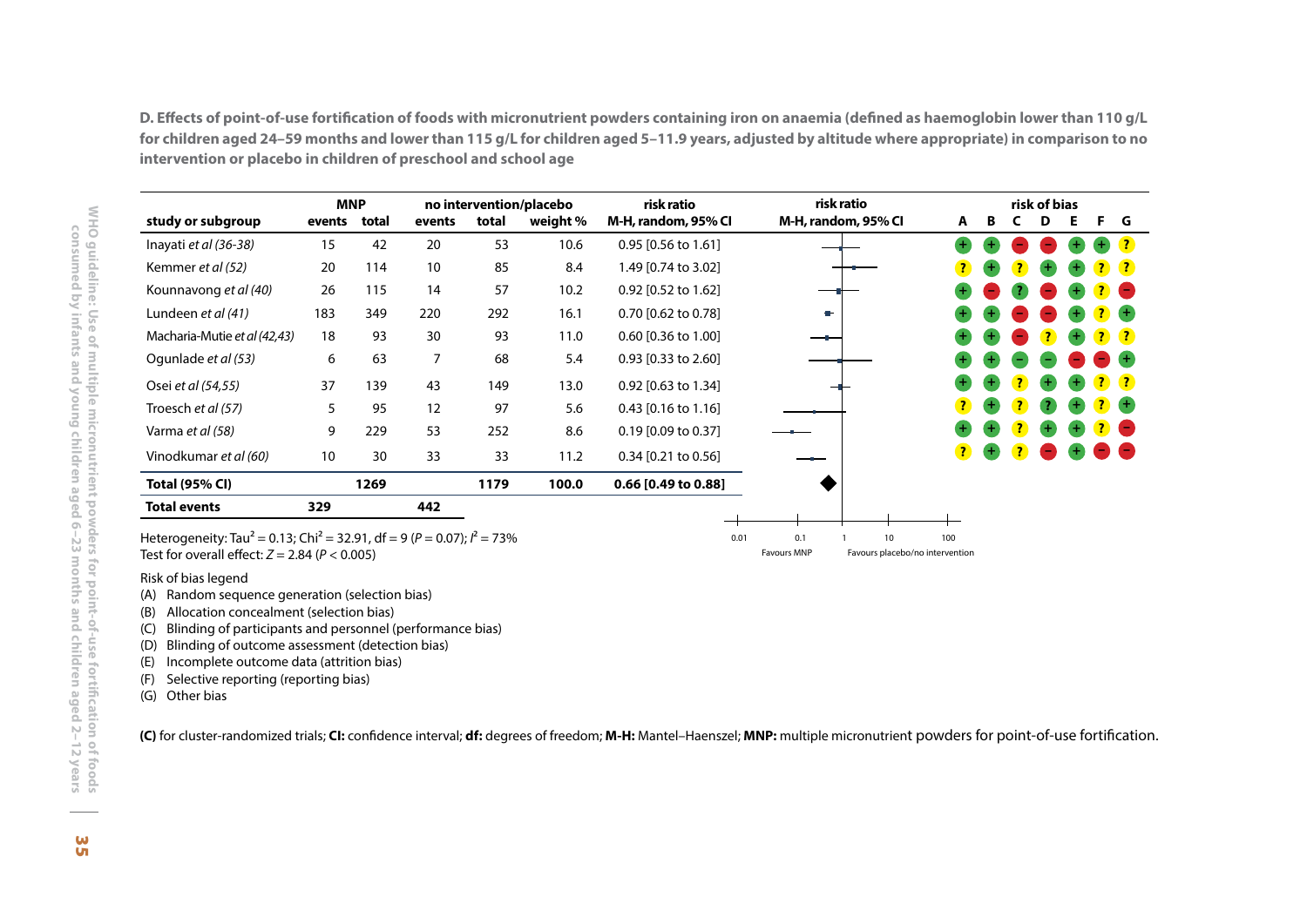**D. Effects of point-of-use fortification of foods with micronutrient powders containing iron on anaemia (defined as haemoglobin lower than 110 g/L for children aged 24–59 months and lower than 115 g/L for children aged 5–11.9 years, adjusted by altitude where appropriate) in comparison to no intervention or placebo in children of preschool and school age**

| study or subgroup | MNP | | no intervention/placebo | | | risk ratio | risk of bias | | | | | | |
|---|---|---|---|---|---|---|---|---|---|---|---|---|---|
| | events | total | events | total | weight % | M-H, random, 95% CI | A | B | C | D | E | F | G |
| Inayati *et al (36-38)* | 15 | 42 | 20 | 53 | 10.6 | 0.95 [0.56 to 1.61] | + | + | − | − | + | + | ? |
| Kemmer *et al (52)* | 20 | 114 | 10 | 85 | 8.4 | 1.49 [0.74 to 3.02] | ? | + | ? | + | + | ? | ? |
| Kounnavong *et al (40)* | 26 | 115 | 14 | 57 | 10.2 | 0.92 [0.52 to 1.62] | + | − | ? | − | + | ? | − |
| Lundeen *et al (41)* | 183 | 349 | 220 | 292 | 16.1 | 0.70 [0.62 to 0.78] | + | + | − | − | + | ? | + |
| Macharia-Mutie *et al (42,43)* | 18 | 93 | 30 | 93 | 11.0 | 0.60 [0.36 to 1.00] | + | + | − | ? | + | ? | ? |
| Ogunlade *et al (53)* | 6 | 63 | 7 | 68 | 5.4 | 0.93 [0.33 to 2.60] | + | + | − | − | − | − | + |
| Osei *et al (54,55)* | 37 | 139 | 43 | 149 | 13.0 | 0.92 [0.63 to 1.34] | + | + | ? | + | + | ? | ? |
| Troesch *et al (57)* | 5 | 95 | 12 | 97 | 5.6 | 0.43 [0.16 to 1.16] | ? | + | ? | ? | + | ? | + |
| Varma *et al (58)* | 9 | 229 | 53 | 252 | 8.6 | 0.19 [0.09 to 0.37] | + | + | ? | + | + | ? | − |
| Vinodkumar *et al (60)* | 10 | 30 | 33 | 33 | 11.2 | 0.34 [0.21 to 0.56] | ? | + | ? | − | + | − | − |
| **Total (95% CI)** | | **1269** | | **1179** | **100.0** | **0.66 [0.49 to 0.88]** | | | | | | | |
| **Total events** | **329** | | **442** | | | | | | | | | | |

Heterogeneity: Tau² = 0.13; Chi² = 32.91, df = 9 (*P* = 0.07); $I^2$ = 73%
Test for overall effect: *Z* = 2.84 (*P* < 0.005)

Favours MNP | Favours placebo/no intervention (axis: 0.01, 0.1, 1, 10, 100)

Risk of bias legend
(A) Random sequence generation (selection bias)
(B) Allocation concealment (selection bias)
(C) Blinding of participants and personnel (performance bias)
(D) Blinding of outcome assessment (detection bias)
(E) Incomplete outcome data (attrition bias)
(F) Selective reporting (reporting bias)
(G) Other bias

**(C)** for cluster-randomized trials; **CI:** confidence interval; **df:** degrees of freedom; **M-H:** Mantel–Haenszel; **MNP:** multiple micronutrient powders for point-of-use fortification.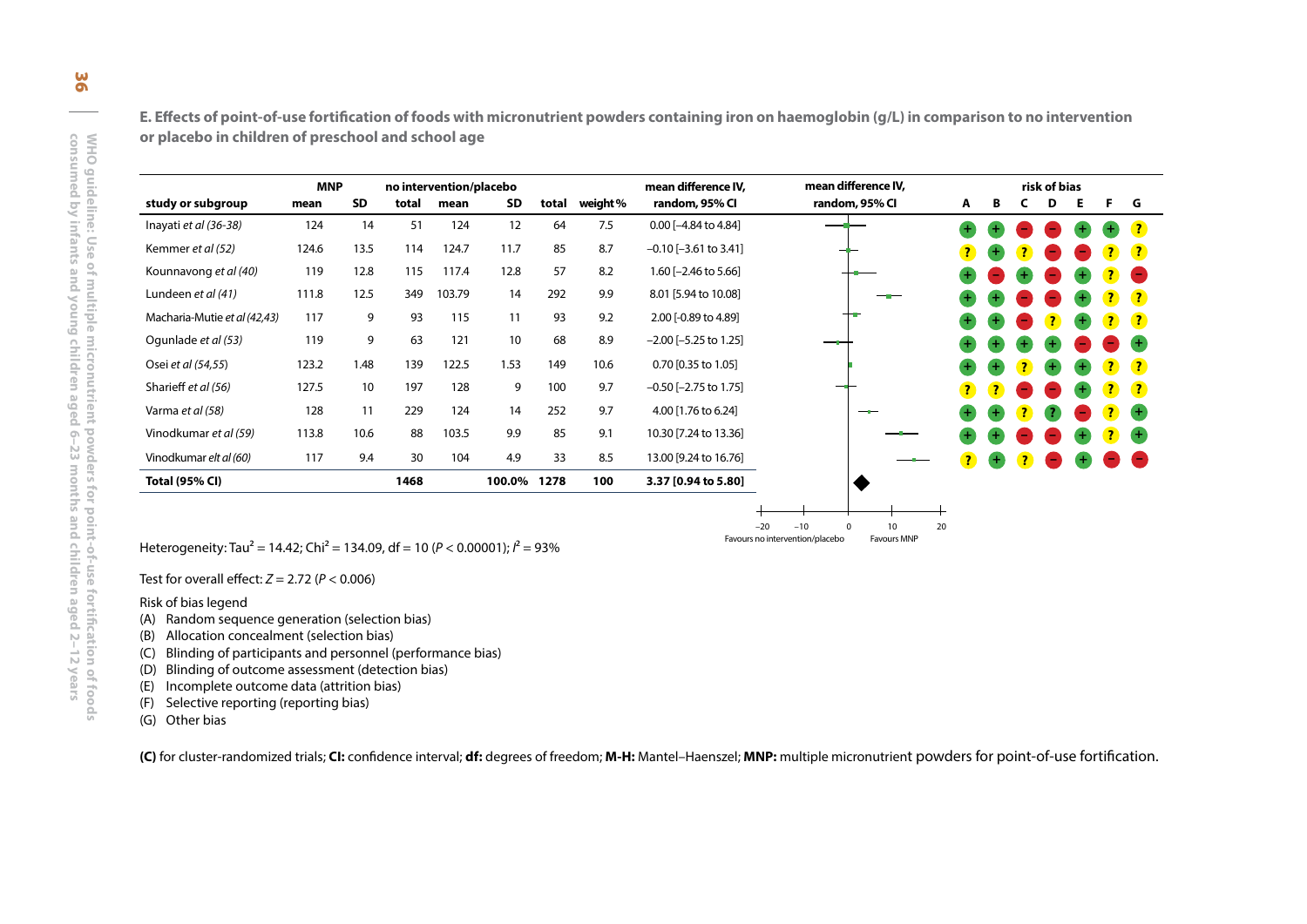**E. Effects of point-of-use fortification of foods with micronutrient powders containing iron on haemoglobin (g/L) in comparison to no intervention or placebo in children of preschool and school age**

| study or subgroup | MNP mean | MNP SD | MNP total | no intervention/placebo mean | no intervention/placebo SD | no intervention/placebo total | weight % | mean difference IV, random, 95% CI | A | B | C | D | E | F | G |
|---|---|---|---|---|---|---|---|---|---|---|---|---|---|---|---|
| Inayati *et al (36-38)* | 124 | 14 | 51 | 124 | 12 | 64 | 7.5 | 0.00 [–4.84 to 4.84] | + | + | – | – | + | + | ? |
| Kemmer *et al (52)* | 124.6 | 13.5 | 114 | 124.7 | 11.7 | 85 | 8.7 | –0.10 [–3.61 to 3.41] | ? | + | ? | – | – | ? | ? |
| Kounnavong *et al (40)* | 119 | 12.8 | 115 | 117.4 | 12.8 | 57 | 8.2 | 1.60 [–2.46 to 5.66] | + | – | + | – | + | ? | – |
| Lundeen *et al (41)* | 111.8 | 12.5 | 349 | 103.79 | 14 | 292 | 9.9 | 8.01 [5.94 to 10.08] | + | + | – | – | + | ? | ? |
| Macharia-Mutie *et al (42,43)* | 117 | 9 | 93 | 115 | 11 | 93 | 9.2 | 2.00 [-0.89 to 4.89] | + | + | – | ? | + | ? | ? |
| Ogunlade *et al (53)* | 119 | 9 | 63 | 121 | 10 | 68 | 8.9 | –2.00 [–5.25 to 1.25] | + | + | + | + | – | – | + |
| Osei *et al (54,55)* | 123.2 | 1.48 | 139 | 122.5 | 1.53 | 149 | 10.6 | 0.70 [0.35 to 1.05] | + | + | ? | + | + | ? | ? |
| Sharieff *et al (56)* | 127.5 | 10 | 197 | 128 | 9 | 100 | 9.7 | –0.50 [–2.75 to 1.75] | ? | ? | – | – | + | ? | ? |
| Varma *et al (58)* | 128 | 11 | 229 | 124 | 14 | 252 | 9.7 | 4.00 [1.76 to 6.24] | + | + | ? | ? | – | ? | + |
| Vinodkumar *et al (59)* | 113.8 | 10.6 | 88 | 103.5 | 9.9 | 85 | 9.1 | 10.30 [7.24 to 13.36] | + | + | – | – | + | ? | + |
| Vinodkumar *elt al (60)* | 117 | 9.4 | 30 | 104 | 4.9 | 33 | 8.5 | 13.00 [9.24 to 16.76] | ? | + | ? | – | + | – | – |
| **Total (95% CI)** | | | **1468** | | **100.0%** | **1278** | **100** | **3.37 [0.94 to 5.80]** | | | | | | | |

Favours no intervention/placebo — Favours MNP (axis –20 to 20)

Heterogeneity: $Tau^2 = 14.42$; $Chi^2 = 134.09$, df = 10 ($P < 0.00001$); $I^2 = 93\%$

Test for overall effect: $Z = 2.72$ ($P < 0.006$)

Risk of bias legend

(A) Random sequence generation (selection bias)
(B) Allocation concealment (selection bias)
(C) Blinding of participants and personnel (performance bias)
(D) Blinding of outcome assessment (detection bias)
(E) Incomplete outcome data (attrition bias)
(F) Selective reporting (reporting bias)
(G) Other bias

**(C)** for cluster-randomized trials; **CI:** confidence interval; **df:** degrees of freedom; **M-H:** Mantel–Haenszel; **MNP:** multiple micronutrient powders for point-of-use fortification.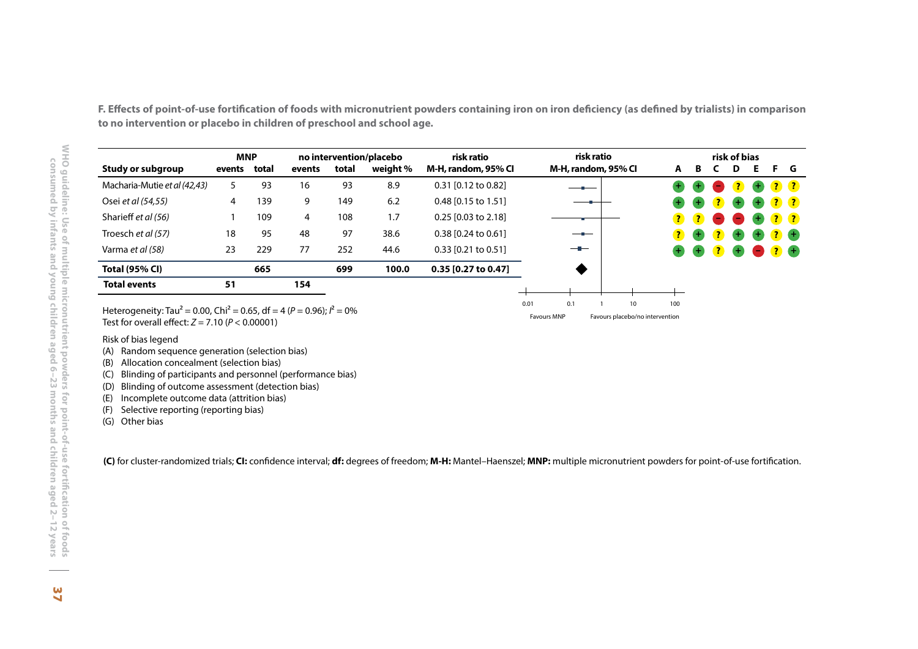**F. Effects of point-of-use fortification of foods with micronutrient powders containing iron on iron deficiency (as defined by trialists) in comparison to no intervention or placebo in children of preschool and school age.**

| Study or subgroup | MNP | | no intervention/placebo | | | risk ratio | risk of bias | | | | | | |
|---|---|---|---|---|---|---|---|---|---|---|---|---|---|
| | events | total | events | total | weight % | M-H, random, 95% CI | A | B | C | D | E | F | G |
| Macharia-Mutie *et al (42,43)* | 5 | 93 | 16 | 93 | 8.9 | 0.31 [0.12 to 0.82] | + | + | − | ? | + | ? | ? |
| Osei *et al (54,55)* | 4 | 139 | 9 | 149 | 6.2 | 0.48 [0.15 to 1.51] | + | + | ? | + | + | ? | ? |
| Sharieff *et al (56)* | 1 | 109 | 4 | 108 | 1.7 | 0.25 [0.03 to 2.18] | ? | ? | − | − | + | ? | ? |
| Troesch *et al (57)* | 18 | 95 | 48 | 97 | 38.6 | 0.38 [0.24 to 0.61] | ? | + | ? | + | + | ? | + |
| Varma *et al (58)* | 23 | 229 | 77 | 252 | 44.6 | 0.33 [0.21 to 0.51] | + | + | ? | + | − | ? | + |
| **Total (95% CI)** | | **665** | | **699** | **100.0** | **0.35 [0.27 to 0.47]** | | | | | | | |
| **Total events** | **51** | | **154** | | | | | | | | | | |

Heterogeneity: $Tau^2 = 0.00$, $Chi^2 = 0.65$, df = 4 ($P = 0.96$); $I^2 = 0\%$

Test for overall effect: $Z = 7.10$ ($P < 0.00001$)

Favours MNP — Favours placebo/no intervention

Risk of bias legend

(A) Random sequence generation (selection bias)
(B) Allocation concealment (selection bias)
(C) Blinding of participants and personnel (performance bias)
(D) Blinding of outcome assessment (detection bias)
(E) Incomplete outcome data (attrition bias)
(F) Selective reporting (reporting bias)
(G) Other bias

**(C)** for cluster-randomized trials; **CI:** confidence interval; **df:** degrees of freedom; **M-H:** Mantel–Haenszel; **MNP:** multiple micronutrient powders for point-of-use fortification.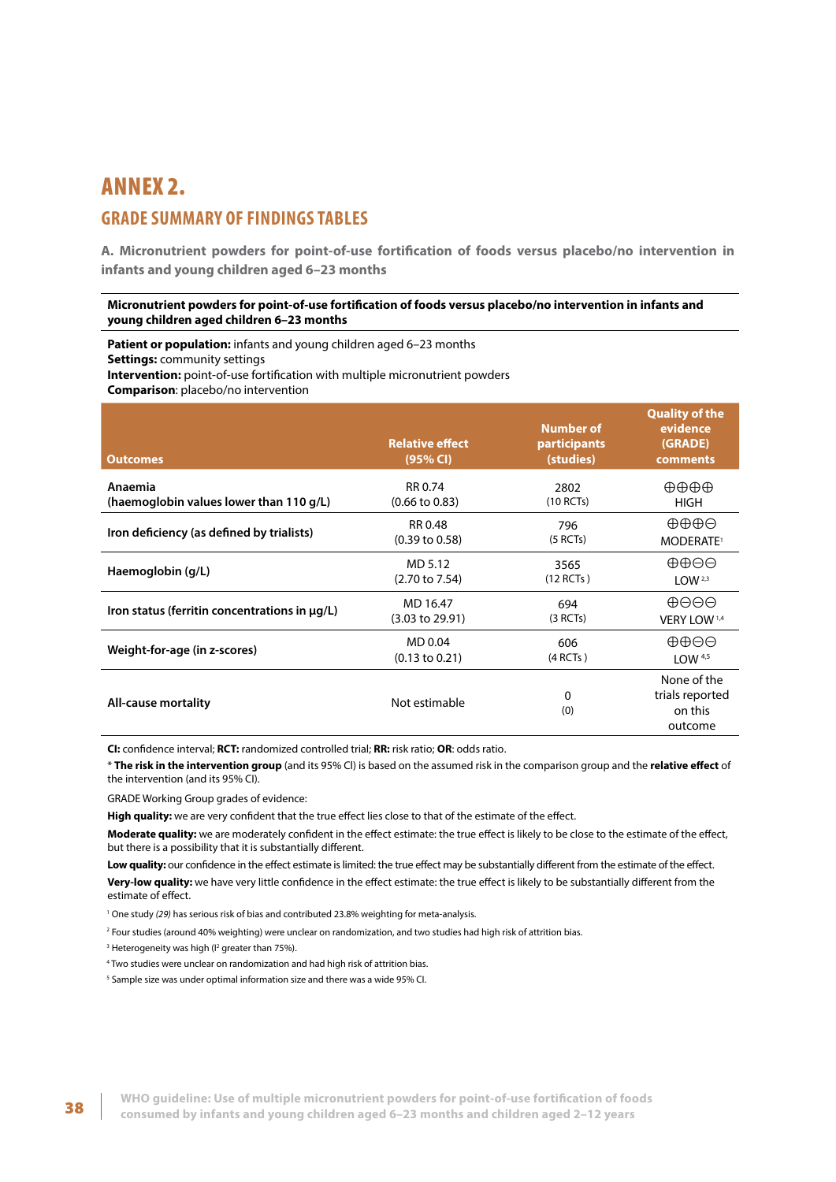# ANNEX 2.

## GRADE SUMMARY OF FINDINGS TABLES

### A. Micronutrient powders for point-of-use fortification of foods versus placebo/no intervention in infants and young children aged 6–23 months

**Micronutrient powders for point-of-use fortification of foods versus placebo/no intervention in infants and young children aged children 6–23 months**

**Patient or population:** infants and young children aged 6–23 months
**Settings:** community settings
**Intervention:** point-of-use fortification with multiple micronutrient powders
**Comparison**: placebo/no intervention

| Outcomes | Relative effect (95% CI) | Number of participants (studies) | Quality of the evidence (GRADE) comments |
|---|---|---|---|
| **Anaemia (haemoglobin values lower than 110 g/L)** | RR 0.74 (0.66 to 0.83) | 2802 (10 RCTs) | ⊕⊕⊕⊕ HIGH |
| **Iron deficiency (as defined by trialists)** | RR 0.48 (0.39 to 0.58) | 796 (5 RCTs) | ⊕⊕⊕⊖ MODERATE[1] |
| **Haemoglobin (g/L)** | MD 5.12 (2.70 to 7.54) | 3565 (12 RCTs ) | ⊕⊕⊖⊖ LOW [2,3] |
| **Iron status (ferritin concentrations in µg/L)** | MD 16.47 (3.03 to 29.91) | 694 (3 RCTs) | ⊕⊖⊖⊖ VERY LOW [1,4] |
| **Weight-for-age (in z-scores)** | MD 0.04 (0.13 to 0.21) | 606 (4 RCTs ) | ⊕⊕⊖⊖ LOW [4,5] |
| **All-cause mortality** | Not estimable | 0 (0) | None of the trials reported on this outcome |

**CI:** confidence interval; **RCT:** randomized controlled trial; **RR:** risk ratio; **OR**: odds ratio.

* **The risk in the intervention group** (and its 95% CI) is based on the assumed risk in the comparison group and the **relative effect** of the intervention (and its 95% CI).

GRADE Working Group grades of evidence:

**High quality:** we are very confident that the true effect lies close to that of the estimate of the effect.

**Moderate quality:** we are moderately confident in the effect estimate: the true effect is likely to be close to the estimate of the effect, but there is a possibility that it is substantially different.

**Low quality:** our confidence in the effect estimate is limited: the true effect may be substantially different from the estimate of the effect.

**Very-low quality:** we have very little confidence in the effect estimate: the true effect is likely to be substantially different from the estimate of effect.

[1] One study *(29)* has serious risk of bias and contributed 23.8% weighting for meta-analysis.

[2] Four studies (around 40% weighting) were unclear on randomization, and two studies had high risk of attrition bias.

[3] Heterogeneity was high ($I^2$ greater than 75%).

[4] Two studies were unclear on randomization and had high risk of attrition bias.

[5] Sample size was under optimal information size and there was a wide 95% CI.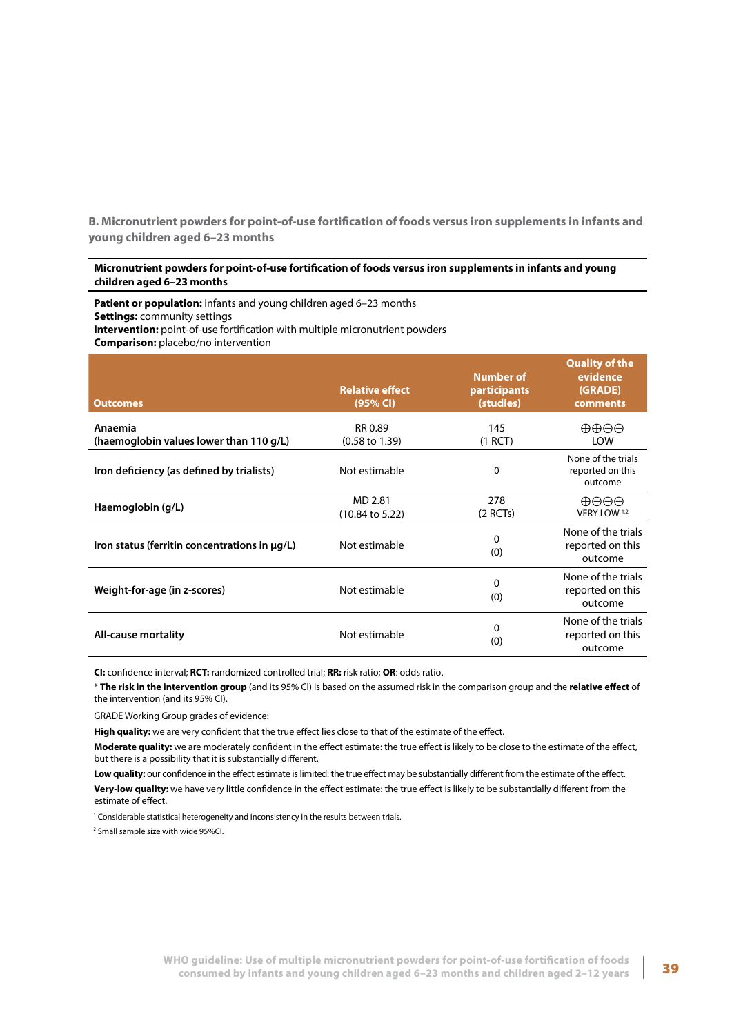### B. Micronutrient powders for point-of-use fortification of foods versus iron supplements in infants and young children aged 6–23 months

**Micronutrient powders for point-of-use fortification of foods versus iron supplements in infants and young children aged 6–23 months**

**Patient or population:** infants and young children aged 6–23 months
**Settings:** community settings
**Intervention:** point-of-use fortification with multiple micronutrient powders
**Comparison:** placebo/no intervention

| Outcomes | Relative effect (95% CI) | Number of participants (studies) | Quality of the evidence (GRADE) comments |
|---|---|---|---|
| **Anaemia (haemoglobin values lower than 110 g/L)** | RR 0.89 (0.58 to 1.39) | 145 (1 RCT) | ⊕⊕⊖⊖ LOW |
| **Iron deficiency (as defined by trialists)** | Not estimable | 0 | None of the trials reported on this outcome |
| **Haemoglobin (g/L)** | MD 2.81 (10.84 to 5.22) | 278 (2 RCTs) | ⊕⊖⊖⊖ VERY LOW [1,2] |
| **Iron status (ferritin concentrations in µg/L)** | Not estimable | 0 (0) | None of the trials reported on this outcome |
| **Weight-for-age (in z-scores)** | Not estimable | 0 (0) | None of the trials reported on this outcome |
| **All-cause mortality** | Not estimable | 0 (0) | None of the trials reported on this outcome |

**CI:** confidence interval; **RCT:** randomized controlled trial; **RR:** risk ratio; **OR**: odds ratio.

* **The risk in the intervention group** (and its 95% CI) is based on the assumed risk in the comparison group and the **relative effect** of the intervention (and its 95% CI).

GRADE Working Group grades of evidence:

**High quality:** we are very confident that the true effect lies close to that of the estimate of the effect.

**Moderate quality:** we are moderately confident in the effect estimate: the true effect is likely to be close to the estimate of the effect, but there is a possibility that it is substantially different.

**Low quality:** our confidence in the effect estimate is limited: the true effect may be substantially different from the estimate of the effect.

**Very-low quality:** we have very little confidence in the effect estimate: the true effect is likely to be substantially different from the estimate of effect.

[1] Considerable statistical heterogeneity and inconsistency in the results between trials.

[2] Small sample size with wide 95%CI.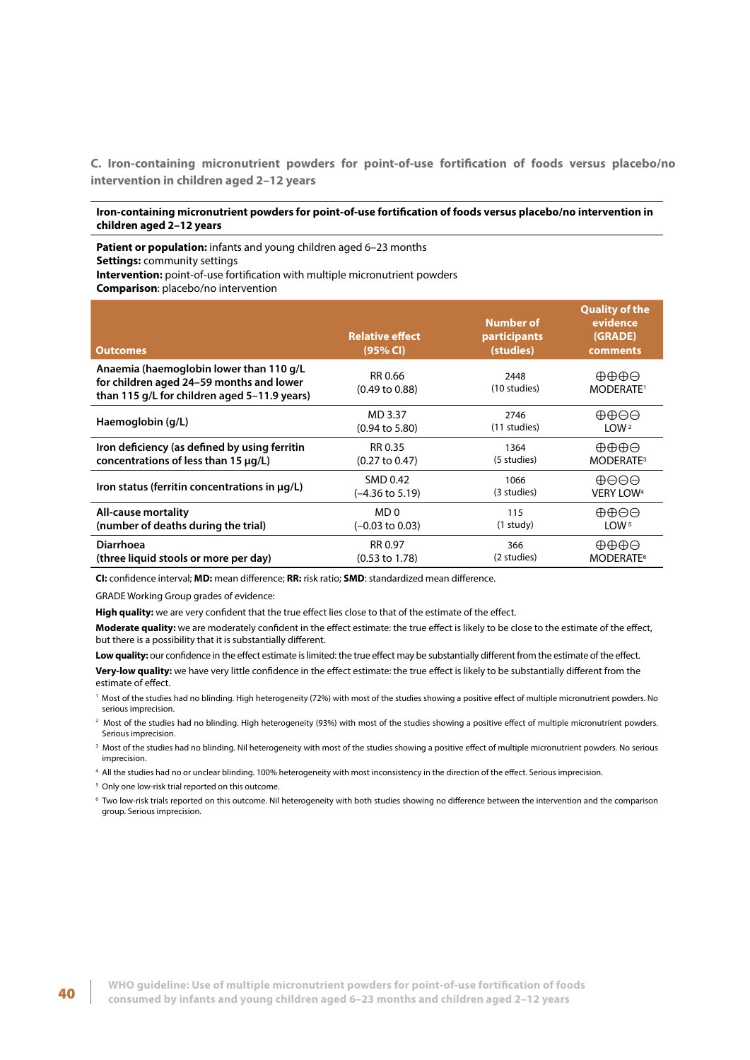### C. Iron-containing micronutrient powders for point-of-use fortification of foods versus placebo/no intervention in children aged 2–12 years

**Iron-containing micronutrient powders for point-of-use fortification of foods versus placebo/no intervention in children aged 2–12 years**

**Patient or population:** infants and young children aged 6–23 months
**Settings:** community settings
**Intervention:** point-of-use fortification with multiple micronutrient powders
**Comparison**: placebo/no intervention

| Outcomes | Relative effect (95% CI) | Number of participants (studies) | Quality of the evidence (GRADE) comments |
|---|---|---|---|
| **Anaemia (haemoglobin lower than 110 g/L for children aged 24–59 months and lower than 115 g/L for children aged 5–11.9 years)** | RR 0.66 (0.49 to 0.88) | 2448 (10 studies) | ⊕⊕⊕⊖ MODERATE[1] |
| **Haemoglobin (g/L)** | MD 3.37 (0.94 to 5.80) | 2746 (11 studies) | ⊕⊕⊖⊖ LOW[2] |
| **Iron deficiency (as defined by using ferritin concentrations of less than 15 μg/L)** | RR 0.35 (0.27 to 0.47) | 1364 (5 studies) | ⊕⊕⊕⊖ MODERATE[3] |
| **Iron status (ferritin concentrations in μg/L)** | SMD 0.42 (–4.36 to 5.19) | 1066 (3 studies) | ⊕⊖⊖⊖ VERY LOW[4] |
| **All-cause mortality (number of deaths during the trial)** | MD 0 (–0.03 to 0.03) | 115 (1 study) | ⊕⊕⊖⊖ LOW[5] |
| **Diarrhoea (three liquid stools or more per day)** | RR 0.97 (0.53 to 1.78) | 366 (2 studies) | ⊕⊕⊕⊖ MODERATE[6] |

**CI:** confidence interval; **MD:** mean difference; **RR:** risk ratio; **SMD**: standardized mean difference.

GRADE Working Group grades of evidence:

**High quality:** we are very confident that the true effect lies close to that of the estimate of the effect.

**Moderate quality:** we are moderately confident in the effect estimate: the true effect is likely to be close to the estimate of the effect, but there is a possibility that it is substantially different.

**Low quality:** our confidence in the effect estimate is limited: the true effect may be substantially different from the estimate of the effect.

**Very-low quality:** we have very little confidence in the effect estimate: the true effect is likely to be substantially different from the estimate of effect.

[1] Most of the studies had no blinding. High heterogeneity (72%) with most of the studies showing a positive effect of multiple micronutrient powders. No serious imprecision.

[2] Most of the studies had no blinding. High heterogeneity (93%) with most of the studies showing a positive effect of multiple micronutrient powders. Serious imprecision.

[3] Most of the studies had no blinding. Nil heterogeneity with most of the studies showing a positive effect of multiple micronutrient powders. No serious imprecision.

[4] All the studies had no or unclear blinding. 100% heterogeneity with most inconsistency in the direction of the effect. Serious imprecision.

[5] Only one low-risk trial reported on this outcome.

[6] Two low-risk trials reported on this outcome. Nil heterogeneity with both studies showing no difference between the intervention and the comparison group. Serious imprecision.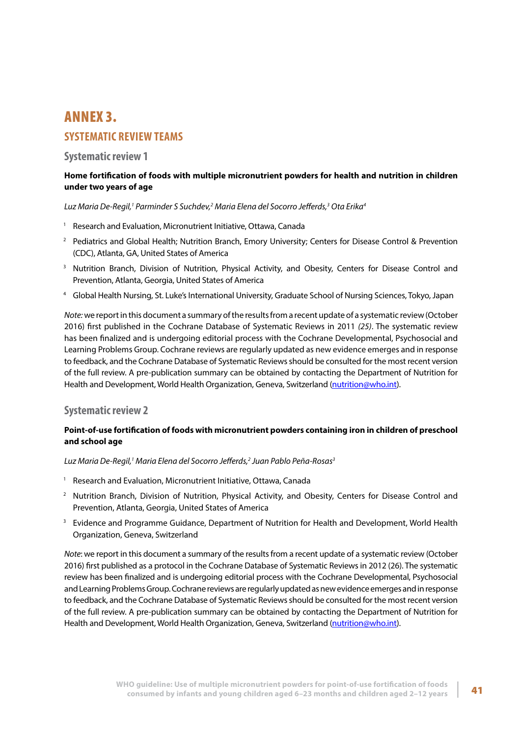# ANNEX 3.

## SYSTEMATIC REVIEW TEAMS

### Systematic review 1

**Home fortification of foods with multiple micronutrient powders for health and nutrition in children under two years of age**

*Luz Maria De-Regil,[1] Parminder S Suchdev,[2] Maria Elena del Socorro Jefferds,[3] Ota Erika[4]*

[1] Research and Evaluation, Micronutrient Initiative, Ottawa, Canada

[2] Pediatrics and Global Health; Nutrition Branch, Emory University; Centers for Disease Control & Prevention (CDC), Atlanta, GA, United States of America

[3] Nutrition Branch, Division of Nutrition, Physical Activity, and Obesity, Centers for Disease Control and Prevention, Atlanta, Georgia, United States of America

[4] Global Health Nursing, St. Luke's International University, Graduate School of Nursing Sciences, Tokyo, Japan

*Note:* we report in this document a summary of the results from a recent update of a systematic review (October 2016) first published in the Cochrane Database of Systematic Reviews in 2011 *(25)*. The systematic review has been finalized and is undergoing editorial process with the Cochrane Developmental, Psychosocial and Learning Problems Group. Cochrane reviews are regularly updated as new evidence emerges and in response to feedback, and the Cochrane Database of Systematic Reviews should be consulted for the most recent version of the full review. A pre-publication summary can be obtained by contacting the Department of Nutrition for Health and Development, World Health Organization, Geneva, Switzerland (nutrition@who.int).

### Systematic review 2

**Point-of-use fortification of foods with micronutrient powders containing iron in children of preschool and school age**

*Luz Maria De-Regil,[1] Maria Elena del Socorro Jefferds,[2] Juan Pablo Peña-Rosas[3]*

[1] Research and Evaluation, Micronutrient Initiative, Ottawa, Canada

[2] Nutrition Branch, Division of Nutrition, Physical Activity, and Obesity, Centers for Disease Control and Prevention, Atlanta, Georgia, United States of America

[3] Evidence and Programme Guidance, Department of Nutrition for Health and Development, World Health Organization, Geneva, Switzerland

*Note*: we report in this document a summary of the results from a recent update of a systematic review (October 2016) first published as a protocol in the Cochrane Database of Systematic Reviews in 2012 (26). The systematic review has been finalized and is undergoing editorial process with the Cochrane Developmental, Psychosocial and Learning Problems Group. Cochrane reviews are regularly updated as new evidence emerges and in response to feedback, and the Cochrane Database of Systematic Reviews should be consulted for the most recent version of the full review. A pre-publication summary can be obtained by contacting the Department of Nutrition for Health and Development, World Health Organization, Geneva, Switzerland (nutrition@who.int).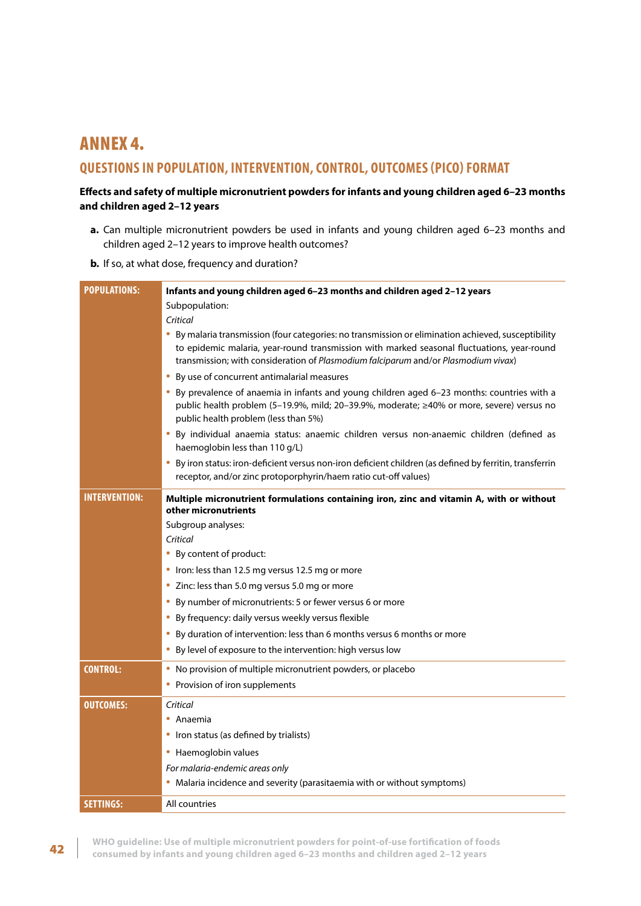# ANNEX 4.

## QUESTIONS IN POPULATION, INTERVENTION, CONTROL, OUTCOMES (PICO) FORMAT

**Effects and safety of multiple micronutrient powders for infants and young children aged 6–23 months and children aged 2–12 years**

**a.** Can multiple micronutrient powders be used in infants and young children aged 6–23 months and children aged 2–12 years to improve health outcomes?

**b.** If so, at what dose, frequency and duration?

| | |
|---|---|
| **POPULATIONS:** | **Infants and young children aged 6–23 months and children aged 2–12 years**<br>Subpopulation:<br>*Critical*<br>• By malaria transmission (four categories: no transmission or elimination achieved, susceptibility to epidemic malaria, year-round transmission with marked seasonal fluctuations, year-round transmission; with consideration of *Plasmodium falciparum* and/or *Plasmodium vivax*)<br>• By use of concurrent antimalarial measures<br>• By prevalence of anaemia in infants and young children aged 6–23 months: countries with a public health problem (5–19.9%, mild; 20–39.9%, moderate; ≥40% or more, severe) versus no public health problem (less than 5%)<br>• By individual anaemia status: anaemic children versus non-anaemic children (defined as haemoglobin less than 110 g/L)<br>• By iron status: iron-deficient versus non-iron deficient children (as defined by ferritin, transferrin receptor, and/or zinc protoporphyrin/haem ratio cut-off values) |
| **INTERVENTION:** | **Multiple micronutrient formulations containing iron, zinc and vitamin A, with or without other micronutrients**<br>Subgroup analyses:<br>*Critical*<br>• By content of product:<br>• Iron: less than 12.5 mg versus 12.5 mg or more<br>• Zinc: less than 5.0 mg versus 5.0 mg or more<br>• By number of micronutrients: 5 or fewer versus 6 or more<br>• By frequency: daily versus weekly versus flexible<br>• By duration of intervention: less than 6 months versus 6 months or more<br>• By level of exposure to the intervention: high versus low |
| **CONTROL:** | • No provision of multiple micronutrient powders, or placebo<br>• Provision of iron supplements |
| **OUTCOMES:** | *Critical*<br>• Anaemia<br>• Iron status (as defined by trialists)<br>• Haemoglobin values<br>*For malaria-endemic areas only*<br>• Malaria incidence and severity (parasitaemia with or without symptoms) |
| **SETTINGS:** | All countries |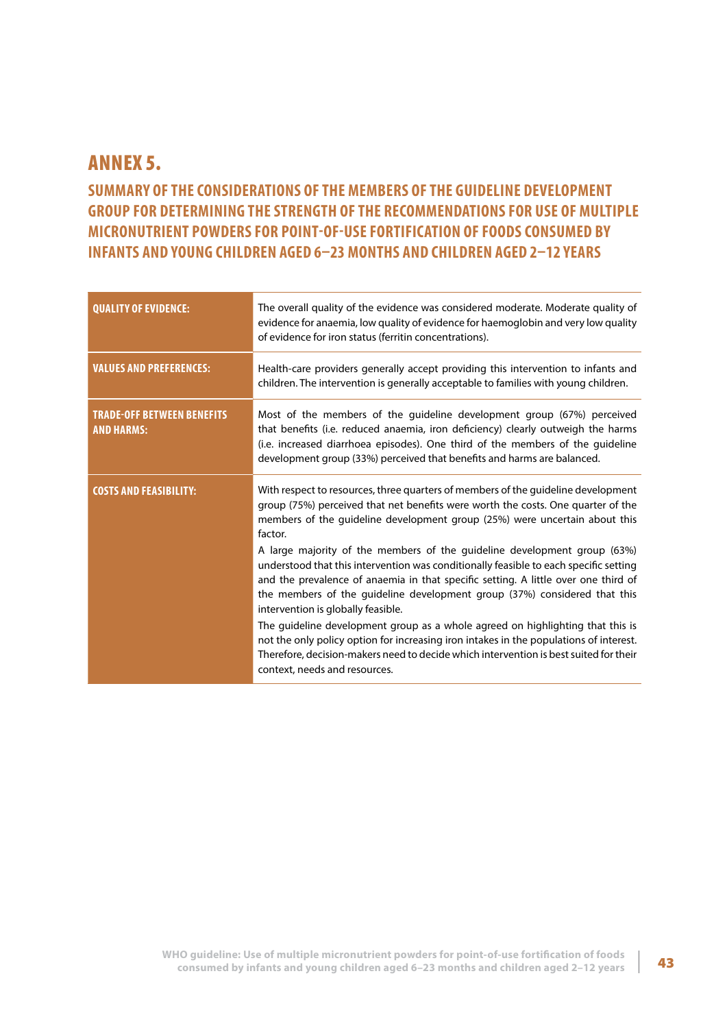# ANNEX 5.

## SUMMARY OF THE CONSIDERATIONS OF THE MEMBERS OF THE GUIDELINE DEVELOPMENT GROUP FOR DETERMINING THE STRENGTH OF THE RECOMMENDATIONS FOR USE OF MULTIPLE MICRONUTRIENT POWDERS FOR POINT-OF-USE FORTIFICATION OF FOODS CONSUMED BY INFANTS AND YOUNG CHILDREN AGED 6–23 MONTHS AND CHILDREN AGED 2–12 YEARS

| | |
|---|---|
| **QUALITY OF EVIDENCE:** | The overall quality of the evidence was considered moderate. Moderate quality of evidence for anaemia, low quality of evidence for haemoglobin and very low quality of evidence for iron status (ferritin concentrations). |
| **VALUES AND PREFERENCES:** | Health-care providers generally accept providing this intervention to infants and children. The intervention is generally acceptable to families with young children. |
| **TRADE-OFF BETWEEN BENEFITS AND HARMS:** | Most of the members of the guideline development group (67%) perceived that benefits (i.e. reduced anaemia, iron deficiency) clearly outweigh the harms (i.e. increased diarrhoea episodes). One third of the members of the guideline development group (33%) perceived that benefits and harms are balanced. |
| **COSTS AND FEASIBILITY:** | With respect to resources, three quarters of members of the guideline development group (75%) perceived that net benefits were worth the costs. One quarter of the members of the guideline development group (25%) were uncertain about this factor.<br><br>A large majority of the members of the guideline development group (63%) understood that this intervention was conditionally feasible to each specific setting and the prevalence of anaemia in that specific setting. A little over one third of the members of the guideline development group (37%) considered that this intervention is globally feasible.<br><br>The guideline development group as a whole agreed on highlighting that this is not the only policy option for increasing iron intakes in the populations of interest. Therefore, decision-makers need to decide which intervention is best suited for their context, needs and resources. |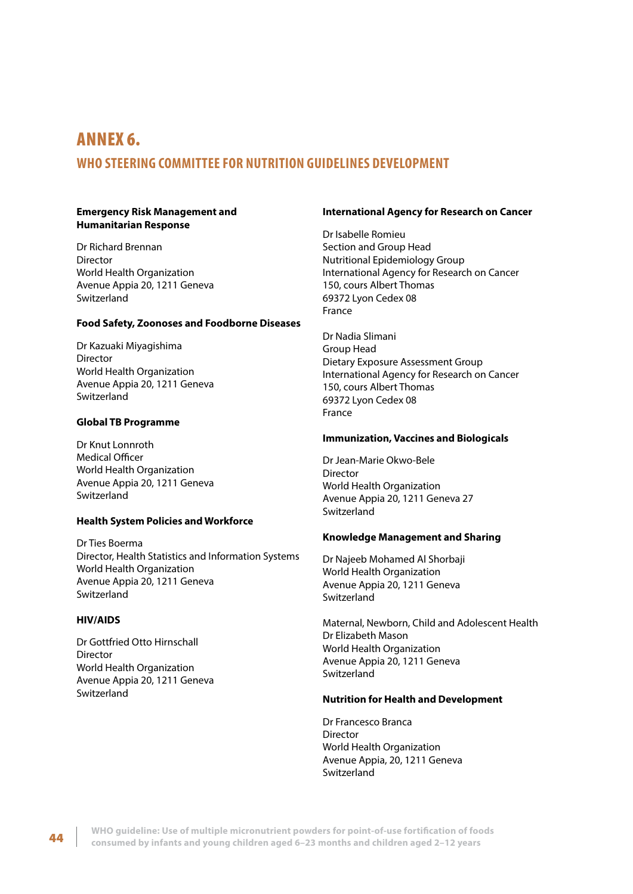# ANNEX 6.

## WHO STEERING COMMITTEE FOR NUTRITION GUIDELINES DEVELOPMENT

**Emergency Risk Management and Humanitarian Response**

Dr Richard Brennan
Director
World Health Organization
Avenue Appia 20, 1211 Geneva
Switzerland

**Food Safety, Zoonoses and Foodborne Diseases**

Dr Kazuaki Miyagishima
Director
World Health Organization
Avenue Appia 20, 1211 Geneva
Switzerland

**Global TB Programme**

Dr Knut Lonnroth
Medical Officer
World Health Organization
Avenue Appia 20, 1211 Geneva
Switzerland

**Health System Policies and Workforce**

Dr Ties Boerma
Director, Health Statistics and Information Systems
World Health Organization
Avenue Appia 20, 1211 Geneva
Switzerland

**HIV/AIDS**

Dr Gottfried Otto Hirnschall
Director
World Health Organization
Avenue Appia 20, 1211 Geneva
Switzerland

**International Agency for Research on Cancer**

Dr Isabelle Romieu
Section and Group Head
Nutritional Epidemiology Group
International Agency for Research on Cancer
150, cours Albert Thomas
69372 Lyon Cedex 08
France

Dr Nadia Slimani
Group Head
Dietary Exposure Assessment Group
International Agency for Research on Cancer
150, cours Albert Thomas
69372 Lyon Cedex 08
France

**Immunization, Vaccines and Biologicals**

Dr Jean-Marie Okwo-Bele
Director
World Health Organization
Avenue Appia 20, 1211 Geneva 27
Switzerland

**Knowledge Management and Sharing**

Dr Najeeb Mohamed Al Shorbaji
World Health Organization
Avenue Appia 20, 1211 Geneva
Switzerland

Maternal, Newborn, Child and Adolescent Health
Dr Elizabeth Mason
World Health Organization
Avenue Appia 20, 1211 Geneva
Switzerland

**Nutrition for Health and Development**

Dr Francesco Branca
Director
World Health Organization
Avenue Appia, 20, 1211 Geneva
Switzerland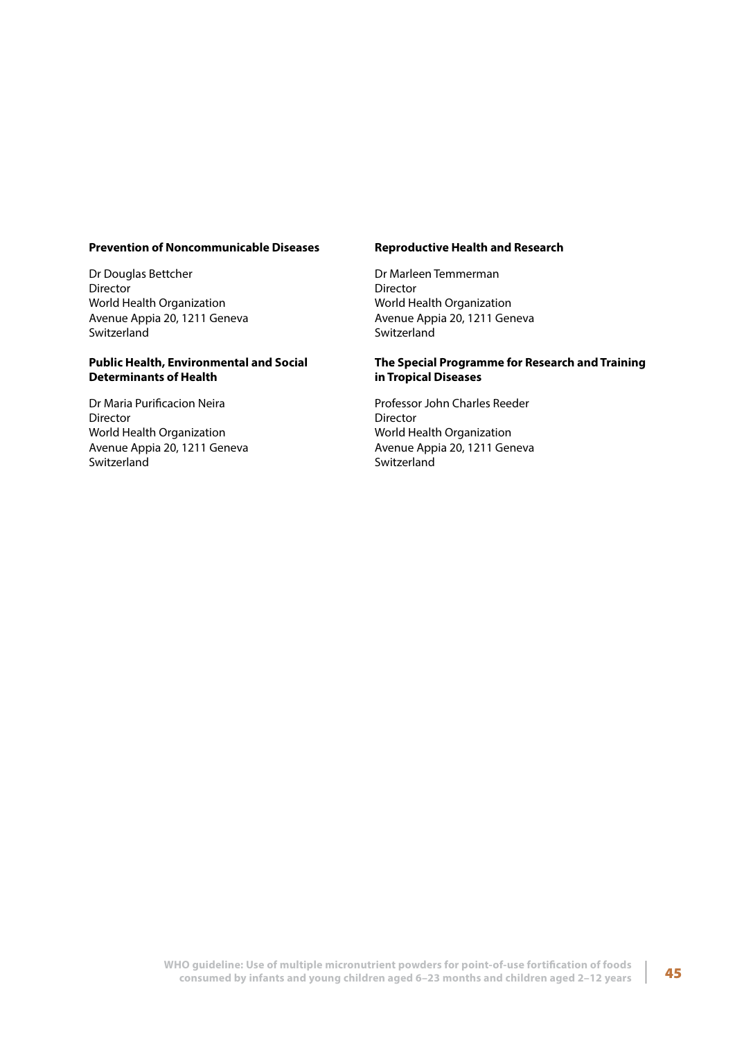**Prevention of Noncommunicable Diseases**

Dr Douglas Bettcher
Director
World Health Organization
Avenue Appia 20, 1211 Geneva
Switzerland

**Public Health, Environmental and Social Determinants of Health**

Dr Maria Purificacion Neira
Director
World Health Organization
Avenue Appia 20, 1211 Geneva
Switzerland

**Reproductive Health and Research**

Dr Marleen Temmerman
Director
World Health Organization
Avenue Appia 20, 1211 Geneva
Switzerland

**The Special Programme for Research and Training in Tropical Diseases**

Professor John Charles Reeder
Director
World Health Organization
Avenue Appia 20, 1211 Geneva
Switzerland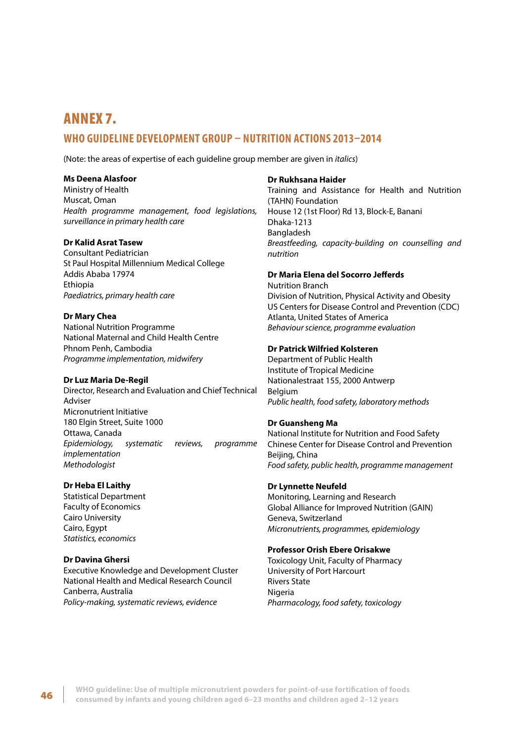# ANNEX 7.

## WHO GUIDELINE DEVELOPMENT GROUP – NUTRITION ACTIONS 2013–2014

(Note: the areas of expertise of each guideline group member are given in *italics*)

**Ms Deena Alasfoor**
Ministry of Health
Muscat, Oman
*Health programme management, food legislations, surveillance in primary health care*

**Dr Kalid Asrat Tasew**
Consultant Pediatrician
St Paul Hospital Millennium Medical College
Addis Ababa 17974
Ethiopia
*Paediatrics, primary health care*

**Dr Mary Chea**
National Nutrition Programme
National Maternal and Child Health Centre
Phnom Penh, Cambodia
*Programme implementation, midwifery*

**Dr Luz Maria De-Regil**
Director, Research and Evaluation and Chief Technical Adviser
Micronutrient Initiative
180 Elgin Street, Suite 1000
Ottawa, Canada
*Epidemiology, systematic reviews, programme implementation*
*Methodologist*

**Dr Heba El Laithy**
Statistical Department
Faculty of Economics
Cairo University
Cairo, Egypt
*Statistics, economics*

**Dr Davina Ghersi**
Executive Knowledge and Development Cluster
National Health and Medical Research Council
Canberra, Australia
*Policy-making, systematic reviews, evidence*

**Dr Rukhsana Haider**
Training and Assistance for Health and Nutrition (TAHN) Foundation
House 12 (1st Floor) Rd 13, Block-E, Banani
Dhaka-1213
Bangladesh
*Breastfeeding, capacity-building on counselling and nutrition*

**Dr Maria Elena del Socorro Jefferds**
Nutrition Branch
Division of Nutrition, Physical Activity and Obesity
US Centers for Disease Control and Prevention (CDC)
Atlanta, United States of America
*Behaviour science, programme evaluation*

**Dr Patrick Wilfried Kolsteren**
Department of Public Health
Institute of Tropical Medicine
Nationalestraat 155, 2000 Antwerp
Belgium
*Public health, food safety, laboratory methods*

**Dr Guansheng Ma**
National Institute for Nutrition and Food Safety
Chinese Center for Disease Control and Prevention
Beijing, China
*Food safety, public health, programme management*

**Dr Lynnette Neufeld**
Monitoring, Learning and Research
Global Alliance for Improved Nutrition (GAIN)
Geneva, Switzerland
*Micronutrients, programmes, epidemiology*

**Professor Orish Ebere Orisakwe**
Toxicology Unit, Faculty of Pharmacy
University of Port Harcourt
Rivers State
Nigeria
*Pharmacology, food safety, toxicology*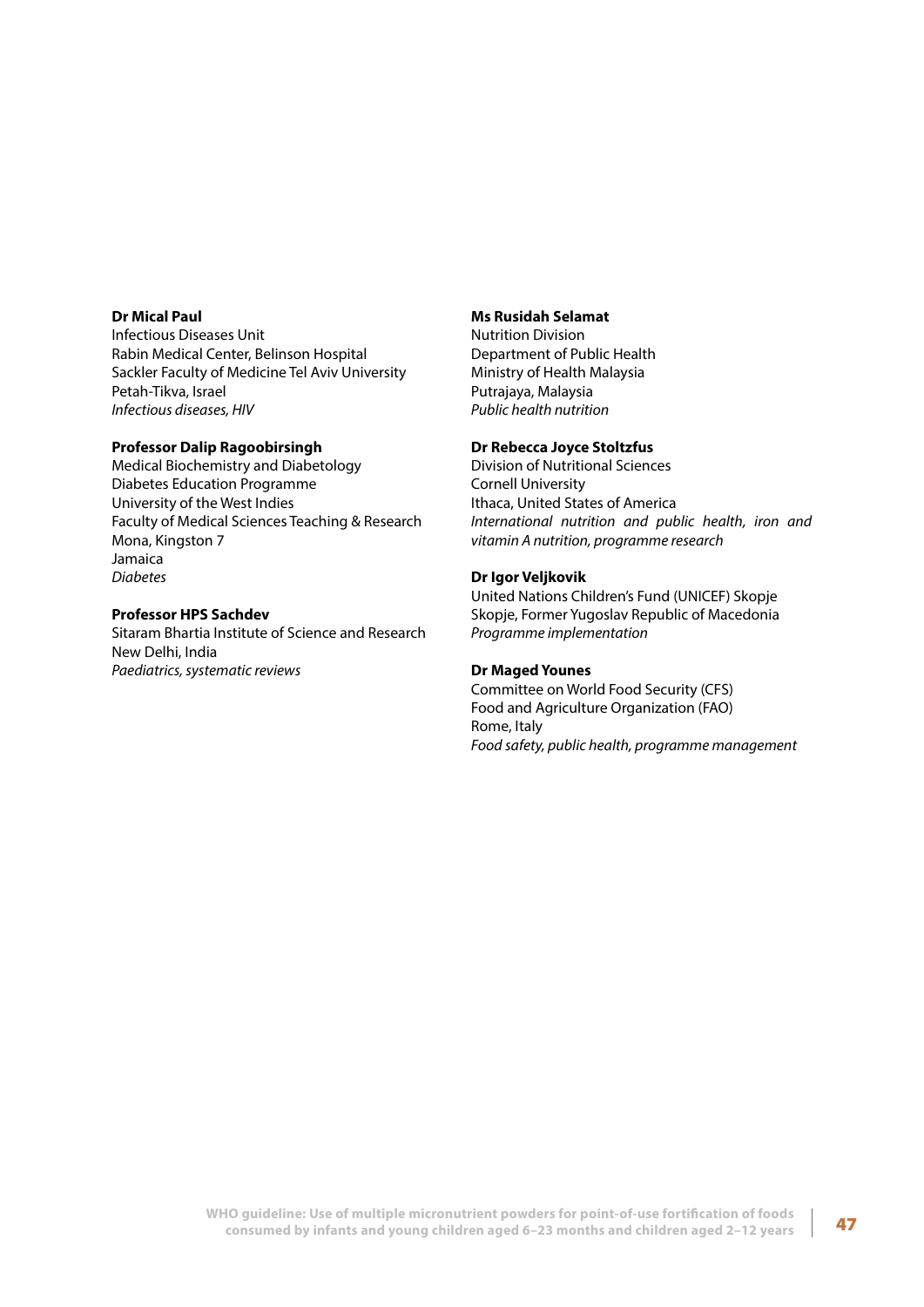**Dr Mical Paul**
Infectious Diseases Unit
Rabin Medical Center, Belinson Hospital
Sackler Faculty of Medicine Tel Aviv University
Petah-Tikva, Israel
*Infectious diseases, HIV*

**Professor Dalip Ragoobirsingh**
Medical Biochemistry and Diabetology
Diabetes Education Programme
University of the West Indies
Faculty of Medical Sciences Teaching & Research
Mona, Kingston 7
Jamaica
*Diabetes*

**Professor HPS Sachdev**
Sitaram Bhartia Institute of Science and Research
New Delhi, India
*Paediatrics, systematic reviews*

**Ms Rusidah Selamat**
Nutrition Division
Department of Public Health
Ministry of Health Malaysia
Putrajaya, Malaysia
*Public health nutrition*

**Dr Rebecca Joyce Stoltzfus**
Division of Nutritional Sciences
Cornell University
Ithaca, United States of America
*International nutrition and public health, iron and vitamin A nutrition, programme research*

**Dr Igor Veljkovik**
United Nations Children's Fund (UNICEF) Skopje
Skopje, Former Yugoslav Republic of Macedonia
*Programme implementation*

**Dr Maged Younes**
Committee on World Food Security (CFS)
Food and Agriculture Organization (FAO)
Rome, Italy
*Food safety, public health, programme management*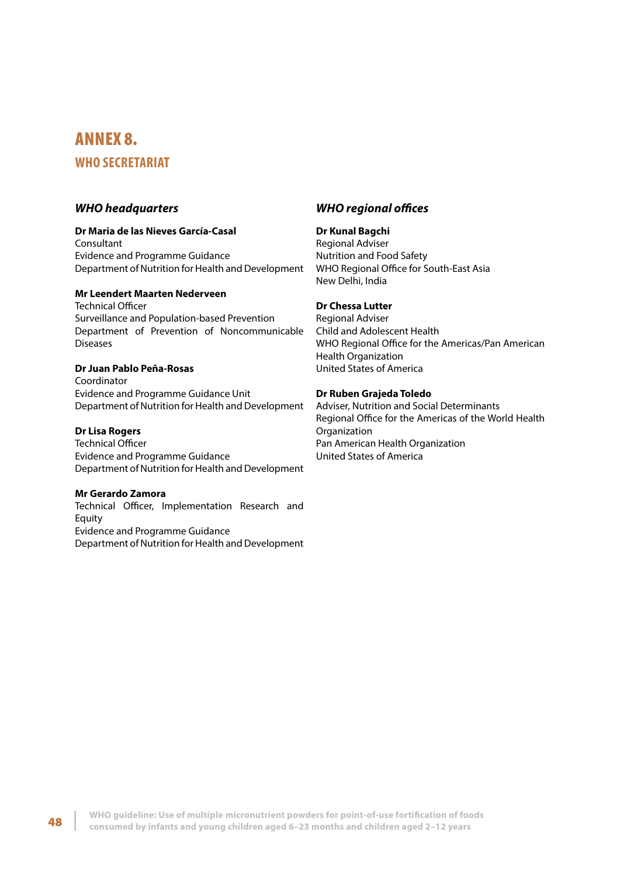# ANNEX 8.

## WHO SECRETARIAT

### *WHO headquarters*

**Dr Maria de las Nieves García-Casal**
Consultant
Evidence and Programme Guidance
Department of Nutrition for Health and Development

**Mr Leendert Maarten Nederveen**
Technical Officer
Surveillance and Population-based Prevention
Department of Prevention of Noncommunicable Diseases

**Dr Juan Pablo Peña-Rosas**
Coordinator
Evidence and Programme Guidance Unit
Department of Nutrition for Health and Development

**Dr Lisa Rogers**
Technical Officer
Evidence and Programme Guidance
Department of Nutrition for Health and Development

**Mr Gerardo Zamora**
Technical Officer, Implementation Research and Equity
Evidence and Programme Guidance
Department of Nutrition for Health and Development

### *WHO regional offices*

**Dr Kunal Bagchi**
Regional Adviser
Nutrition and Food Safety
WHO Regional Office for South-East Asia
New Delhi, India

**Dr Chessa Lutter**
Regional Adviser
Child and Adolescent Health
WHO Regional Office for the Americas/Pan American Health Organization
United States of America

**Dr Ruben Grajeda Toledo**
Adviser, Nutrition and Social Determinants
Regional Office for the Americas of the World Health Organization
Pan American Health Organization
United States of America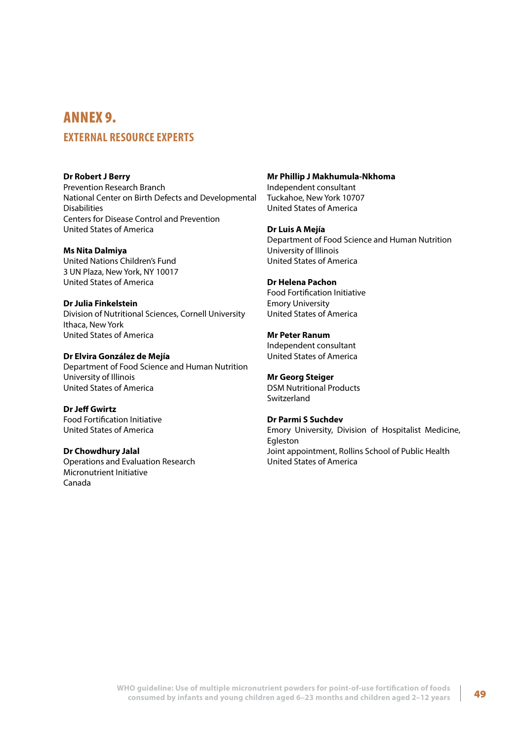# ANNEX 9.

## EXTERNAL RESOURCE EXPERTS

**Dr Robert J Berry**
Prevention Research Branch
National Center on Birth Defects and Developmental Disabilities
Centers for Disease Control and Prevention
United States of America

**Ms Nita Dalmiya**
United Nations Children's Fund
3 UN Plaza, New York, NY 10017
United States of America

**Dr Julia Finkelstein**
Division of Nutritional Sciences, Cornell University
Ithaca, New York
United States of America

**Dr Elvira González de Mejía**
Department of Food Science and Human Nutrition
University of Illinois
United States of America

**Dr Jeff Gwirtz**
Food Fortification Initiative
United States of America

**Dr Chowdhury Jalal**
Operations and Evaluation Research
Micronutrient Initiative
Canada

**Mr Phillip J Makhumula-Nkhoma**
Independent consultant
Tuckahoe, New York 10707
United States of America

**Dr Luis A Mejía**
Department of Food Science and Human Nutrition
University of Illinois
United States of America

**Dr Helena Pachon**
Food Fortification Initiative
Emory University
United States of America

**Mr Peter Ranum**
Independent consultant
United States of America

**Mr Georg Steiger**
DSM Nutritional Products
Switzerland

**Dr Parmi S Suchdev**
Emory University, Division of Hospitalist Medicine, Egleston
Joint appointment, Rollins School of Public Health
United States of America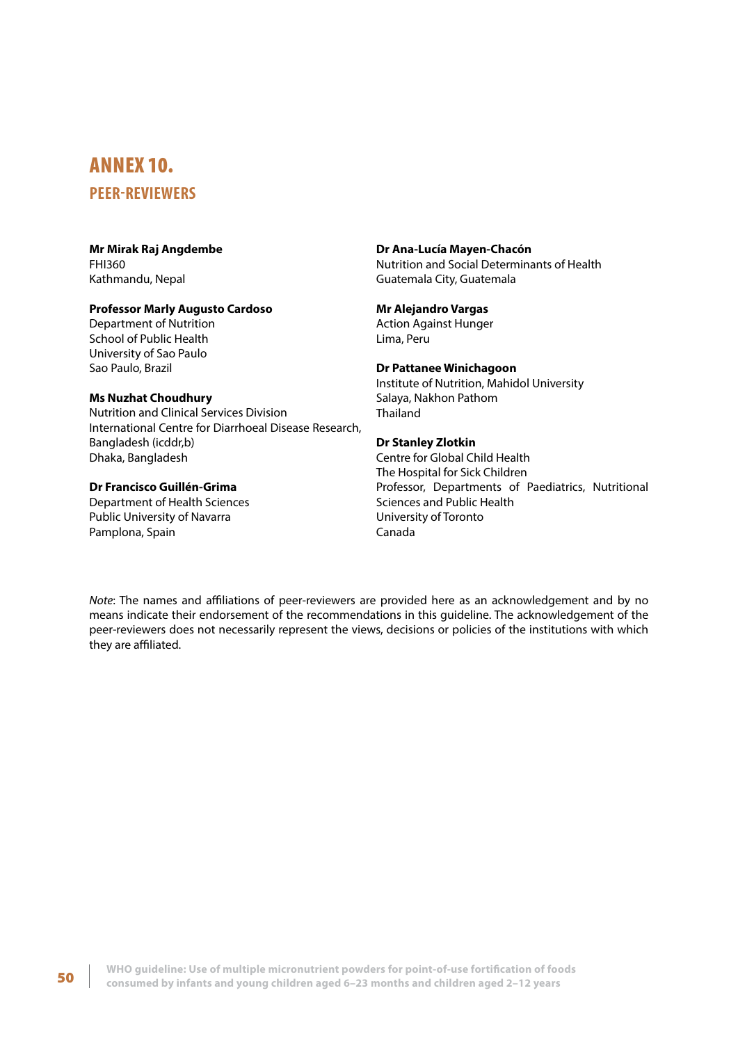# ANNEX 10.

## PEER-REVIEWERS

**Mr Mirak Raj Angdembe**
FHI360
Kathmandu, Nepal

**Professor Marly Augusto Cardoso**
Department of Nutrition
School of Public Health
University of Sao Paulo
Sao Paulo, Brazil

**Ms Nuzhat Choudhury**
Nutrition and Clinical Services Division
International Centre for Diarrhoeal Disease Research, Bangladesh (icddr,b)
Dhaka, Bangladesh

**Dr Francisco Guillén-Grima**
Department of Health Sciences
Public University of Navarra
Pamplona, Spain

**Dr Ana-Lucía Mayen-Chacón**
Nutrition and Social Determinants of Health
Guatemala City, Guatemala

**Mr Alejandro Vargas**
Action Against Hunger
Lima, Peru

**Dr Pattanee Winichagoon**
Institute of Nutrition, Mahidol University
Salaya, Nakhon Pathom
Thailand

**Dr Stanley Zlotkin**
Centre for Global Child Health
The Hospital for Sick Children
Professor, Departments of Paediatrics, Nutritional Sciences and Public Health
University of Toronto
Canada

*Note*: The names and affiliations of peer-reviewers are provided here as an acknowledgement and by no means indicate their endorsement of the recommendations in this guideline. The acknowledgement of the peer-reviewers does not necessarily represent the views, decisions or policies of the institutions with which they are affiliated.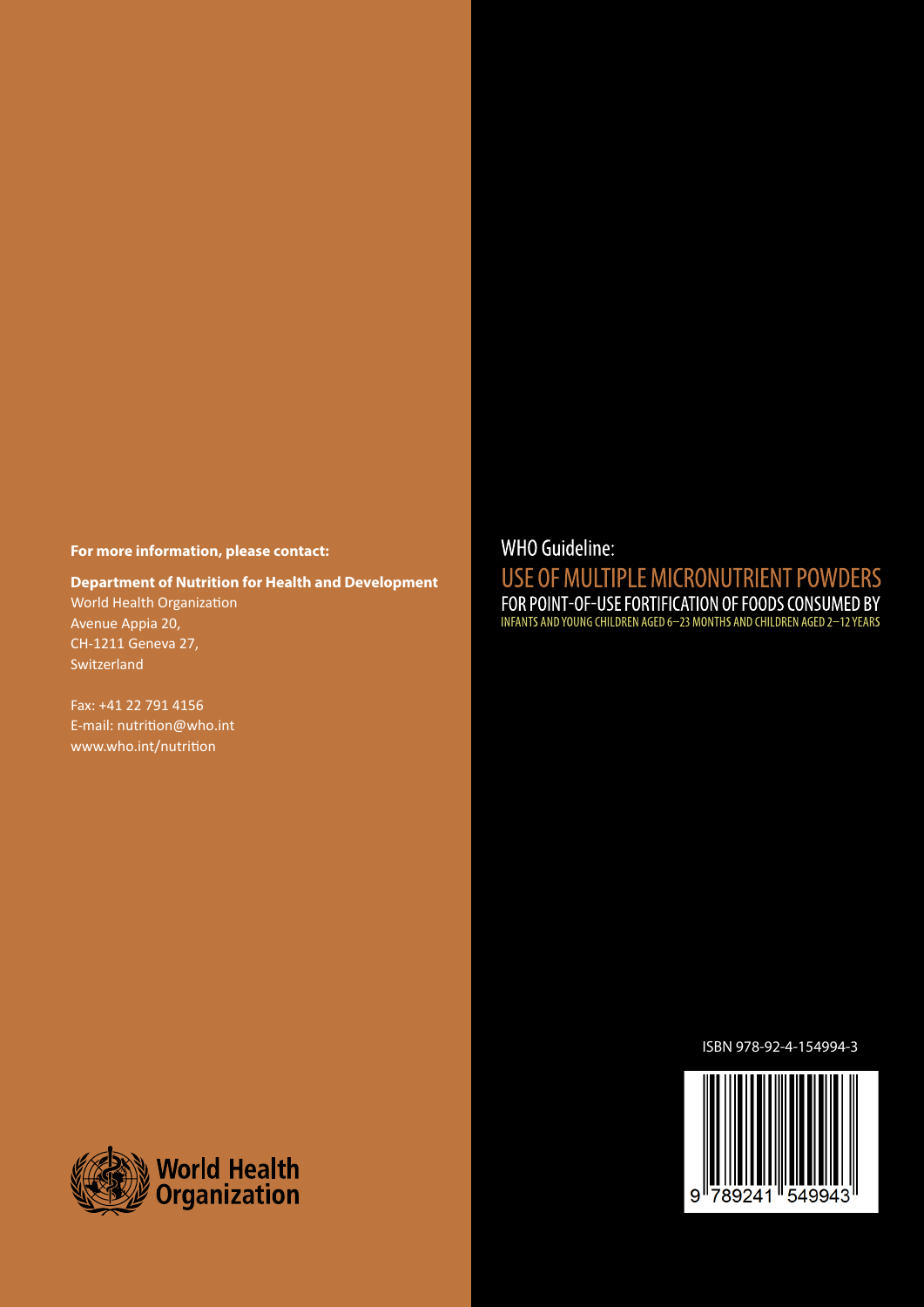**For more information, please contact:**

**Department of Nutrition for Health and Development**
World Health Organization
Avenue Appia 20,
CH-1211 Geneva 27,
Switzerland

Fax: +41 22 791 4156
E-mail: nutrition@who.int
www.who.int/nutrition

World Health Organization

WHO Guideline:

USE OF MULTIPLE MICRONUTRIENT POWDERS

FOR POINT-OF-USE FORTIFICATION OF FOODS CONSUMED BY

INFANTS AND YOUNG CHILDREN AGED 6–23 MONTHS AND CHILDREN AGED 2–12 YEARS

ISBN 978-92-4-154994-3

9 789241 549943